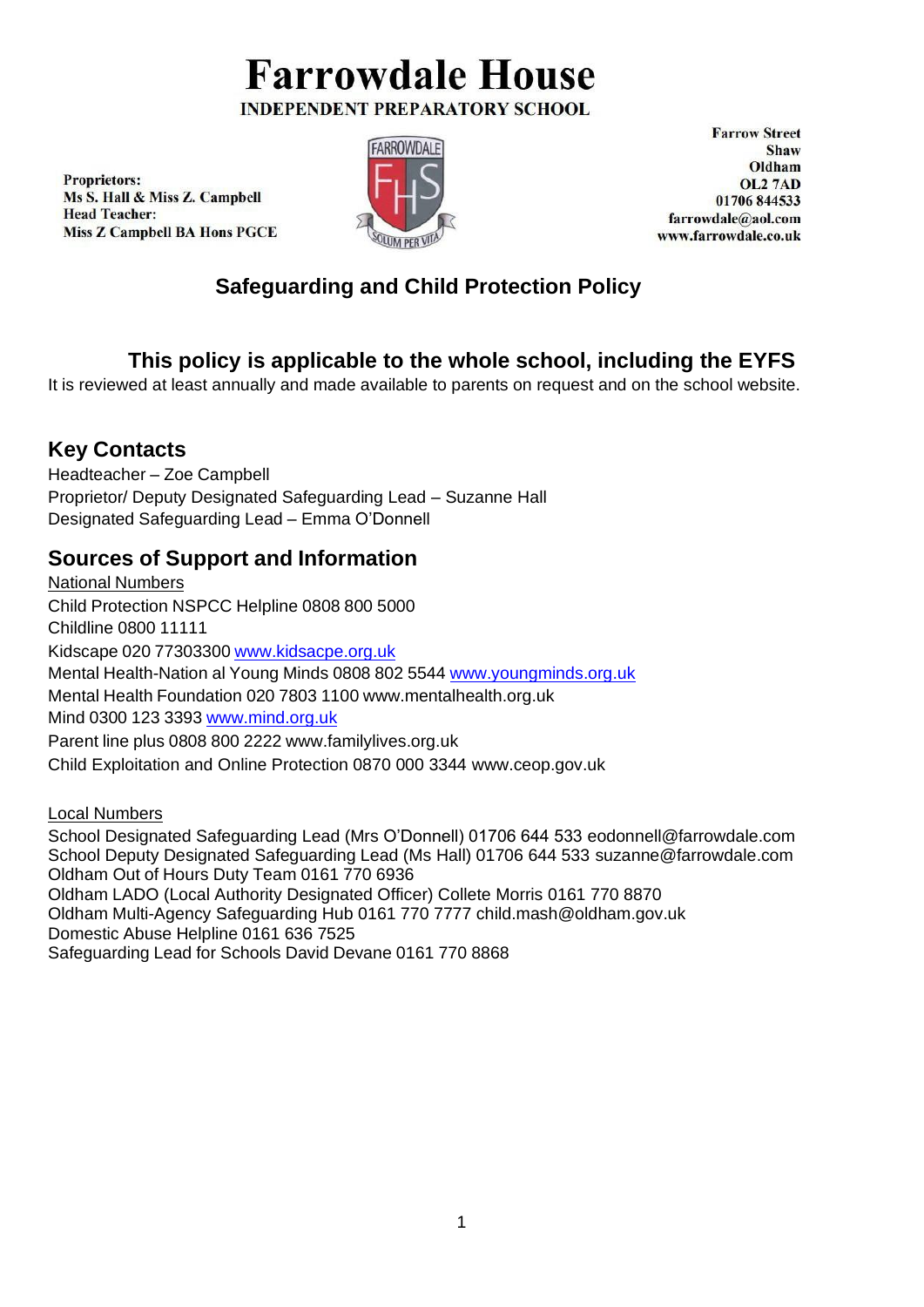# Farrowdale House

**INDEPENDENT PREPARATORY SCHOOL**

**Proprietors:**
**Ms S. Hall & Miss Z. Campbell**
**Head Teacher:**
**Miss Z Campbell BA Hons PGCE**

**Farrow Street**
**Shaw**
**Oldham**
**OL2 7AD**
**01706 844533**
**farrowdale@aol.com**
**www.farrowdale.co.uk**

## Safeguarding and Child Protection Policy

## This policy is applicable to the whole school, including the EYFS

It is reviewed at least annually and made available to parents on request and on the school website.

## Key Contacts

Headteacher – Zoe Campbell
Proprietor/ Deputy Designated Safeguarding Lead – Suzanne Hall
Designated Safeguarding Lead – Emma O'Donnell

## Sources of Support and Information

National Numbers

Child Protection NSPCC Helpline 0808 800 5000
Childline 0800 11111
Kidscape 020 77303300 www.kidsacpe.org.uk
Mental Health-Nation al Young Minds 0808 802 5544 www.youngminds.org.uk
Mental Health Foundation 020 7803 1100 www.mentalhealth.org.uk
Mind 0300 123 3393 www.mind.org.uk
Parent line plus 0808 800 2222 www.familylives.org.uk
Child Exploitation and Online Protection 0870 000 3344 www.ceop.gov.uk

Local Numbers

School Designated Safeguarding Lead (Mrs O'Donnell) 01706 644 533 eodonnell@farrowdale.com
School Deputy Designated Safeguarding Lead (Ms Hall) 01706 644 533 suzanne@farrowdale.com
Oldham Out of Hours Duty Team 0161 770 6936
Oldham LADO (Local Authority Designated Officer) Collete Morris 0161 770 8870
Oldham Multi-Agency Safeguarding Hub 0161 770 7777 child.mash@oldham.gov.uk
Domestic Abuse Helpline 0161 636 7525
Safeguarding Lead for Schools David Devane 0161 770 8868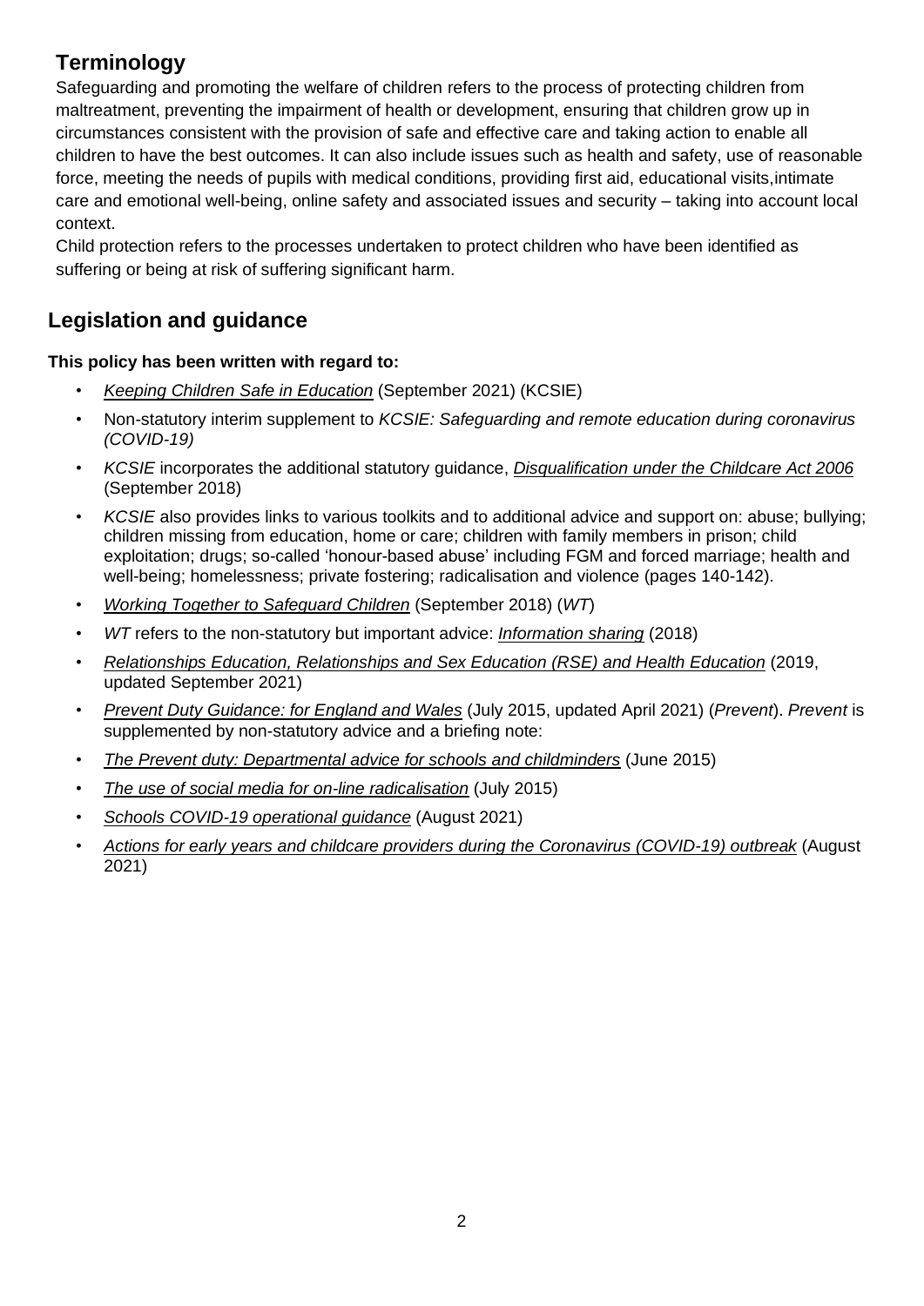## Terminology

Safeguarding and promoting the welfare of children refers to the process of protecting children from maltreatment, preventing the impairment of health or development, ensuring that children grow up in circumstances consistent with the provision of safe and effective care and taking action to enable all children to have the best outcomes. It can also include issues such as health and safety, use of reasonable force, meeting the needs of pupils with medical conditions, providing first aid, educational visits,intimate care and emotional well-being, online safety and associated issues and security – taking into account local context.

Child protection refers to the processes undertaken to protect children who have been identified as suffering or being at risk of suffering significant harm.

## Legislation and guidance

**This policy has been written with regard to:**

- *Keeping Children Safe in Education* (September 2021) (KCSIE)
- Non-statutory interim supplement to *KCSIE: Safeguarding and remote education during coronavirus (COVID-19)*
- *KCSIE* incorporates the additional statutory guidance, *Disqualification under the Childcare Act 2006* (September 2018)
- *KCSIE* also provides links to various toolkits and to additional advice and support on: abuse; bullying; children missing from education, home or care; children with family members in prison; child exploitation; drugs; so-called 'honour-based abuse' including FGM and forced marriage; health and well-being; homelessness; private fostering; radicalisation and violence (pages 140-142).
- *Working Together to Safeguard Children* (September 2018) (*WT*)
- *WT* refers to the non-statutory but important advice: *Information sharing* (2018)
- *Relationships Education, Relationships and Sex Education (RSE) and Health Education* (2019, updated September 2021)
- *Prevent Duty Guidance: for England and Wales* (July 2015, updated April 2021) (*Prevent*). *Prevent* is supplemented by non-statutory advice and a briefing note:
- *The Prevent duty: Departmental advice for schools and childminders* (June 2015)
- *The use of social media for on-line radicalisation* (July 2015)
- *Schools COVID-19 operational guidance* (August 2021)
- *Actions for early years and childcare providers during the Coronavirus (COVID-19) outbreak* (August 2021)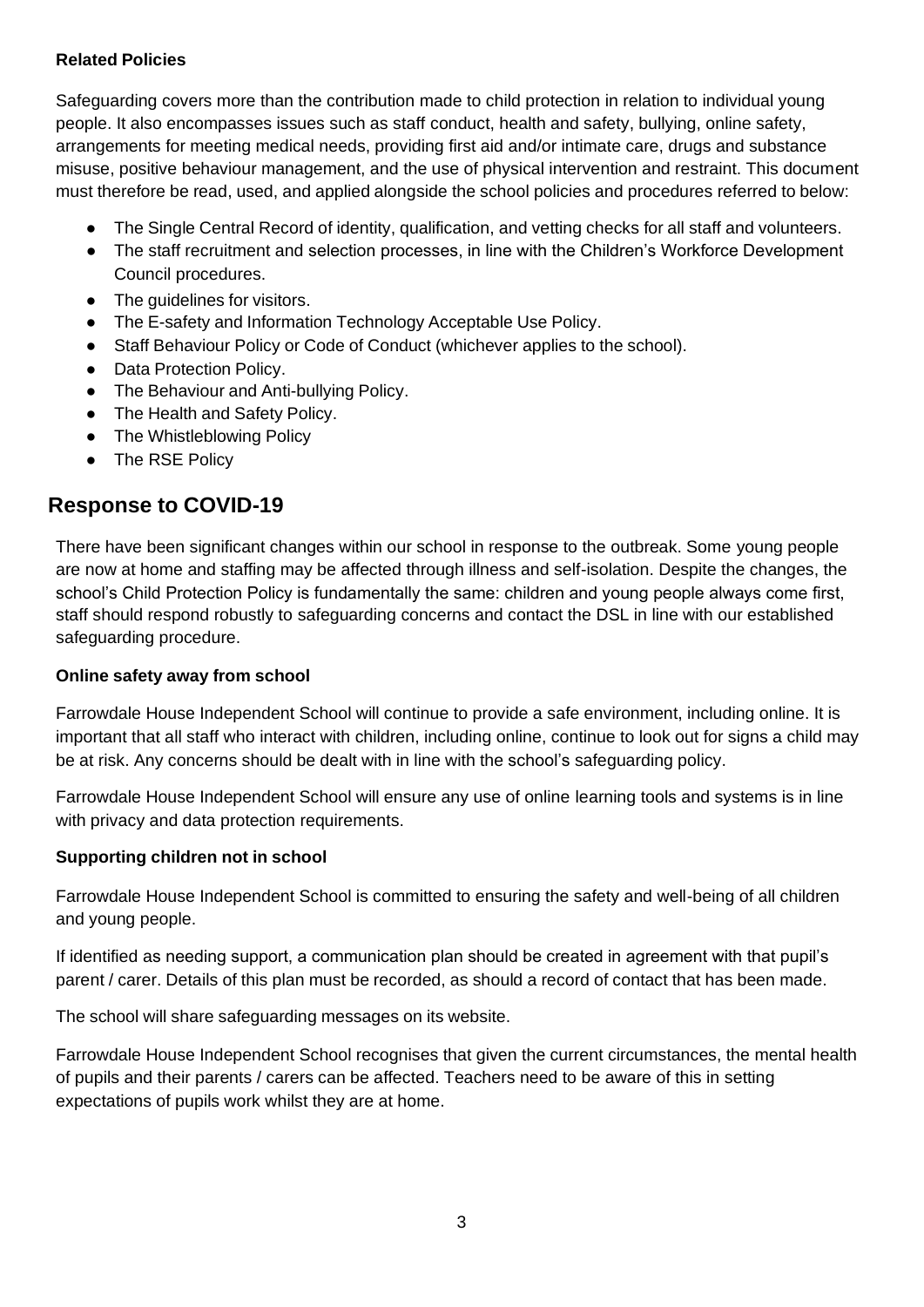**Related Policies**

Safeguarding covers more than the contribution made to child protection in relation to individual young people. It also encompasses issues such as staff conduct, health and safety, bullying, online safety, arrangements for meeting medical needs, providing first aid and/or intimate care, drugs and substance misuse, positive behaviour management, and the use of physical intervention and restraint. This document must therefore be read, used, and applied alongside the school policies and procedures referred to below:

- The Single Central Record of identity, qualification, and vetting checks for all staff and volunteers.
- The staff recruitment and selection processes, in line with the Children's Workforce Development Council procedures.
- The guidelines for visitors.
- The E-safety and Information Technology Acceptable Use Policy.
- Staff Behaviour Policy or Code of Conduct (whichever applies to the school).
- Data Protection Policy.
- The Behaviour and Anti-bullying Policy.
- The Health and Safety Policy.
- The Whistleblowing Policy
- The RSE Policy

## Response to COVID-19

There have been significant changes within our school in response to the outbreak. Some young people are now at home and staffing may be affected through illness and self-isolation. Despite the changes, the school's Child Protection Policy is fundamentally the same: children and young people always come first, staff should respond robustly to safeguarding concerns and contact the DSL in line with our established safeguarding procedure.

**Online safety away from school**

Farrowdale House Independent School will continue to provide a safe environment, including online. It is important that all staff who interact with children, including online, continue to look out for signs a child may be at risk. Any concerns should be dealt with in line with the school's safeguarding policy.

Farrowdale House Independent School will ensure any use of online learning tools and systems is in line with privacy and data protection requirements.

**Supporting children not in school**

Farrowdale House Independent School is committed to ensuring the safety and well-being of all children and young people.

If identified as needing support, a communication plan should be created in agreement with that pupil's parent / carer. Details of this plan must be recorded, as should a record of contact that has been made.

The school will share safeguarding messages on its website.

Farrowdale House Independent School recognises that given the current circumstances, the mental health of pupils and their parents / carers can be affected. Teachers need to be aware of this in setting expectations of pupils work whilst they are at home.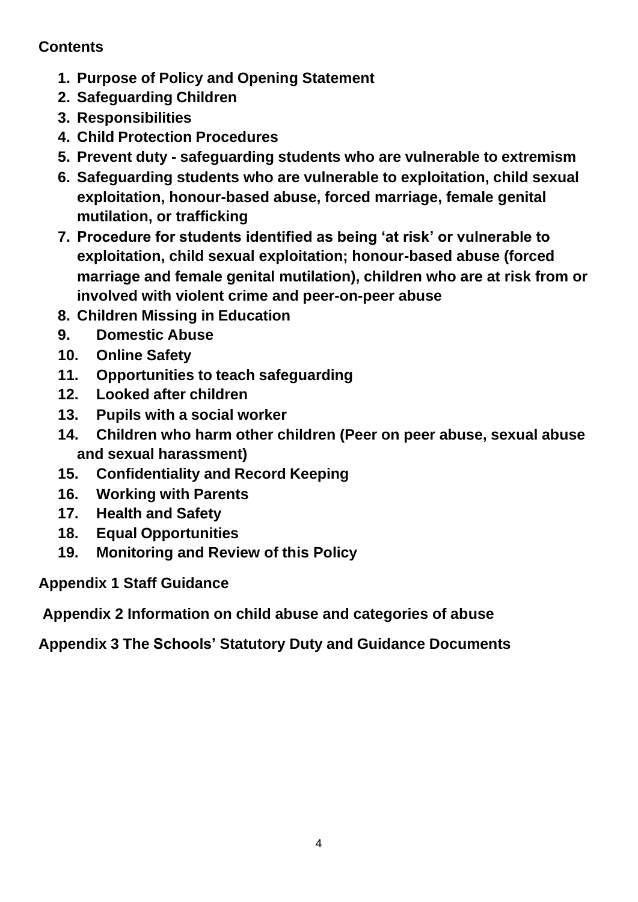**Contents**

1. **Purpose of Policy and Opening Statement**
2. **Safeguarding Children**
3. **Responsibilities**
4. **Child Protection Procedures**
5. **Prevent duty - safeguarding students who are vulnerable to extremism**
6. **Safeguarding students who are vulnerable to exploitation, child sexual exploitation, honour-based abuse, forced marriage, female genital mutilation, or trafficking**
7. **Procedure for students identified as being 'at risk' or vulnerable to exploitation, child sexual exploitation; honour-based abuse (forced marriage and female genital mutilation), children who are at risk from or involved with violent crime and peer-on-peer abuse**
8. **Children Missing in Education**
9. **Domestic Abuse**
10. **Online Safety**
11. **Opportunities to teach safeguarding**
12. **Looked after children**
13. **Pupils with a social worker**
14. **Children who harm other children (Peer on peer abuse, sexual abuse and sexual harassment)**
15. **Confidentiality and Record Keeping**
16. **Working with Parents**
17. **Health and Safety**
18. **Equal Opportunities**
19. **Monitoring and Review of this Policy**

**Appendix 1 Staff Guidance**

**Appendix 2 Information on child abuse and categories of abuse**

**Appendix 3 The Schools' Statutory Duty and Guidance Documents**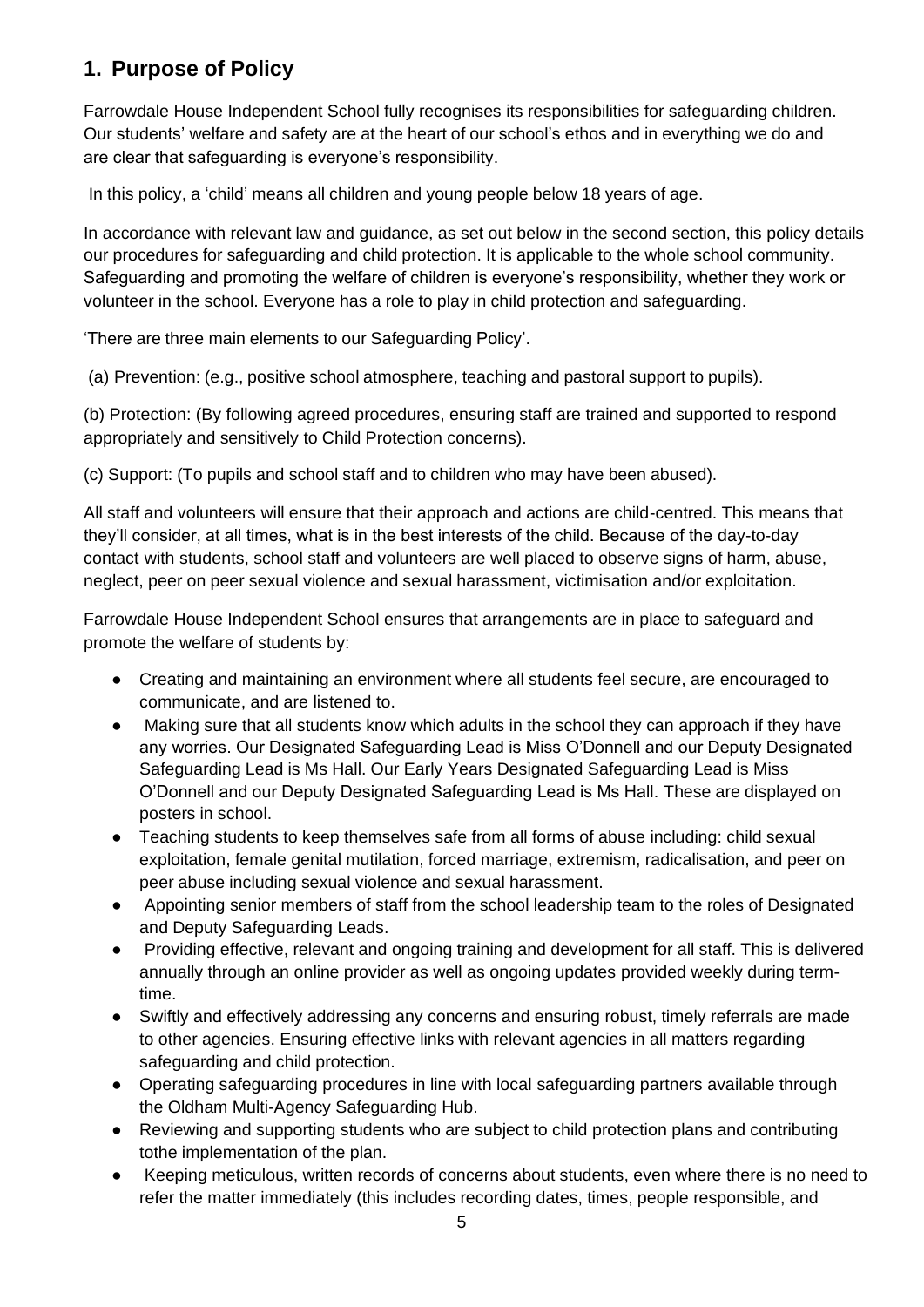## 1. Purpose of Policy

Farrowdale House Independent School fully recognises its responsibilities for safeguarding children. Our students' welfare and safety are at the heart of our school's ethos and in everything we do and are clear that safeguarding is everyone's responsibility.

In this policy, a 'child' means all children and young people below 18 years of age.

In accordance with relevant law and guidance, as set out below in the second section, this policy details our procedures for safeguarding and child protection. It is applicable to the whole school community. Safeguarding and promoting the welfare of children is everyone's responsibility, whether they work or volunteer in the school. Everyone has a role to play in child protection and safeguarding.

'There are three main elements to our Safeguarding Policy'.

(a) Prevention: (e.g., positive school atmosphere, teaching and pastoral support to pupils).

(b) Protection: (By following agreed procedures, ensuring staff are trained and supported to respond appropriately and sensitively to Child Protection concerns).

(c) Support: (To pupils and school staff and to children who may have been abused).

All staff and volunteers will ensure that their approach and actions are child-centred. This means that they'll consider, at all times, what is in the best interests of the child. Because of the day-to-day contact with students, school staff and volunteers are well placed to observe signs of harm, abuse, neglect, peer on peer sexual violence and sexual harassment, victimisation and/or exploitation.

Farrowdale House Independent School ensures that arrangements are in place to safeguard and promote the welfare of students by:

- Creating and maintaining an environment where all students feel secure, are encouraged to communicate, and are listened to.
- Making sure that all students know which adults in the school they can approach if they have any worries. Our Designated Safeguarding Lead is Miss O'Donnell and our Deputy Designated Safeguarding Lead is Ms Hall. Our Early Years Designated Safeguarding Lead is Miss O'Donnell and our Deputy Designated Safeguarding Lead is Ms Hall. These are displayed on posters in school.
- Teaching students to keep themselves safe from all forms of abuse including: child sexual exploitation, female genital mutilation, forced marriage, extremism, radicalisation, and peer on peer abuse including sexual violence and sexual harassment.
- Appointing senior members of staff from the school leadership team to the roles of Designated and Deputy Safeguarding Leads.
- Providing effective, relevant and ongoing training and development for all staff. This is delivered annually through an online provider as well as ongoing updates provided weekly during term-time.
- Swiftly and effectively addressing any concerns and ensuring robust, timely referrals are made to other agencies. Ensuring effective links with relevant agencies in all matters regarding safeguarding and child protection.
- Operating safeguarding procedures in line with local safeguarding partners available through the Oldham Multi-Agency Safeguarding Hub.
- Reviewing and supporting students who are subject to child protection plans and contributing tothe implementation of the plan.
- Keeping meticulous, written records of concerns about students, even where there is no need to refer the matter immediately (this includes recording dates, times, people responsible, and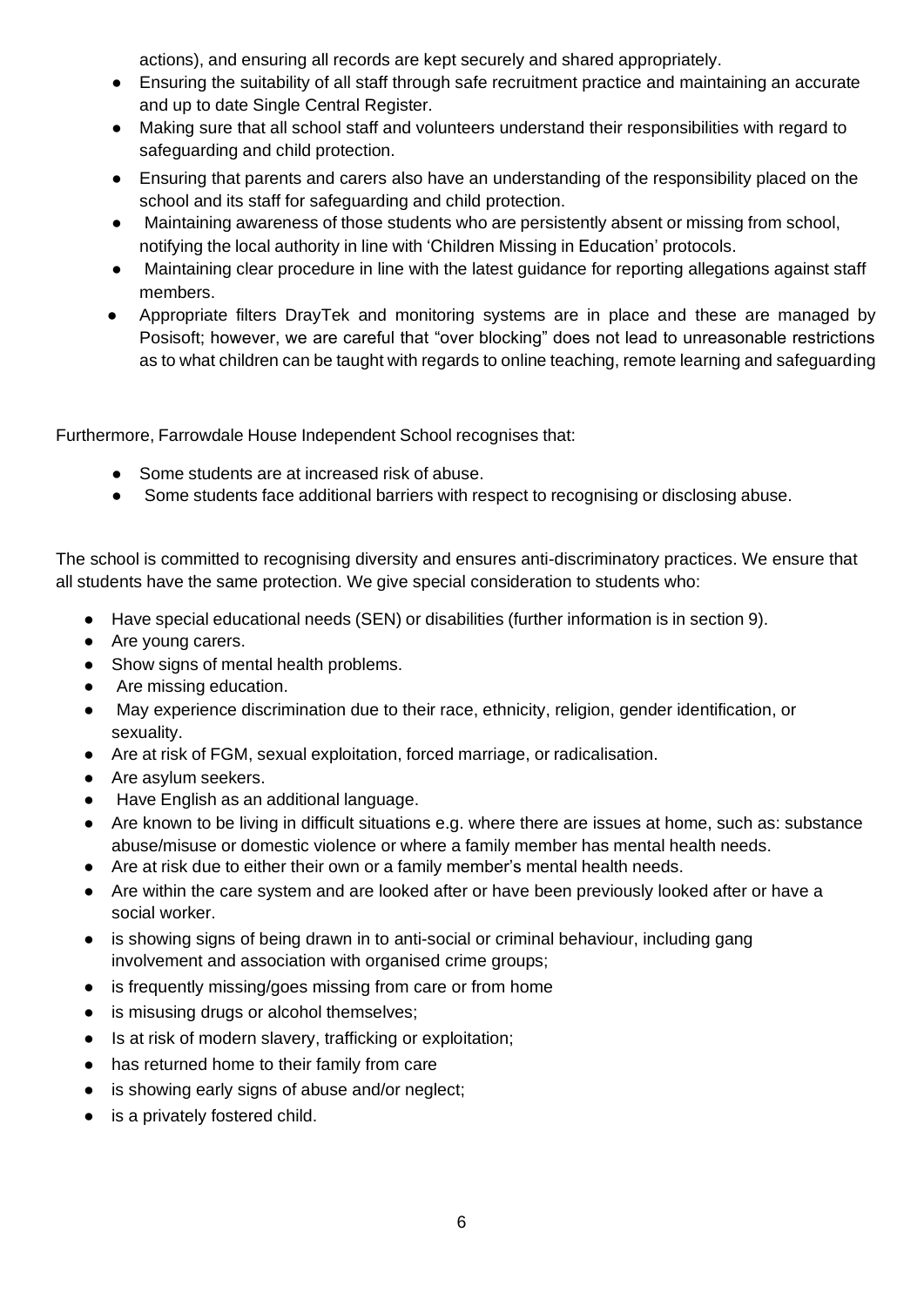actions), and ensuring all records are kept securely and shared appropriately.

- Ensuring the suitability of all staff through safe recruitment practice and maintaining an accurate and up to date Single Central Register.
- Making sure that all school staff and volunteers understand their responsibilities with regard to safeguarding and child protection.
- Ensuring that parents and carers also have an understanding of the responsibility placed on the school and its staff for safeguarding and child protection.
- Maintaining awareness of those students who are persistently absent or missing from school, notifying the local authority in line with 'Children Missing in Education' protocols.
- Maintaining clear procedure in line with the latest guidance for reporting allegations against staff members.
- Appropriate filters DrayTek and monitoring systems are in place and these are managed by Posisoft; however, we are careful that "over blocking" does not lead to unreasonable restrictions as to what children can be taught with regards to online teaching, remote learning and safeguarding

Furthermore, Farrowdale House Independent School recognises that:

- Some students are at increased risk of abuse.
- Some students face additional barriers with respect to recognising or disclosing abuse.

The school is committed to recognising diversity and ensures anti-discriminatory practices. We ensure that all students have the same protection. We give special consideration to students who:

- Have special educational needs (SEN) or disabilities (further information is in section 9).
- Are young carers.
- Show signs of mental health problems.
- Are missing education.
- May experience discrimination due to their race, ethnicity, religion, gender identification, or sexuality.
- Are at risk of FGM, sexual exploitation, forced marriage, or radicalisation.
- Are asylum seekers.
- Have English as an additional language.
- Are known to be living in difficult situations e.g. where there are issues at home, such as: substance abuse/misuse or domestic violence or where a family member has mental health needs.
- Are at risk due to either their own or a family member's mental health needs.
- Are within the care system and are looked after or have been previously looked after or have a social worker.
- is showing signs of being drawn in to anti-social or criminal behaviour, including gang involvement and association with organised crime groups;
- is frequently missing/goes missing from care or from home
- is misusing drugs or alcohol themselves;
- Is at risk of modern slavery, trafficking or exploitation;
- has returned home to their family from care
- is showing early signs of abuse and/or neglect;
- is a privately fostered child.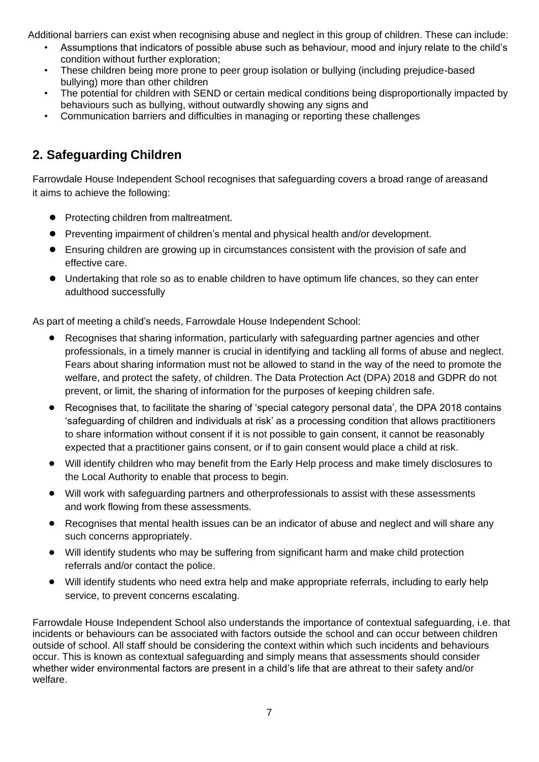Additional barriers can exist when recognising abuse and neglect in this group of children. These can include:

- Assumptions that indicators of possible abuse such as behaviour, mood and injury relate to the child's condition without further exploration;
- These children being more prone to peer group isolation or bullying (including prejudice-based bullying) more than other children
- The potential for children with SEND or certain medical conditions being disproportionally impacted by behaviours such as bullying, without outwardly showing any signs and
- Communication barriers and difficulties in managing or reporting these challenges

## 2. Safeguarding Children

Farrowdale House Independent School recognises that safeguarding covers a broad range of areasand it aims to achieve the following:

- Protecting children from maltreatment.
- Preventing impairment of children's mental and physical health and/or development.
- Ensuring children are growing up in circumstances consistent with the provision of safe and effective care.
- Undertaking that role so as to enable children to have optimum life chances, so they can enter adulthood successfully

As part of meeting a child's needs, Farrowdale House Independent School:

- Recognises that sharing information, particularly with safeguarding partner agencies and other professionals, in a timely manner is crucial in identifying and tackling all forms of abuse and neglect. Fears about sharing information must not be allowed to stand in the way of the need to promote the welfare, and protect the safety, of children. The Data Protection Act (DPA) 2018 and GDPR do not prevent, or limit, the sharing of information for the purposes of keeping children safe.
- Recognises that, to facilitate the sharing of 'special category personal data', the DPA 2018 contains 'safeguarding of children and individuals at risk' as a processing condition that allows practitioners to share information without consent if it is not possible to gain consent, it cannot be reasonably expected that a practitioner gains consent, or if to gain consent would place a child at risk.
- Will identify children who may benefit from the Early Help process and make timely disclosures to the Local Authority to enable that process to begin.
- Will work with safeguarding partners and otherprofessionals to assist with these assessments and work flowing from these assessments.
- Recognises that mental health issues can be an indicator of abuse and neglect and will share any such concerns appropriately.
- Will identify students who may be suffering from significant harm and make child protection referrals and/or contact the police.
- Will identify students who need extra help and make appropriate referrals, including to early help service, to prevent concerns escalating.

Farrowdale House Independent School also understands the importance of contextual safeguarding, i.e. that incidents or behaviours can be associated with factors outside the school and can occur between children outside of school. All staff should be considering the context within which such incidents and behaviours occur. This is known as contextual safeguarding and simply means that assessments should consider whether wider environmental factors are present in a child's life that are athreat to their safety and/or welfare.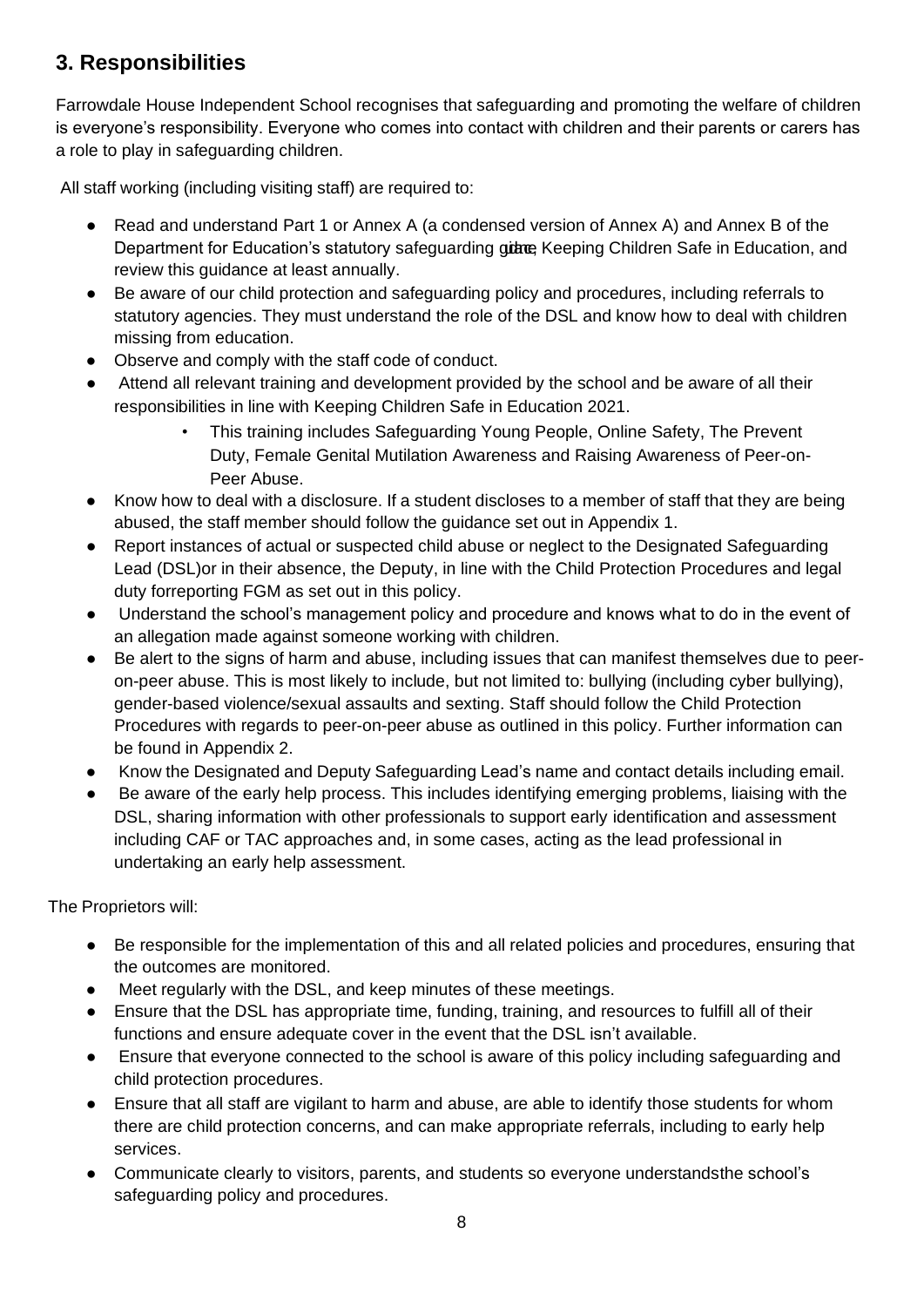## 3. Responsibilities

Farrowdale House Independent School recognises that safeguarding and promoting the welfare of children is everyone's responsibility. Everyone who comes into contact with children and their parents or carers has a role to play in safeguarding children.

All staff working (including visiting staff) are required to:

- Read and understand Part 1 or Annex A (a condensed version of Annex A) and Annex B of the Department for Education's statutory safeguarding guidance, Keeping Children Safe in Education, and review this guidance at least annually.
- Be aware of our child protection and safeguarding policy and procedures, including referrals to statutory agencies. They must understand the role of the DSL and know how to deal with children missing from education.
- Observe and comply with the staff code of conduct.
- Attend all relevant training and development provided by the school and be aware of all their responsibilities in line with Keeping Children Safe in Education 2021.
  - This training includes Safeguarding Young People, Online Safety, The Prevent Duty, Female Genital Mutilation Awareness and Raising Awareness of Peer-on-Peer Abuse.
- Know how to deal with a disclosure. If a student discloses to a member of staff that they are being abused, the staff member should follow the guidance set out in Appendix 1.
- Report instances of actual or suspected child abuse or neglect to the Designated Safeguarding Lead (DSL)or in their absence, the Deputy, in line with the Child Protection Procedures and legal duty forreporting FGM as set out in this policy.
- Understand the school's management policy and procedure and knows what to do in the event of an allegation made against someone working with children.
- Be alert to the signs of harm and abuse, including issues that can manifest themselves due to peer-on-peer abuse. This is most likely to include, but not limited to: bullying (including cyber bullying), gender-based violence/sexual assaults and sexting. Staff should follow the Child Protection Procedures with regards to peer-on-peer abuse as outlined in this policy. Further information can be found in Appendix 2.
- Know the Designated and Deputy Safeguarding Lead's name and contact details including email.
- Be aware of the early help process. This includes identifying emerging problems, liaising with the DSL, sharing information with other professionals to support early identification and assessment including CAF or TAC approaches and, in some cases, acting as the lead professional in undertaking an early help assessment.

The Proprietors will:

- Be responsible for the implementation of this and all related policies and procedures, ensuring that the outcomes are monitored.
- Meet regularly with the DSL, and keep minutes of these meetings.
- Ensure that the DSL has appropriate time, funding, training, and resources to fulfill all of their functions and ensure adequate cover in the event that the DSL isn't available.
- Ensure that everyone connected to the school is aware of this policy including safeguarding and child protection procedures.
- Ensure that all staff are vigilant to harm and abuse, are able to identify those students for whom there are child protection concerns, and can make appropriate referrals, including to early help services.
- Communicate clearly to visitors, parents, and students so everyone understandsthe school's safeguarding policy and procedures.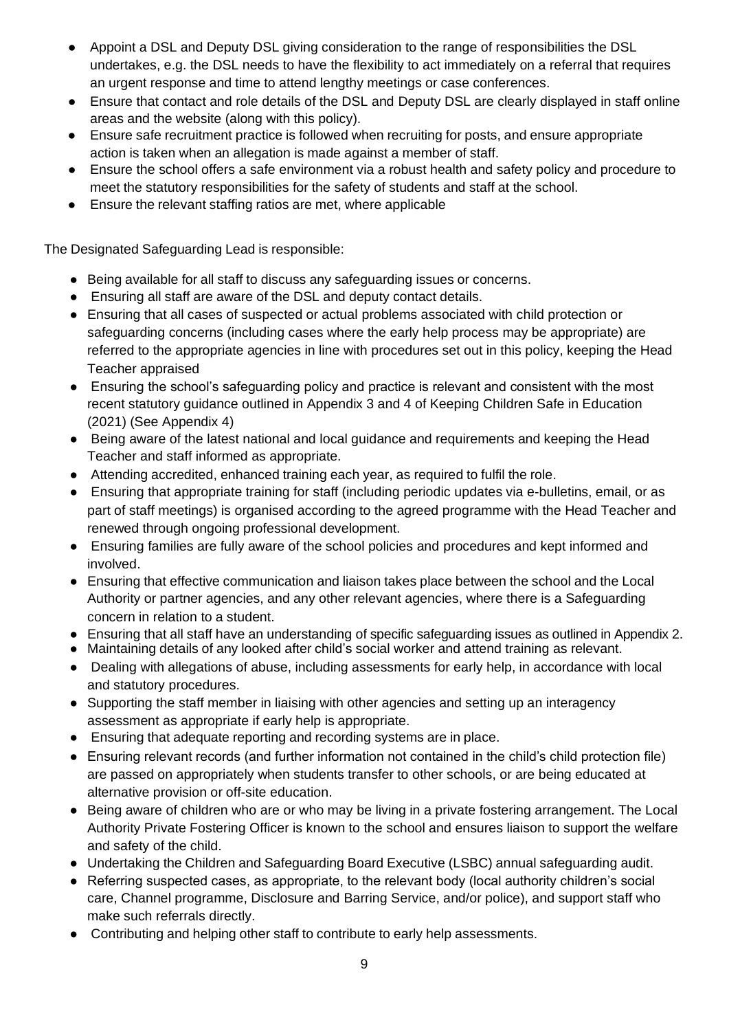- Appoint a DSL and Deputy DSL giving consideration to the range of responsibilities the DSL undertakes, e.g. the DSL needs to have the flexibility to act immediately on a referral that requires an urgent response and time to attend lengthy meetings or case conferences.
- Ensure that contact and role details of the DSL and Deputy DSL are clearly displayed in staff online areas and the website (along with this policy).
- Ensure safe recruitment practice is followed when recruiting for posts, and ensure appropriate action is taken when an allegation is made against a member of staff.
- Ensure the school offers a safe environment via a robust health and safety policy and procedure to meet the statutory responsibilities for the safety of students and staff at the school.
- Ensure the relevant staffing ratios are met, where applicable

The Designated Safeguarding Lead is responsible:

- Being available for all staff to discuss any safeguarding issues or concerns.
- Ensuring all staff are aware of the DSL and deputy contact details.
- Ensuring that all cases of suspected or actual problems associated with child protection or safeguarding concerns (including cases where the early help process may be appropriate) are referred to the appropriate agencies in line with procedures set out in this policy, keeping the Head Teacher appraised
- Ensuring the school's safeguarding policy and practice is relevant and consistent with the most recent statutory guidance outlined in Appendix 3 and 4 of Keeping Children Safe in Education (2021) (See Appendix 4)
- Being aware of the latest national and local guidance and requirements and keeping the Head Teacher and staff informed as appropriate.
- Attending accredited, enhanced training each year, as required to fulfil the role.
- Ensuring that appropriate training for staff (including periodic updates via e-bulletins, email, or as part of staff meetings) is organised according to the agreed programme with the Head Teacher and renewed through ongoing professional development.
- Ensuring families are fully aware of the school policies and procedures and kept informed and involved.
- Ensuring that effective communication and liaison takes place between the school and the Local Authority or partner agencies, and any other relevant agencies, where there is a Safeguarding concern in relation to a student.
- Ensuring that all staff have an understanding of specific safeguarding issues as outlined in Appendix 2.
- Maintaining details of any looked after child's social worker and attend training as relevant.
- Dealing with allegations of abuse, including assessments for early help, in accordance with local and statutory procedures.
- Supporting the staff member in liaising with other agencies and setting up an interagency assessment as appropriate if early help is appropriate.
- Ensuring that adequate reporting and recording systems are in place.
- Ensuring relevant records (and further information not contained in the child's child protection file) are passed on appropriately when students transfer to other schools, or are being educated at alternative provision or off-site education.
- Being aware of children who are or who may be living in a private fostering arrangement. The Local Authority Private Fostering Officer is known to the school and ensures liaison to support the welfare and safety of the child.
- Undertaking the Children and Safeguarding Board Executive (LSBC) annual safeguarding audit.
- Referring suspected cases, as appropriate, to the relevant body (local authority children's social care, Channel programme, Disclosure and Barring Service, and/or police), and support staff who make such referrals directly.
- Contributing and helping other staff to contribute to early help assessments.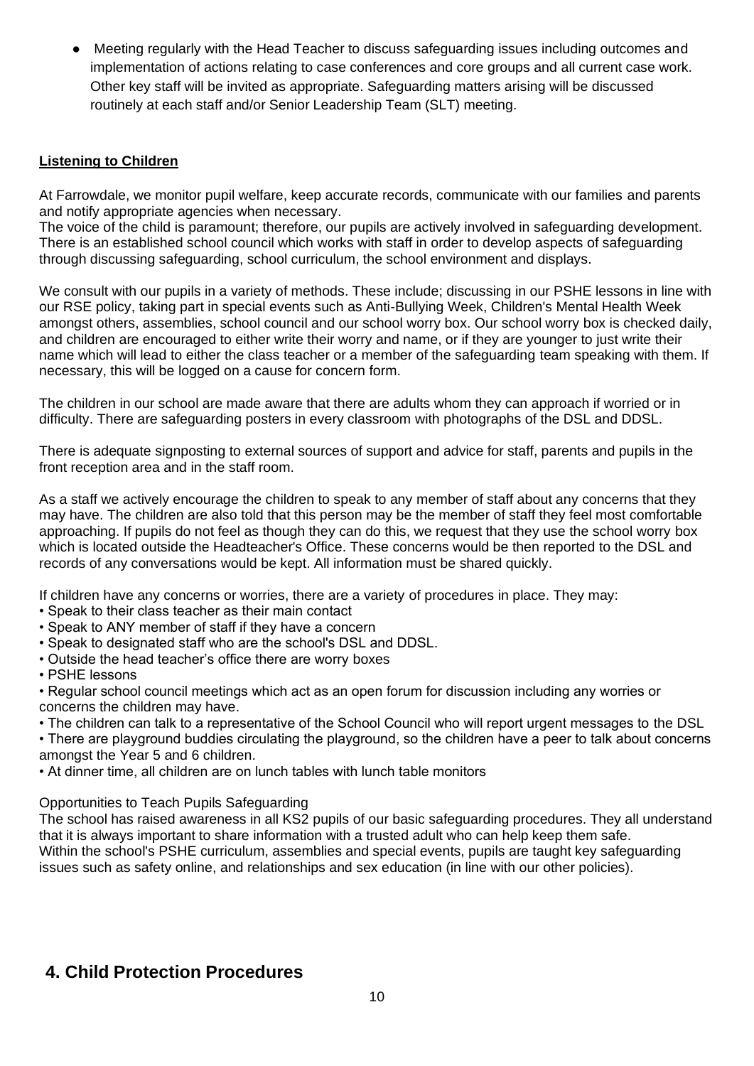- Meeting regularly with the Head Teacher to discuss safeguarding issues including outcomes and implementation of actions relating to case conferences and core groups and all current case work. Other key staff will be invited as appropriate. Safeguarding matters arising will be discussed routinely at each staff and/or Senior Leadership Team (SLT) meeting.

**Listening to Children**

At Farrowdale, we monitor pupil welfare, keep accurate records, communicate with our families and parents and notify appropriate agencies when necessary.
The voice of the child is paramount; therefore, our pupils are actively involved in safeguarding development. There is an established school council which works with staff in order to develop aspects of safeguarding through discussing safeguarding, school curriculum, the school environment and displays.

We consult with our pupils in a variety of methods. These include; discussing in our PSHE lessons in line with our RSE policy, taking part in special events such as Anti-Bullying Week, Children's Mental Health Week amongst others, assemblies, school council and our school worry box. Our school worry box is checked daily, and children are encouraged to either write their worry and name, or if they are younger to just write their name which will lead to either the class teacher or a member of the safeguarding team speaking with them. If necessary, this will be logged on a cause for concern form.

The children in our school are made aware that there are adults whom they can approach if worried or in difficulty. There are safeguarding posters in every classroom with photographs of the DSL and DDSL.

There is adequate signposting to external sources of support and advice for staff, parents and pupils in the front reception area and in the staff room.

As a staff we actively encourage the children to speak to any member of staff about any concerns that they may have. The children are also told that this person may be the member of staff they feel most comfortable approaching. If pupils do not feel as though they can do this, we request that they use the school worry box which is located outside the Headteacher's Office. These concerns would be then reported to the DSL and records of any conversations would be kept. All information must be shared quickly.

If children have any concerns or worries, there are a variety of procedures in place. They may:

- Speak to their class teacher as their main contact
- Speak to ANY member of staff if they have a concern
- Speak to designated staff who are the school's DSL and DDSL.
- Outside the head teacher's office there are worry boxes
- PSHE lessons
- Regular school council meetings which act as an open forum for discussion including any worries or concerns the children may have.
- The children can talk to a representative of the School Council who will report urgent messages to the DSL
- There are playground buddies circulating the playground, so the children have a peer to talk about concerns amongst the Year 5 and 6 children.
- At dinner time, all children are on lunch tables with lunch table monitors

Opportunities to Teach Pupils Safeguarding

The school has raised awareness in all KS2 pupils of our basic safeguarding procedures. They all understand that it is always important to share information with a trusted adult who can help keep them safe.
Within the school's PSHE curriculum, assemblies and special events, pupils are taught key safeguarding issues such as safety online, and relationships and sex education (in line with our other policies).

## 4. Child Protection Procedures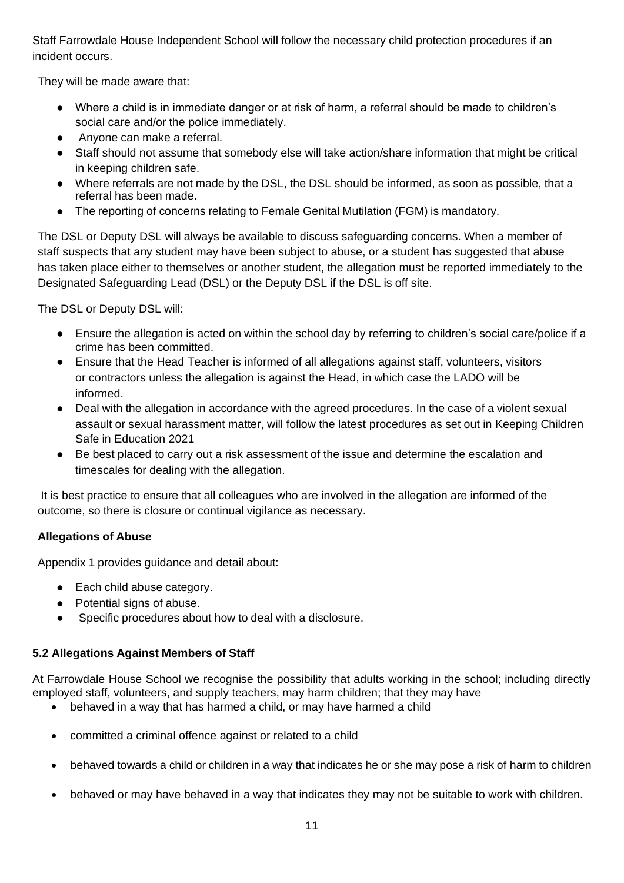Staff Farrowdale House Independent School will follow the necessary child protection procedures if an incident occurs.

They will be made aware that:

- Where a child is in immediate danger or at risk of harm, a referral should be made to children's social care and/or the police immediately.
- Anyone can make a referral.
- Staff should not assume that somebody else will take action/share information that might be critical in keeping children safe.
- Where referrals are not made by the DSL, the DSL should be informed, as soon as possible, that a referral has been made.
- The reporting of concerns relating to Female Genital Mutilation (FGM) is mandatory.

The DSL or Deputy DSL will always be available to discuss safeguarding concerns. When a member of staff suspects that any student may have been subject to abuse, or a student has suggested that abuse has taken place either to themselves or another student, the allegation must be reported immediately to the Designated Safeguarding Lead (DSL) or the Deputy DSL if the DSL is off site.

The DSL or Deputy DSL will:

- Ensure the allegation is acted on within the school day by referring to children's social care/police if a crime has been committed.
- Ensure that the Head Teacher is informed of all allegations against staff, volunteers, visitors or contractors unless the allegation is against the Head, in which case the LADO will be informed.
- Deal with the allegation in accordance with the agreed procedures. In the case of a violent sexual assault or sexual harassment matter, will follow the latest procedures as set out in Keeping Children Safe in Education 2021
- Be best placed to carry out a risk assessment of the issue and determine the escalation and timescales for dealing with the allegation.

It is best practice to ensure that all colleagues who are involved in the allegation are informed of the outcome, so there is closure or continual vigilance as necessary.

**Allegations of Abuse**

Appendix 1 provides guidance and detail about:

- Each child abuse category.
- Potential signs of abuse.
- Specific procedures about how to deal with a disclosure.

**5.2 Allegations Against Members of Staff**

At Farrowdale House School we recognise the possibility that adults working in the school; including directly employed staff, volunteers, and supply teachers, may harm children; that they may have

- behaved in a way that has harmed a child, or may have harmed a child
- committed a criminal offence against or related to a child
- behaved towards a child or children in a way that indicates he or she may pose a risk of harm to children
- behaved or may have behaved in a way that indicates they may not be suitable to work with children.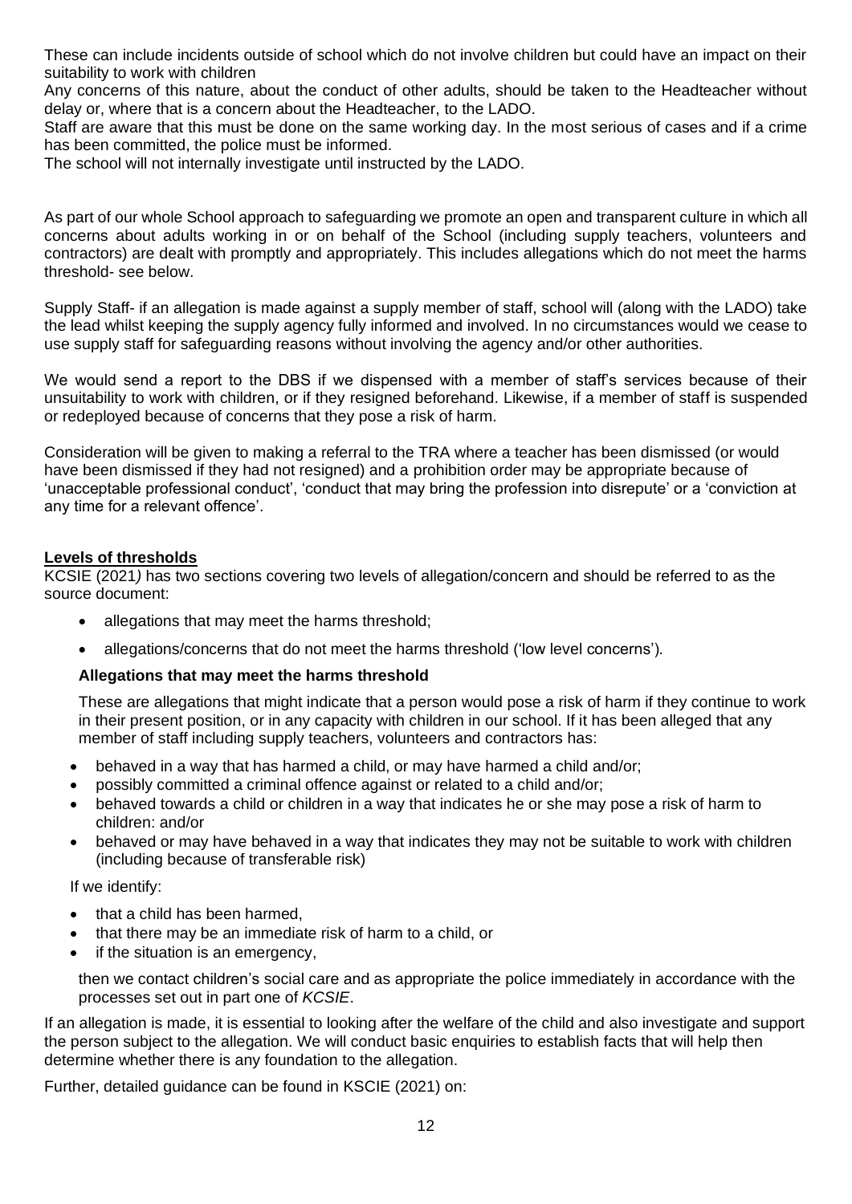These can include incidents outside of school which do not involve children but could have an impact on their suitability to work with children

Any concerns of this nature, about the conduct of other adults, should be taken to the Headteacher without delay or, where that is a concern about the Headteacher, to the LADO.

Staff are aware that this must be done on the same working day. In the most serious of cases and if a crime has been committed, the police must be informed.

The school will not internally investigate until instructed by the LADO.

As part of our whole School approach to safeguarding we promote an open and transparent culture in which all concerns about adults working in or on behalf of the School (including supply teachers, volunteers and contractors) are dealt with promptly and appropriately. This includes allegations which do not meet the harms threshold- see below.

Supply Staff- if an allegation is made against a supply member of staff, school will (along with the LADO) take the lead whilst keeping the supply agency fully informed and involved. In no circumstances would we cease to use supply staff for safeguarding reasons without involving the agency and/or other authorities.

We would send a report to the DBS if we dispensed with a member of staff's services because of their unsuitability to work with children, or if they resigned beforehand. Likewise, if a member of staff is suspended or redeployed because of concerns that they pose a risk of harm.

Consideration will be given to making a referral to the TRA where a teacher has been dismissed (or would have been dismissed if they had not resigned) and a prohibition order may be appropriate because of 'unacceptable professional conduct', 'conduct that may bring the profession into disrepute' or a 'conviction at any time for a relevant offence'.

**Levels of thresholds**

KCSIE (2021*)* has two sections covering two levels of allegation/concern and should be referred to as the source document:

- allegations that may meet the harms threshold;
- allegations/concerns that do not meet the harms threshold ('low level concerns').

**Allegations that may meet the harms threshold**

These are allegations that might indicate that a person would pose a risk of harm if they continue to work in their present position, or in any capacity with children in our school. If it has been alleged that any member of staff including supply teachers, volunteers and contractors has:

- behaved in a way that has harmed a child, or may have harmed a child and/or;
- possibly committed a criminal offence against or related to a child and/or;
- behaved towards a child or children in a way that indicates he or she may pose a risk of harm to children: and/or
- behaved or may have behaved in a way that indicates they may not be suitable to work with children (including because of transferable risk)

If we identify:

- that a child has been harmed,
- that there may be an immediate risk of harm to a child, or
- if the situation is an emergency,

then we contact children's social care and as appropriate the police immediately in accordance with the processes set out in part one of *KCSIE*.

If an allegation is made, it is essential to looking after the welfare of the child and also investigate and support the person subject to the allegation. We will conduct basic enquiries to establish facts that will help then determine whether there is any foundation to the allegation.

Further, detailed guidance can be found in KSCIE (2021) on: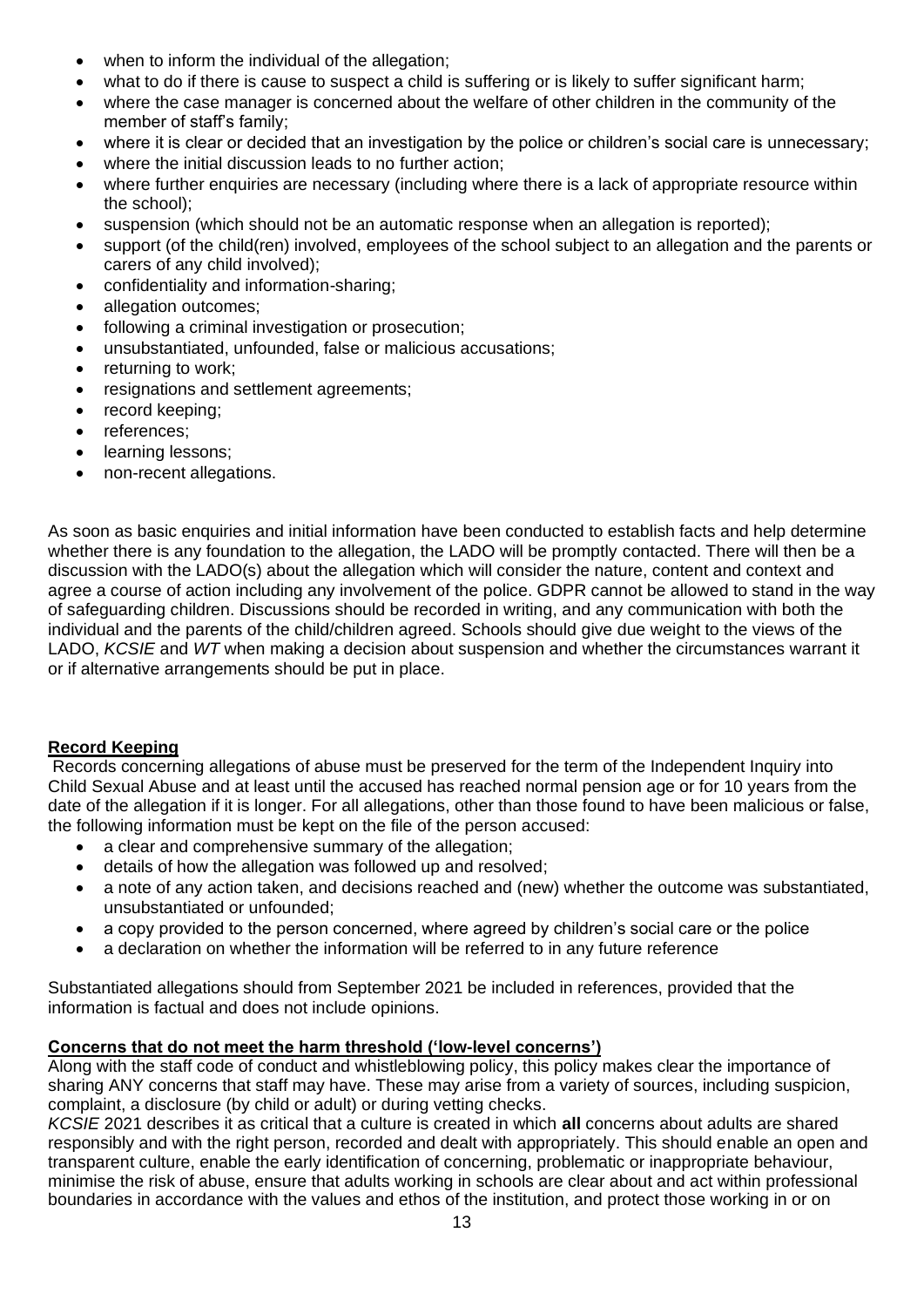- when to inform the individual of the allegation;
- what to do if there is cause to suspect a child is suffering or is likely to suffer significant harm;
- where the case manager is concerned about the welfare of other children in the community of the member of staff's family;
- where it is clear or decided that an investigation by the police or children's social care is unnecessary;
- where the initial discussion leads to no further action;
- where further enquiries are necessary (including where there is a lack of appropriate resource within the school);
- suspension (which should not be an automatic response when an allegation is reported);
- support (of the child(ren) involved, employees of the school subject to an allegation and the parents or carers of any child involved);
- confidentiality and information-sharing;
- allegation outcomes;
- following a criminal investigation or prosecution;
- unsubstantiated, unfounded, false or malicious accusations;
- returning to work;
- resignations and settlement agreements;
- record keeping;
- references;
- learning lessons;
- non-recent allegations.

As soon as basic enquiries and initial information have been conducted to establish facts and help determine whether there is any foundation to the allegation, the LADO will be promptly contacted. There will then be a discussion with the LADO(s) about the allegation which will consider the nature, content and context and agree a course of action including any involvement of the police. GDPR cannot be allowed to stand in the way of safeguarding children. Discussions should be recorded in writing, and any communication with both the individual and the parents of the child/children agreed. Schools should give due weight to the views of the LADO, *KCSIE* and *WT* when making a decision about suspension and whether the circumstances warrant it or if alternative arrangements should be put in place.

**Record Keeping**

Records concerning allegations of abuse must be preserved for the term of the Independent Inquiry into Child Sexual Abuse and at least until the accused has reached normal pension age or for 10 years from the date of the allegation if it is longer. For all allegations, other than those found to have been malicious or false, the following information must be kept on the file of the person accused:

- a clear and comprehensive summary of the allegation;
- details of how the allegation was followed up and resolved;
- a note of any action taken, and decisions reached and (new) whether the outcome was substantiated, unsubstantiated or unfounded;
- a copy provided to the person concerned, where agreed by children's social care or the police
- a declaration on whether the information will be referred to in any future reference

Substantiated allegations should from September 2021 be included in references, provided that the information is factual and does not include opinions.

**Concerns that do not meet the harm threshold ('low-level concerns')**

Along with the staff code of conduct and whistleblowing policy, this policy makes clear the importance of sharing ANY concerns that staff may have. These may arise from a variety of sources, including suspicion, complaint, a disclosure (by child or adult) or during vetting checks.

*KCSIE* 2021 describes it as critical that a culture is created in which **all** concerns about adults are shared responsibly and with the right person, recorded and dealt with appropriately. This should enable an open and transparent culture, enable the early identification of concerning, problematic or inappropriate behaviour, minimise the risk of abuse, ensure that adults working in schools are clear about and act within professional boundaries in accordance with the values and ethos of the institution, and protect those working in or on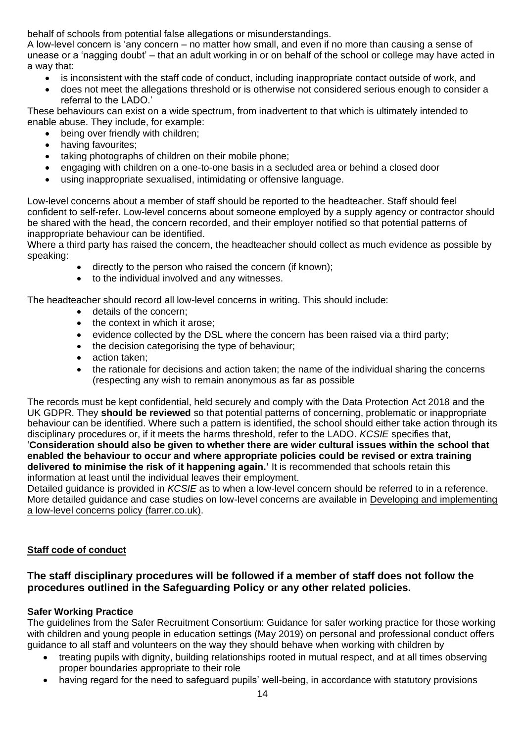behalf of schools from potential false allegations or misunderstandings.

A low-level concern is 'any concern – no matter how small, and even if no more than causing a sense of unease or a 'nagging doubt' – that an adult working in or on behalf of the school or college may have acted in a way that:

- is inconsistent with the staff code of conduct, including inappropriate contact outside of work, and
- does not meet the allegations threshold or is otherwise not considered serious enough to consider a referral to the LADO.'

These behaviours can exist on a wide spectrum, from inadvertent to that which is ultimately intended to enable abuse. They include, for example:

- being over friendly with children;
- having favourites;
- taking photographs of children on their mobile phone;
- engaging with children on a one-to-one basis in a secluded area or behind a closed door
- using inappropriate sexualised, intimidating or offensive language.

Low-level concerns about a member of staff should be reported to the headteacher. Staff should feel confident to self-refer. Low-level concerns about someone employed by a supply agency or contractor should be shared with the head, the concern recorded, and their employer notified so that potential patterns of inappropriate behaviour can be identified.

Where a third party has raised the concern, the headteacher should collect as much evidence as possible by speaking:

- directly to the person who raised the concern (if known);
- to the individual involved and any witnesses.

The headteacher should record all low-level concerns in writing. This should include:

- details of the concern;
- the context in which it arose;
- evidence collected by the DSL where the concern has been raised via a third party;
- the decision categorising the type of behaviour;
- action taken;
- the rationale for decisions and action taken; the name of the individual sharing the concerns (respecting any wish to remain anonymous as far as possible

The records must be kept confidential, held securely and comply with the Data Protection Act 2018 and the UK GDPR. They **should be reviewed** so that potential patterns of concerning, problematic or inappropriate behaviour can be identified. Where such a pattern is identified, the school should either take action through its disciplinary procedures or, if it meets the harms threshold, refer to the LADO. *KCSIE* specifies that, '**Consideration should also be given to whether there are wider cultural issues within the school that enabled the behaviour to occur and where appropriate policies could be revised or extra training delivered to minimise the risk of it happening again.'** It is recommended that schools retain this information at least until the individual leaves their employment.

Detailed guidance is provided in *KCSIE* as to when a low-level concern should be referred to in a reference. More detailed guidance and case studies on low-level concerns are available in Developing and implementing a low-level concerns policy (farrer.co.uk).

**Staff code of conduct**

### The staff disciplinary procedures will be followed if a member of staff does not follow the procedures outlined in the Safeguarding Policy or any other related policies.

**Safer Working Practice**

The guidelines from the Safer Recruitment Consortium: Guidance for safer working practice for those working with children and young people in education settings (May 2019) on personal and professional conduct offers guidance to all staff and volunteers on the way they should behave when working with children by

- treating pupils with dignity, building relationships rooted in mutual respect, and at all times observing proper boundaries appropriate to their role
- having regard for the need to safeguard pupils' well-being, in accordance with statutory provisions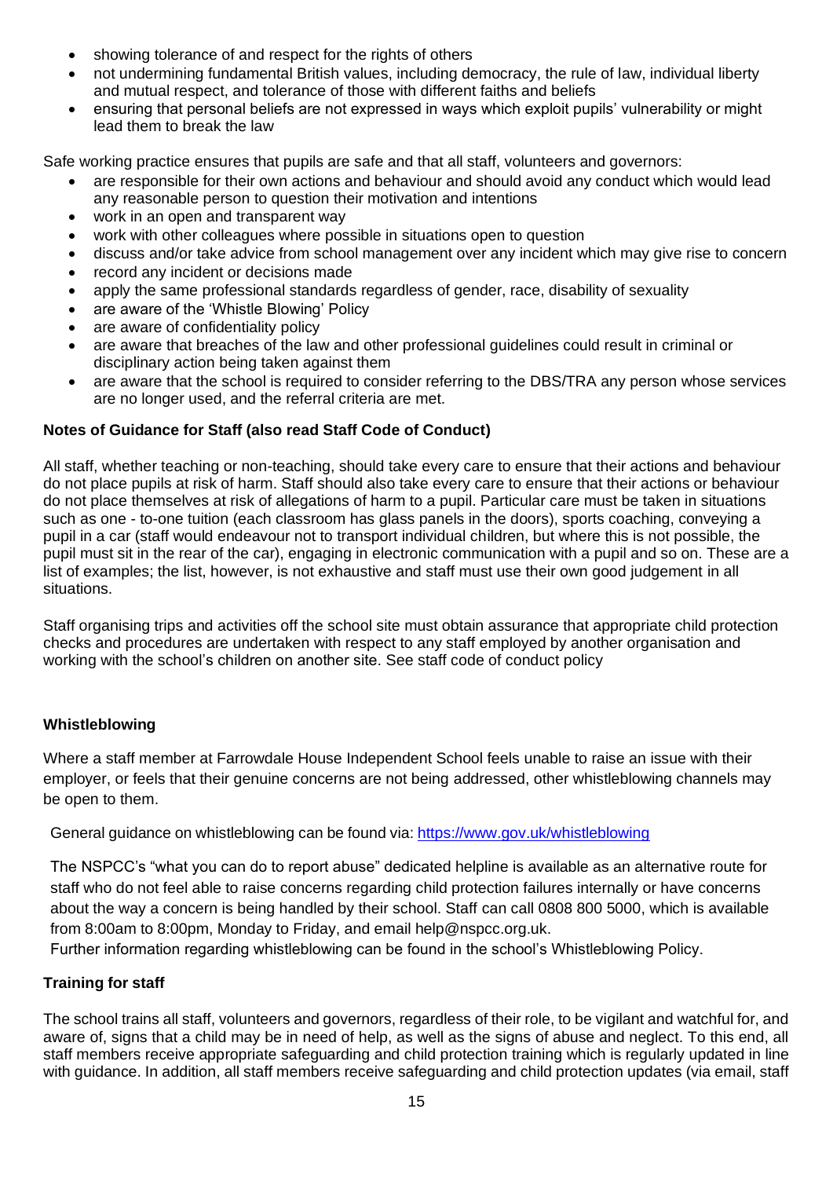- showing tolerance of and respect for the rights of others
- not undermining fundamental British values, including democracy, the rule of law, individual liberty and mutual respect, and tolerance of those with different faiths and beliefs
- ensuring that personal beliefs are not expressed in ways which exploit pupils' vulnerability or might lead them to break the law

Safe working practice ensures that pupils are safe and that all staff, volunteers and governors:

- are responsible for their own actions and behaviour and should avoid any conduct which would lead any reasonable person to question their motivation and intentions
- work in an open and transparent way
- work with other colleagues where possible in situations open to question
- discuss and/or take advice from school management over any incident which may give rise to concern
- record any incident or decisions made
- apply the same professional standards regardless of gender, race, disability of sexuality
- are aware of the 'Whistle Blowing' Policy
- are aware of confidentiality policy
- are aware that breaches of the law and other professional guidelines could result in criminal or disciplinary action being taken against them
- are aware that the school is required to consider referring to the DBS/TRA any person whose services are no longer used, and the referral criteria are met.

**Notes of Guidance for Staff (also read Staff Code of Conduct)**

All staff, whether teaching or non-teaching, should take every care to ensure that their actions and behaviour do not place pupils at risk of harm. Staff should also take every care to ensure that their actions or behaviour do not place themselves at risk of allegations of harm to a pupil. Particular care must be taken in situations such as one - to-one tuition (each classroom has glass panels in the doors), sports coaching, conveying a pupil in a car (staff would endeavour not to transport individual children, but where this is not possible, the pupil must sit in the rear of the car), engaging in electronic communication with a pupil and so on. These are a list of examples; the list, however, is not exhaustive and staff must use their own good judgement in all situations.

Staff organising trips and activities off the school site must obtain assurance that appropriate child protection checks and procedures are undertaken with respect to any staff employed by another organisation and working with the school's children on another site. See staff code of conduct policy

**Whistleblowing**

Where a staff member at Farrowdale House Independent School feels unable to raise an issue with their employer, or feels that their genuine concerns are not being addressed, other whistleblowing channels may be open to them.

General guidance on whistleblowing can be found via: https://www.gov.uk/whistleblowing

The NSPCC's "what you can do to report abuse" dedicated helpline is available as an alternative route for staff who do not feel able to raise concerns regarding child protection failures internally or have concerns about the way a concern is being handled by their school. Staff can call 0808 800 5000, which is available from 8:00am to 8:00pm, Monday to Friday, and email help@nspcc.org.uk.
Further information regarding whistleblowing can be found in the school's Whistleblowing Policy.

**Training for staff**

The school trains all staff, volunteers and governors, regardless of their role, to be vigilant and watchful for, and aware of, signs that a child may be in need of help, as well as the signs of abuse and neglect. To this end, all staff members receive appropriate safeguarding and child protection training which is regularly updated in line with guidance. In addition, all staff members receive safeguarding and child protection updates (via email, staff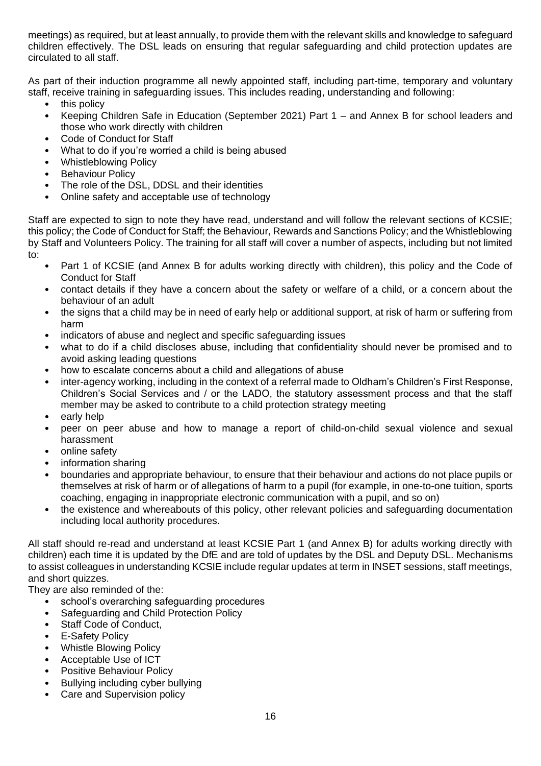meetings) as required, but at least annually, to provide them with the relevant skills and knowledge to safeguard children effectively. The DSL leads on ensuring that regular safeguarding and child protection updates are circulated to all staff.

As part of their induction programme all newly appointed staff, including part-time, temporary and voluntary staff, receive training in safeguarding issues. This includes reading, understanding and following:

- this policy
- Keeping Children Safe in Education (September 2021) Part 1 – and Annex B for school leaders and those who work directly with children
- Code of Conduct for Staff
- What to do if you're worried a child is being abused
- Whistleblowing Policy
- Behaviour Policy
- The role of the DSL, DDSL and their identities
- Online safety and acceptable use of technology

Staff are expected to sign to note they have read, understand and will follow the relevant sections of KCSIE; this policy; the Code of Conduct for Staff; the Behaviour, Rewards and Sanctions Policy; and the Whistleblowing by Staff and Volunteers Policy. The training for all staff will cover a number of aspects, including but not limited to:

- Part 1 of KCSIE (and Annex B for adults working directly with children), this policy and the Code of Conduct for Staff
- contact details if they have a concern about the safety or welfare of a child, or a concern about the behaviour of an adult
- the signs that a child may be in need of early help or additional support, at risk of harm or suffering from harm
- indicators of abuse and neglect and specific safeguarding issues
- what to do if a child discloses abuse, including that confidentiality should never be promised and to avoid asking leading questions
- how to escalate concerns about a child and allegations of abuse
- inter-agency working, including in the context of a referral made to Oldham's Children's First Response, Children's Social Services and / or the LADO, the statutory assessment process and that the staff member may be asked to contribute to a child protection strategy meeting
- early help
- peer on peer abuse and how to manage a report of child-on-child sexual violence and sexual harassment
- online safety
- information sharing
- boundaries and appropriate behaviour, to ensure that their behaviour and actions do not place pupils or themselves at risk of harm or of allegations of harm to a pupil (for example, in one-to-one tuition, sports coaching, engaging in inappropriate electronic communication with a pupil, and so on)
- the existence and whereabouts of this policy, other relevant policies and safeguarding documentation including local authority procedures.

All staff should re-read and understand at least KCSIE Part 1 (and Annex B) for adults working directly with children) each time it is updated by the DfE and are told of updates by the DSL and Deputy DSL. Mechanisms to assist colleagues in understanding KCSIE include regular updates at term in INSET sessions, staff meetings, and short quizzes.

They are also reminded of the:

- school's overarching safeguarding procedures
- Safeguarding and Child Protection Policy
- Staff Code of Conduct,
- E-Safety Policy
- Whistle Blowing Policy
- Acceptable Use of ICT
- Positive Behaviour Policy
- Bullying including cyber bullying
- Care and Supervision policy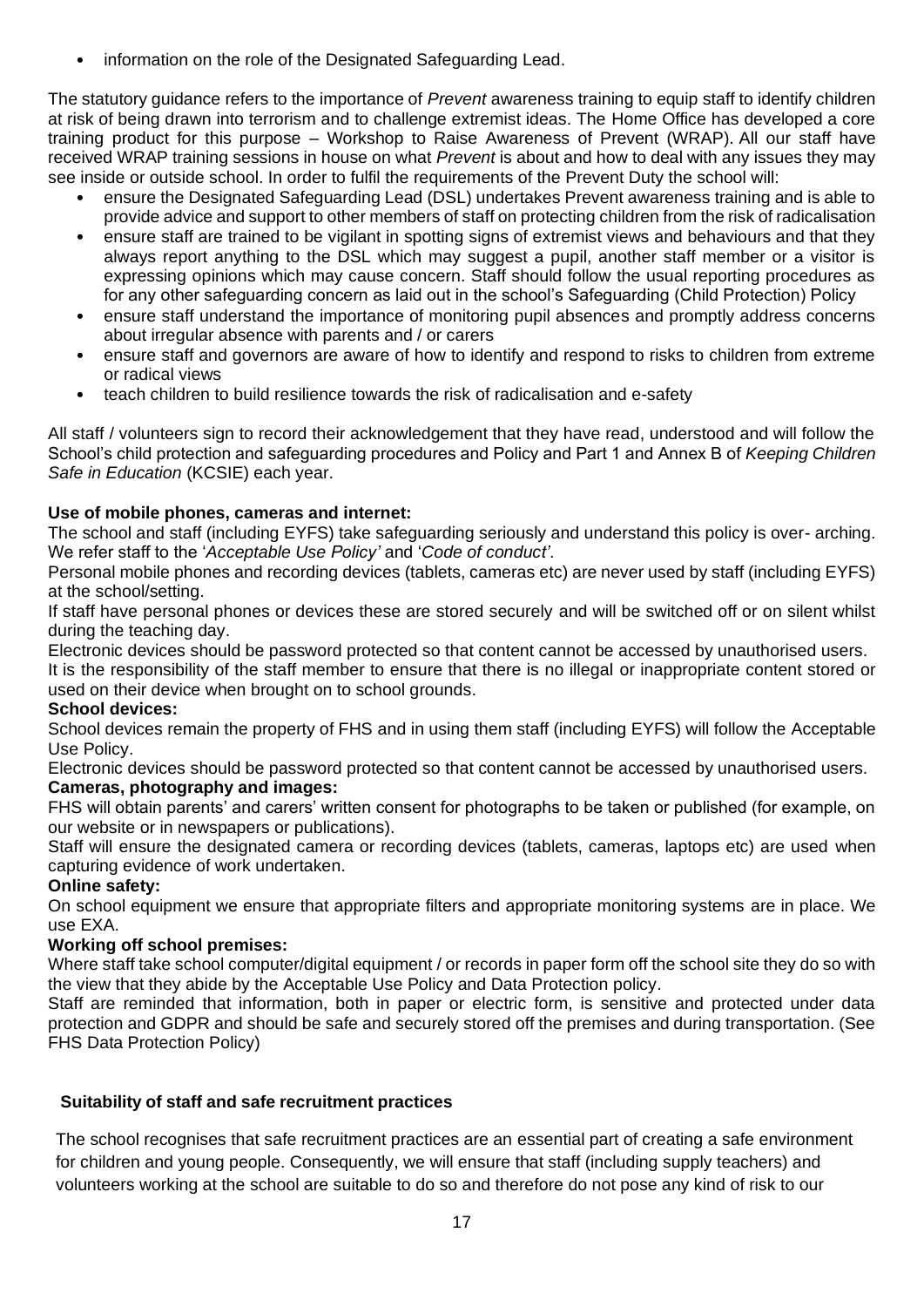- information on the role of the Designated Safeguarding Lead.

The statutory guidance refers to the importance of *Prevent* awareness training to equip staff to identify children at risk of being drawn into terrorism and to challenge extremist ideas. The Home Office has developed a core training product for this purpose – Workshop to Raise Awareness of Prevent (WRAP). All our staff have received WRAP training sessions in house on what *Prevent* is about and how to deal with any issues they may see inside or outside school. In order to fulfil the requirements of the Prevent Duty the school will:

- ensure the Designated Safeguarding Lead (DSL) undertakes Prevent awareness training and is able to provide advice and support to other members of staff on protecting children from the risk of radicalisation
- ensure staff are trained to be vigilant in spotting signs of extremist views and behaviours and that they always report anything to the DSL which may suggest a pupil, another staff member or a visitor is expressing opinions which may cause concern. Staff should follow the usual reporting procedures as for any other safeguarding concern as laid out in the school's Safeguarding (Child Protection) Policy
- ensure staff understand the importance of monitoring pupil absences and promptly address concerns about irregular absence with parents and / or carers
- ensure staff and governors are aware of how to identify and respond to risks to children from extreme or radical views
- teach children to build resilience towards the risk of radicalisation and e-safety

All staff / volunteers sign to record their acknowledgement that they have read, understood and will follow the School's child protection and safeguarding procedures and Policy and Part 1 and Annex B of *Keeping Children Safe in Education* (KCSIE) each year.

**Use of mobile phones, cameras and internet:**

The school and staff (including EYFS) take safeguarding seriously and understand this policy is over- arching. We refer staff to the '*Acceptable Use Policy'* and '*Code of conduct'*.

Personal mobile phones and recording devices (tablets, cameras etc) are never used by staff (including EYFS) at the school/setting.

If staff have personal phones or devices these are stored securely and will be switched off or on silent whilst during the teaching day.

Electronic devices should be password protected so that content cannot be accessed by unauthorised users.

It is the responsibility of the staff member to ensure that there is no illegal or inappropriate content stored or used on their device when brought on to school grounds.

**School devices:**

School devices remain the property of FHS and in using them staff (including EYFS) will follow the Acceptable Use Policy.

Electronic devices should be password protected so that content cannot be accessed by unauthorised users.

**Cameras, photography and images:**

FHS will obtain parents' and carers' written consent for photographs to be taken or published (for example, on our website or in newspapers or publications).

Staff will ensure the designated camera or recording devices (tablets, cameras, laptops etc) are used when capturing evidence of work undertaken.

**Online safety:**

On school equipment we ensure that appropriate filters and appropriate monitoring systems are in place. We use EXA.

**Working off school premises:**

Where staff take school computer/digital equipment / or records in paper form off the school site they do so with the view that they abide by the Acceptable Use Policy and Data Protection policy.

Staff are reminded that information, both in paper or electric form, is sensitive and protected under data protection and GDPR and should be safe and securely stored off the premises and during transportation. (See FHS Data Protection Policy)

**Suitability of staff and safe recruitment practices**

The school recognises that safe recruitment practices are an essential part of creating a safe environment for children and young people. Consequently, we will ensure that staff (including supply teachers) and volunteers working at the school are suitable to do so and therefore do not pose any kind of risk to our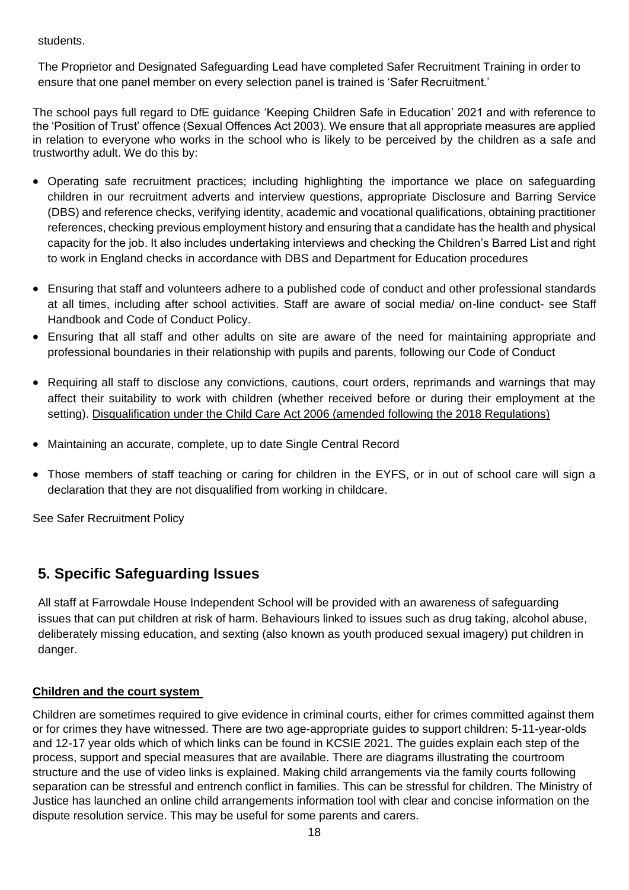students.

The Proprietor and Designated Safeguarding Lead have completed Safer Recruitment Training in order to ensure that one panel member on every selection panel is trained is 'Safer Recruitment.'

The school pays full regard to DfE guidance 'Keeping Children Safe in Education' 2021 and with reference to the 'Position of Trust' offence (Sexual Offences Act 2003). We ensure that all appropriate measures are applied in relation to everyone who works in the school who is likely to be perceived by the children as a safe and trustworthy adult. We do this by:

- Operating safe recruitment practices; including highlighting the importance we place on safeguarding children in our recruitment adverts and interview questions, appropriate Disclosure and Barring Service (DBS) and reference checks, verifying identity, academic and vocational qualifications, obtaining practitioner references, checking previous employment history and ensuring that a candidate has the health and physical capacity for the job. It also includes undertaking interviews and checking the Children's Barred List and right to work in England checks in accordance with DBS and Department for Education procedures
- Ensuring that staff and volunteers adhere to a published code of conduct and other professional standards at all times, including after school activities. Staff are aware of social media/ on-line conduct- see Staff Handbook and Code of Conduct Policy.
- Ensuring that all staff and other adults on site are aware of the need for maintaining appropriate and professional boundaries in their relationship with pupils and parents, following our Code of Conduct
- Requiring all staff to disclose any convictions, cautions, court orders, reprimands and warnings that may affect their suitability to work with children (whether received before or during their employment at the setting). Disqualification under the Child Care Act 2006 (amended following the 2018 Regulations)
- Maintaining an accurate, complete, up to date Single Central Record
- Those members of staff teaching or caring for children in the EYFS, or in out of school care will sign a declaration that they are not disqualified from working in childcare.

See Safer Recruitment Policy

## 5. Specific Safeguarding Issues

All staff at Farrowdale House Independent School will be provided with an awareness of safeguarding issues that can put children at risk of harm. Behaviours linked to issues such as drug taking, alcohol abuse, deliberately missing education, and sexting (also known as youth produced sexual imagery) put children in danger.

**Children and the court system**

Children are sometimes required to give evidence in criminal courts, either for crimes committed against them or for crimes they have witnessed. There are two age-appropriate guides to support children: 5-11-year-olds and 12-17 year olds which of which links can be found in KCSIE 2021. The guides explain each step of the process, support and special measures that are available. There are diagrams illustrating the courtroom structure and the use of video links is explained. Making child arrangements via the family courts following separation can be stressful and entrench conflict in families. This can be stressful for children. The Ministry of Justice has launched an online child arrangements information tool with clear and concise information on the dispute resolution service. This may be useful for some parents and carers.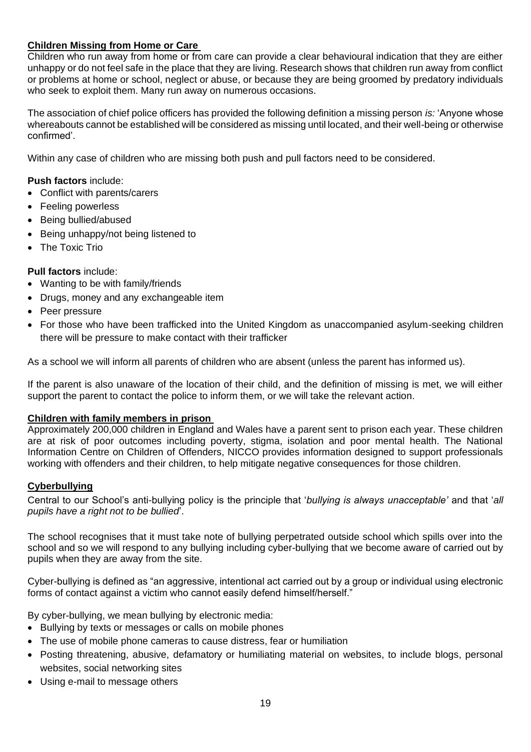### Children Missing from Home or Care

Children who run away from home or from care can provide a clear behavioural indication that they are either unhappy or do not feel safe in the place that they are living. Research shows that children run away from conflict or problems at home or school, neglect or abuse, or because they are being groomed by predatory individuals who seek to exploit them. Many run away on numerous occasions.

The association of chief police officers has provided the following definition a missing person *is:* 'Anyone whose whereabouts cannot be established will be considered as missing until located, and their well-being or otherwise confirmed'.

Within any case of children who are missing both push and pull factors need to be considered.

**Push factors** include:

- Conflict with parents/carers
- Feeling powerless
- Being bullied/abused
- Being unhappy/not being listened to
- The Toxic Trio

**Pull factors** include:

- Wanting to be with family/friends
- Drugs, money and any exchangeable item
- Peer pressure
- For those who have been trafficked into the United Kingdom as unaccompanied asylum-seeking children there will be pressure to make contact with their trafficker

As a school we will inform all parents of children who are absent (unless the parent has informed us).

If the parent is also unaware of the location of their child, and the definition of missing is met, we will either support the parent to contact the police to inform them, or we will take the relevant action.

### Children with family members in prison

Approximately 200,000 children in England and Wales have a parent sent to prison each year. These children are at risk of poor outcomes including poverty, stigma, isolation and poor mental health. The National Information Centre on Children of Offenders, NICCO provides information designed to support professionals working with offenders and their children, to help mitigate negative consequences for those children.

### Cyberbullying

Central to our School's anti-bullying policy is the principle that '*bullying is always unacceptable'* and that '*all pupils have a right not to be bullied*'.

The school recognises that it must take note of bullying perpetrated outside school which spills over into the school and so we will respond to any bullying including cyber-bullying that we become aware of carried out by pupils when they are away from the site.

Cyber-bullying is defined as "an aggressive, intentional act carried out by a group or individual using electronic forms of contact against a victim who cannot easily defend himself/herself."

By cyber-bullying, we mean bullying by electronic media:

- Bullying by texts or messages or calls on mobile phones
- The use of mobile phone cameras to cause distress, fear or humiliation
- Posting threatening, abusive, defamatory or humiliating material on websites, to include blogs, personal websites, social networking sites
- Using e-mail to message others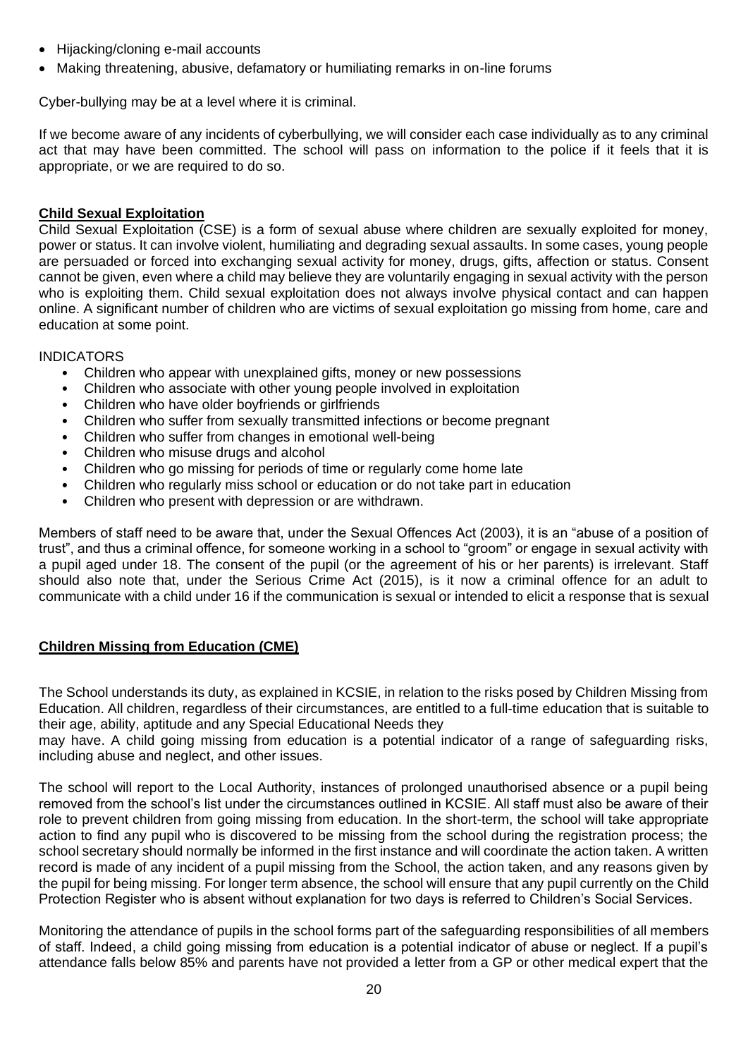- Hijacking/cloning e-mail accounts
- Making threatening, abusive, defamatory or humiliating remarks in on-line forums

Cyber-bullying may be at a level where it is criminal.

If we become aware of any incidents of cyberbullying, we will consider each case individually as to any criminal act that may have been committed. The school will pass on information to the police if it feels that it is appropriate, or we are required to do so.

## **Child Sexual Exploitation**

Child Sexual Exploitation (CSE) is a form of sexual abuse where children are sexually exploited for money, power or status. It can involve violent, humiliating and degrading sexual assaults. In some cases, young people are persuaded or forced into exchanging sexual activity for money, drugs, gifts, affection or status. Consent cannot be given, even where a child may believe they are voluntarily engaging in sexual activity with the person who is exploiting them. Child sexual exploitation does not always involve physical contact and can happen online. A significant number of children who are victims of sexual exploitation go missing from home, care and education at some point.

INDICATORS

- Children who appear with unexplained gifts, money or new possessions
- Children who associate with other young people involved in exploitation
- Children who have older boyfriends or girlfriends
- Children who suffer from sexually transmitted infections or become pregnant
- Children who suffer from changes in emotional well-being
- Children who misuse drugs and alcohol
- Children who go missing for periods of time or regularly come home late
- Children who regularly miss school or education or do not take part in education
- Children who present with depression or are withdrawn.

Members of staff need to be aware that, under the Sexual Offences Act (2003), it is an "abuse of a position of trust", and thus a criminal offence, for someone working in a school to "groom" or engage in sexual activity with a pupil aged under 18. The consent of the pupil (or the agreement of his or her parents) is irrelevant. Staff should also note that, under the Serious Crime Act (2015), is it now a criminal offence for an adult to communicate with a child under 16 if the communication is sexual or intended to elicit a response that is sexual

## **Children Missing from Education (CME)**

The School understands its duty, as explained in KCSIE, in relation to the risks posed by Children Missing from Education. All children, regardless of their circumstances, are entitled to a full-time education that is suitable to their age, ability, aptitude and any Special Educational Needs they may have. A child going missing from education is a potential indicator of a range of safeguarding risks, including abuse and neglect, and other issues.

The school will report to the Local Authority, instances of prolonged unauthorised absence or a pupil being removed from the school's list under the circumstances outlined in KCSIE. All staff must also be aware of their role to prevent children from going missing from education. In the short-term, the school will take appropriate action to find any pupil who is discovered to be missing from the school during the registration process; the school secretary should normally be informed in the first instance and will coordinate the action taken. A written record is made of any incident of a pupil missing from the School, the action taken, and any reasons given by the pupil for being missing. For longer term absence, the school will ensure that any pupil currently on the Child Protection Register who is absent without explanation for two days is referred to Children's Social Services.

Monitoring the attendance of pupils in the school forms part of the safeguarding responsibilities of all members of staff. Indeed, a child going missing from education is a potential indicator of abuse or neglect. If a pupil's attendance falls below 85% and parents have not provided a letter from a GP or other medical expert that the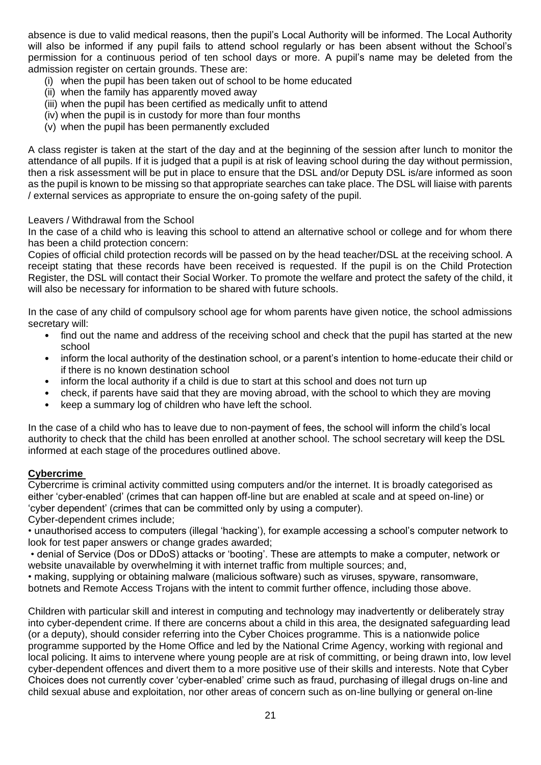absence is due to valid medical reasons, then the pupil's Local Authority will be informed. The Local Authority will also be informed if any pupil fails to attend school regularly or has been absent without the School's permission for a continuous period of ten school days or more. A pupil's name may be deleted from the admission register on certain grounds. These are:

(i) when the pupil has been taken out of school to be home educated
(ii) when the family has apparently moved away
(iii) when the pupil has been certified as medically unfit to attend
(iv) when the pupil is in custody for more than four months
(v) when the pupil has been permanently excluded

A class register is taken at the start of the day and at the beginning of the session after lunch to monitor the attendance of all pupils. If it is judged that a pupil is at risk of leaving school during the day without permission, then a risk assessment will be put in place to ensure that the DSL and/or Deputy DSL is/are informed as soon as the pupil is known to be missing so that appropriate searches can take place. The DSL will liaise with parents / external services as appropriate to ensure the on-going safety of the pupil.

Leavers / Withdrawal from the School

In the case of a child who is leaving this school to attend an alternative school or college and for whom there has been a child protection concern:

Copies of official child protection records will be passed on by the head teacher/DSL at the receiving school. A receipt stating that these records have been received is requested. If the pupil is on the Child Protection Register, the DSL will contact their Social Worker. To promote the welfare and protect the safety of the child, it will also be necessary for information to be shared with future schools.

In the case of any child of compulsory school age for whom parents have given notice, the school admissions secretary will:

- find out the name and address of the receiving school and check that the pupil has started at the new school
- inform the local authority of the destination school, or a parent's intention to home-educate their child or if there is no known destination school
- inform the local authority if a child is due to start at this school and does not turn up
- check, if parents have said that they are moving abroad, with the school to which they are moving
- keep a summary log of children who have left the school.

In the case of a child who has to leave due to non-payment of fees, the school will inform the child's local authority to check that the child has been enrolled at another school. The school secretary will keep the DSL informed at each stage of the procedures outlined above.

**Cybercrime**

Cybercrime is criminal activity committed using computers and/or the internet. It is broadly categorised as either 'cyber-enabled' (crimes that can happen off-line but are enabled at scale and at speed on-line) or 'cyber dependent' (crimes that can be committed only by using a computer).

Cyber-dependent crimes include;

• unauthorised access to computers (illegal 'hacking'), for example accessing a school's computer network to look for test paper answers or change grades awarded;

• denial of Service (Dos or DDoS) attacks or 'booting'. These are attempts to make a computer, network or website unavailable by overwhelming it with internet traffic from multiple sources; and,

• making, supplying or obtaining malware (malicious software) such as viruses, spyware, ransomware, botnets and Remote Access Trojans with the intent to commit further offence, including those above.

Children with particular skill and interest in computing and technology may inadvertently or deliberately stray into cyber-dependent crime. If there are concerns about a child in this area, the designated safeguarding lead (or a deputy), should consider referring into the Cyber Choices programme. This is a nationwide police programme supported by the Home Office and led by the National Crime Agency, working with regional and local policing. It aims to intervene where young people are at risk of committing, or being drawn into, low level cyber-dependent offences and divert them to a more positive use of their skills and interests. Note that Cyber Choices does not currently cover 'cyber-enabled' crime such as fraud, purchasing of illegal drugs on-line and child sexual abuse and exploitation, nor other areas of concern such as on-line bullying or general on-line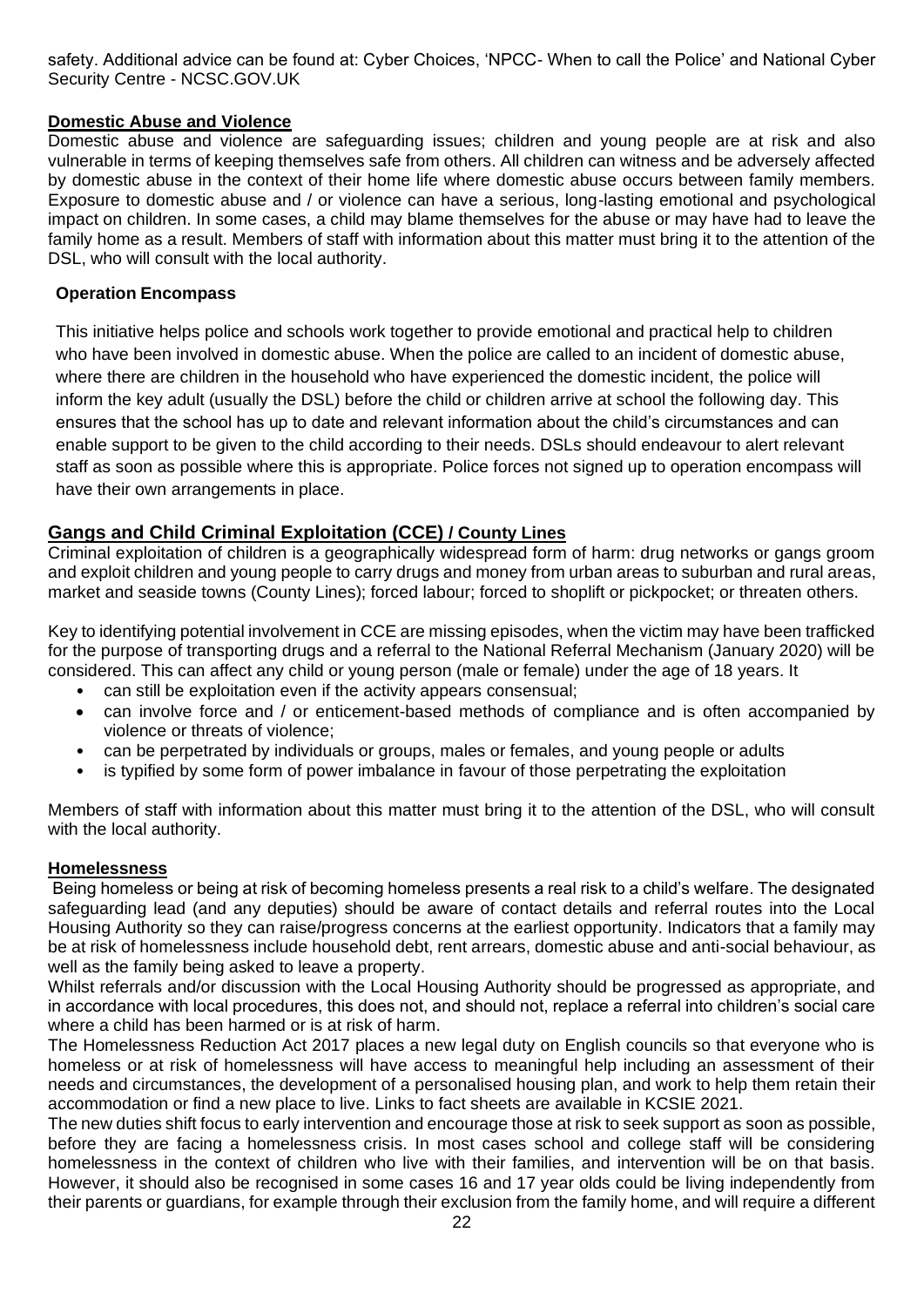safety. Additional advice can be found at: Cyber Choices, 'NPCC- When to call the Police' and National Cyber Security Centre - NCSC.GOV.UK

## Domestic Abuse and Violence

Domestic abuse and violence are safeguarding issues; children and young people are at risk and also vulnerable in terms of keeping themselves safe from others. All children can witness and be adversely affected by domestic abuse in the context of their home life where domestic abuse occurs between family members. Exposure to domestic abuse and / or violence can have a serious, long-lasting emotional and psychological impact on children. In some cases, a child may blame themselves for the abuse or may have had to leave the family home as a result. Members of staff with information about this matter must bring it to the attention of the DSL, who will consult with the local authority.

### Operation Encompass

This initiative helps police and schools work together to provide emotional and practical help to children who have been involved in domestic abuse. When the police are called to an incident of domestic abuse, where there are children in the household who have experienced the domestic incident, the police will inform the key adult (usually the DSL) before the child or children arrive at school the following day. This ensures that the school has up to date and relevant information about the child's circumstances and can enable support to be given to the child according to their needs. DSLs should endeavour to alert relevant staff as soon as possible where this is appropriate. Police forces not signed up to operation encompass will have their own arrangements in place.

## Gangs and Child Criminal Exploitation (CCE) / County Lines

Criminal exploitation of children is a geographically widespread form of harm: drug networks or gangs groom and exploit children and young people to carry drugs and money from urban areas to suburban and rural areas, market and seaside towns (County Lines); forced labour; forced to shoplift or pickpocket; or threaten others.

Key to identifying potential involvement in CCE are missing episodes, when the victim may have been trafficked for the purpose of transporting drugs and a referral to the National Referral Mechanism (January 2020) will be considered. This can affect any child or young person (male or female) under the age of 18 years. It

- can still be exploitation even if the activity appears consensual;
- can involve force and / or enticement-based methods of compliance and is often accompanied by violence or threats of violence;
- can be perpetrated by individuals or groups, males or females, and young people or adults
- is typified by some form of power imbalance in favour of those perpetrating the exploitation

Members of staff with information about this matter must bring it to the attention of the DSL, who will consult with the local authority.

## Homelessness

Being homeless or being at risk of becoming homeless presents a real risk to a child's welfare. The designated safeguarding lead (and any deputies) should be aware of contact details and referral routes into the Local Housing Authority so they can raise/progress concerns at the earliest opportunity. Indicators that a family may be at risk of homelessness include household debt, rent arrears, domestic abuse and anti-social behaviour, as well as the family being asked to leave a property.

Whilst referrals and/or discussion with the Local Housing Authority should be progressed as appropriate, and in accordance with local procedures, this does not, and should not, replace a referral into children's social care where a child has been harmed or is at risk of harm.

The Homelessness Reduction Act 2017 places a new legal duty on English councils so that everyone who is homeless or at risk of homelessness will have access to meaningful help including an assessment of their needs and circumstances, the development of a personalised housing plan, and work to help them retain their accommodation or find a new place to live. Links to fact sheets are available in KCSIE 2021.

The new duties shift focus to early intervention and encourage those at risk to seek support as soon as possible, before they are facing a homelessness crisis. In most cases school and college staff will be considering homelessness in the context of children who live with their families, and intervention will be on that basis. However, it should also be recognised in some cases 16 and 17 year olds could be living independently from their parents or guardians, for example through their exclusion from the family home, and will require a different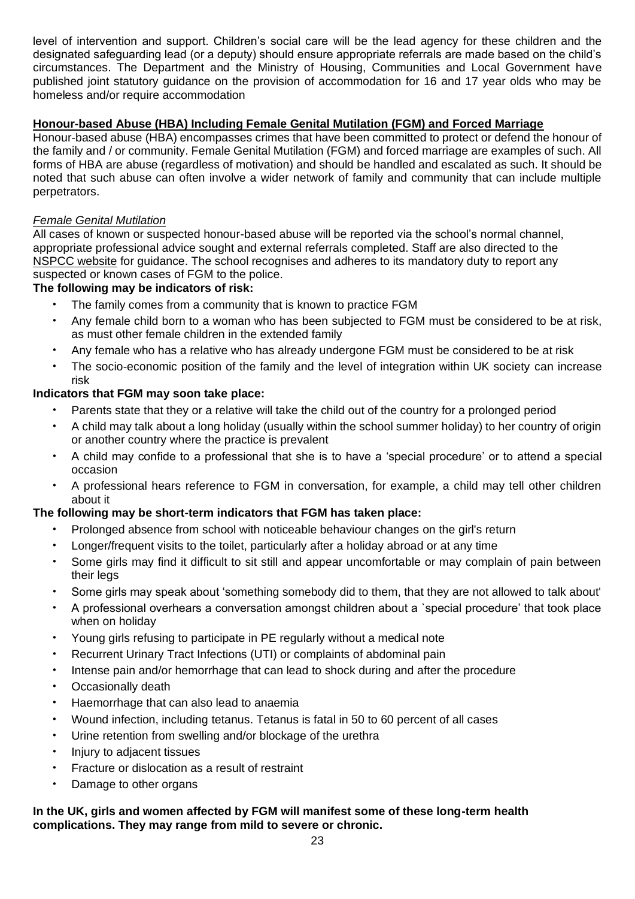level of intervention and support. Children's social care will be the lead agency for these children and the designated safeguarding lead (or a deputy) should ensure appropriate referrals are made based on the child's circumstances. The Department and the Ministry of Housing, Communities and Local Government have published joint statutory guidance on the provision of accommodation for 16 and 17 year olds who may be homeless and/or require accommodation

## Honour-based Abuse (HBA) Including Female Genital Mutilation (FGM) and Forced Marriage

Honour-based abuse (HBA) encompasses crimes that have been committed to protect or defend the honour of the family and / or community. Female Genital Mutilation (FGM) and forced marriage are examples of such. All forms of HBA are abuse (regardless of motivation) and should be handled and escalated as such. It should be noted that such abuse can often involve a wider network of family and community that can include multiple perpetrators.

### *Female Genital Mutilation*

All cases of known or suspected honour-based abuse will be reported via the school's normal channel, appropriate professional advice sought and external referrals completed. Staff are also directed to the NSPCC website for guidance. The school recognises and adheres to its mandatory duty to report any suspected or known cases of FGM to the police.

**The following may be indicators of risk:**

- The family comes from a community that is known to practice FGM
- Any female child born to a woman who has been subjected to FGM must be considered to be at risk, as must other female children in the extended family
- Any female who has a relative who has already undergone FGM must be considered to be at risk
- The socio-economic position of the family and the level of integration within UK society can increase risk

**Indicators that FGM may soon take place:**

- Parents state that they or a relative will take the child out of the country for a prolonged period
- A child may talk about a long holiday (usually within the school summer holiday) to her country of origin or another country where the practice is prevalent
- A child may confide to a professional that she is to have a 'special procedure' or to attend a special occasion
- A professional hears reference to FGM in conversation, for example, a child may tell other children about it

**The following may be short-term indicators that FGM has taken place:**

- Prolonged absence from school with noticeable behaviour changes on the girl's return
- Longer/frequent visits to the toilet, particularly after a holiday abroad or at any time
- Some girls may find it difficult to sit still and appear uncomfortable or may complain of pain between their legs
- Some girls may speak about 'something somebody did to them, that they are not allowed to talk about'
- A professional overhears a conversation amongst children about a `special procedure' that took place when on holiday
- Young girls refusing to participate in PE regularly without a medical note
- Recurrent Urinary Tract Infections (UTI) or complaints of abdominal pain
- Intense pain and/or hemorrhage that can lead to shock during and after the procedure
- Occasionally death
- Haemorrhage that can also lead to anaemia
- Wound infection, including tetanus. Tetanus is fatal in 50 to 60 percent of all cases
- Urine retention from swelling and/or blockage of the urethra
- Injury to adjacent tissues
- Fracture or dislocation as a result of restraint
- Damage to other organs

**In the UK, girls and women affected by FGM will manifest some of these long-term health complications. They may range from mild to severe or chronic.**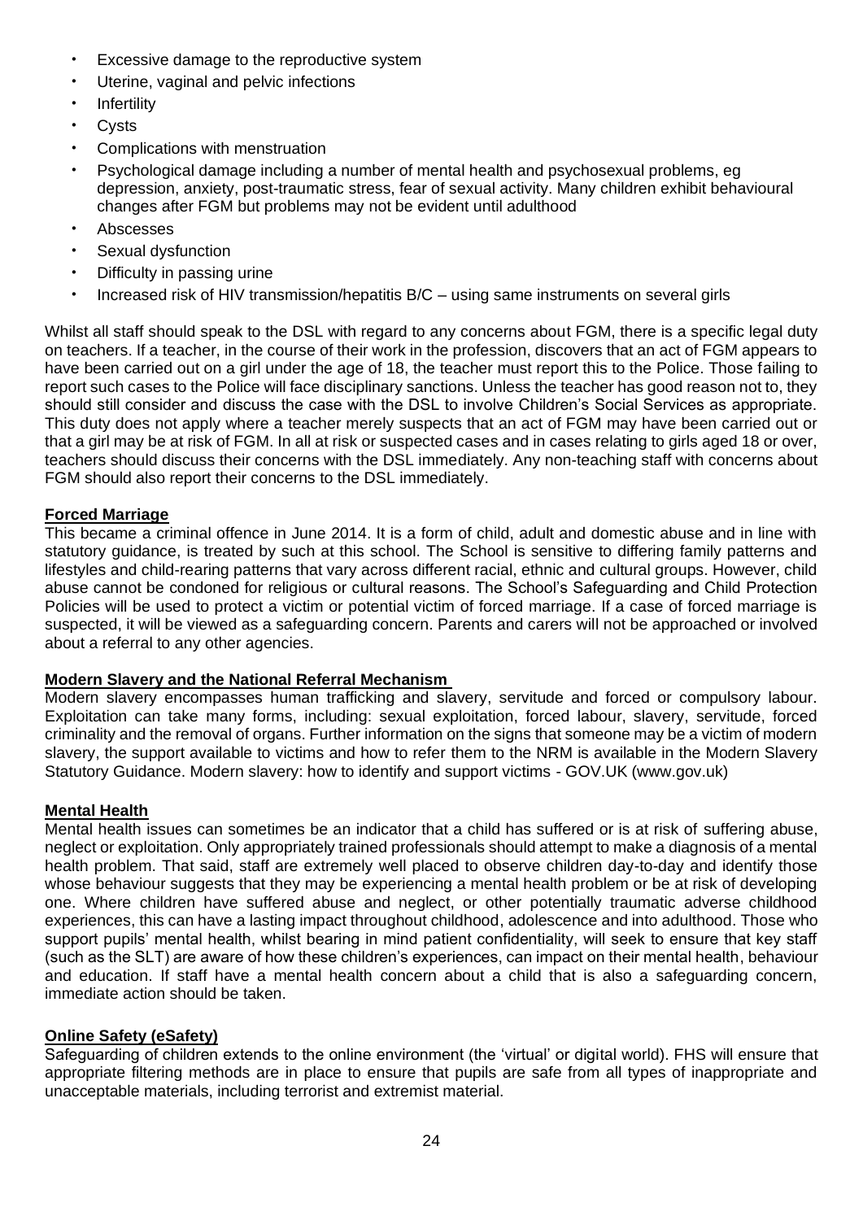- Excessive damage to the reproductive system
- Uterine, vaginal and pelvic infections
- Infertility
- Cysts
- Complications with menstruation
- Psychological damage including a number of mental health and psychosexual problems, eg depression, anxiety, post-traumatic stress, fear of sexual activity. Many children exhibit behavioural changes after FGM but problems may not be evident until adulthood
- Abscesses
- Sexual dysfunction
- Difficulty in passing urine
- Increased risk of HIV transmission/hepatitis B/C – using same instruments on several girls

Whilst all staff should speak to the DSL with regard to any concerns about FGM, there is a specific legal duty on teachers. If a teacher, in the course of their work in the profession, discovers that an act of FGM appears to have been carried out on a girl under the age of 18, the teacher must report this to the Police. Those failing to report such cases to the Police will face disciplinary sanctions. Unless the teacher has good reason not to, they should still consider and discuss the case with the DSL to involve Children's Social Services as appropriate. This duty does not apply where a teacher merely suspects that an act of FGM may have been carried out or that a girl may be at risk of FGM. In all at risk or suspected cases and in cases relating to girls aged 18 or over, teachers should discuss their concerns with the DSL immediately. Any non-teaching staff with concerns about FGM should also report their concerns to the DSL immediately.

**Forced Marriage**

This became a criminal offence in June 2014. It is a form of child, adult and domestic abuse and in line with statutory guidance, is treated by such at this school. The School is sensitive to differing family patterns and lifestyles and child-rearing patterns that vary across different racial, ethnic and cultural groups. However, child abuse cannot be condoned for religious or cultural reasons. The School's Safeguarding and Child Protection Policies will be used to protect a victim or potential victim of forced marriage. If a case of forced marriage is suspected, it will be viewed as a safeguarding concern. Parents and carers will not be approached or involved about a referral to any other agencies.

**Modern Slavery and the National Referral Mechanism**

Modern slavery encompasses human trafficking and slavery, servitude and forced or compulsory labour. Exploitation can take many forms, including: sexual exploitation, forced labour, slavery, servitude, forced criminality and the removal of organs. Further information on the signs that someone may be a victim of modern slavery, the support available to victims and how to refer them to the NRM is available in the Modern Slavery Statutory Guidance. Modern slavery: how to identify and support victims - GOV.UK (www.gov.uk)

**Mental Health**

Mental health issues can sometimes be an indicator that a child has suffered or is at risk of suffering abuse, neglect or exploitation. Only appropriately trained professionals should attempt to make a diagnosis of a mental health problem. That said, staff are extremely well placed to observe children day-to-day and identify those whose behaviour suggests that they may be experiencing a mental health problem or be at risk of developing one. Where children have suffered abuse and neglect, or other potentially traumatic adverse childhood experiences, this can have a lasting impact throughout childhood, adolescence and into adulthood. Those who support pupils' mental health, whilst bearing in mind patient confidentiality, will seek to ensure that key staff (such as the SLT) are aware of how these children's experiences, can impact on their mental health, behaviour and education. If staff have a mental health concern about a child that is also a safeguarding concern, immediate action should be taken.

**Online Safety (eSafety)**

Safeguarding of children extends to the online environment (the 'virtual' or digital world). FHS will ensure that appropriate filtering methods are in place to ensure that pupils are safe from all types of inappropriate and unacceptable materials, including terrorist and extremist material.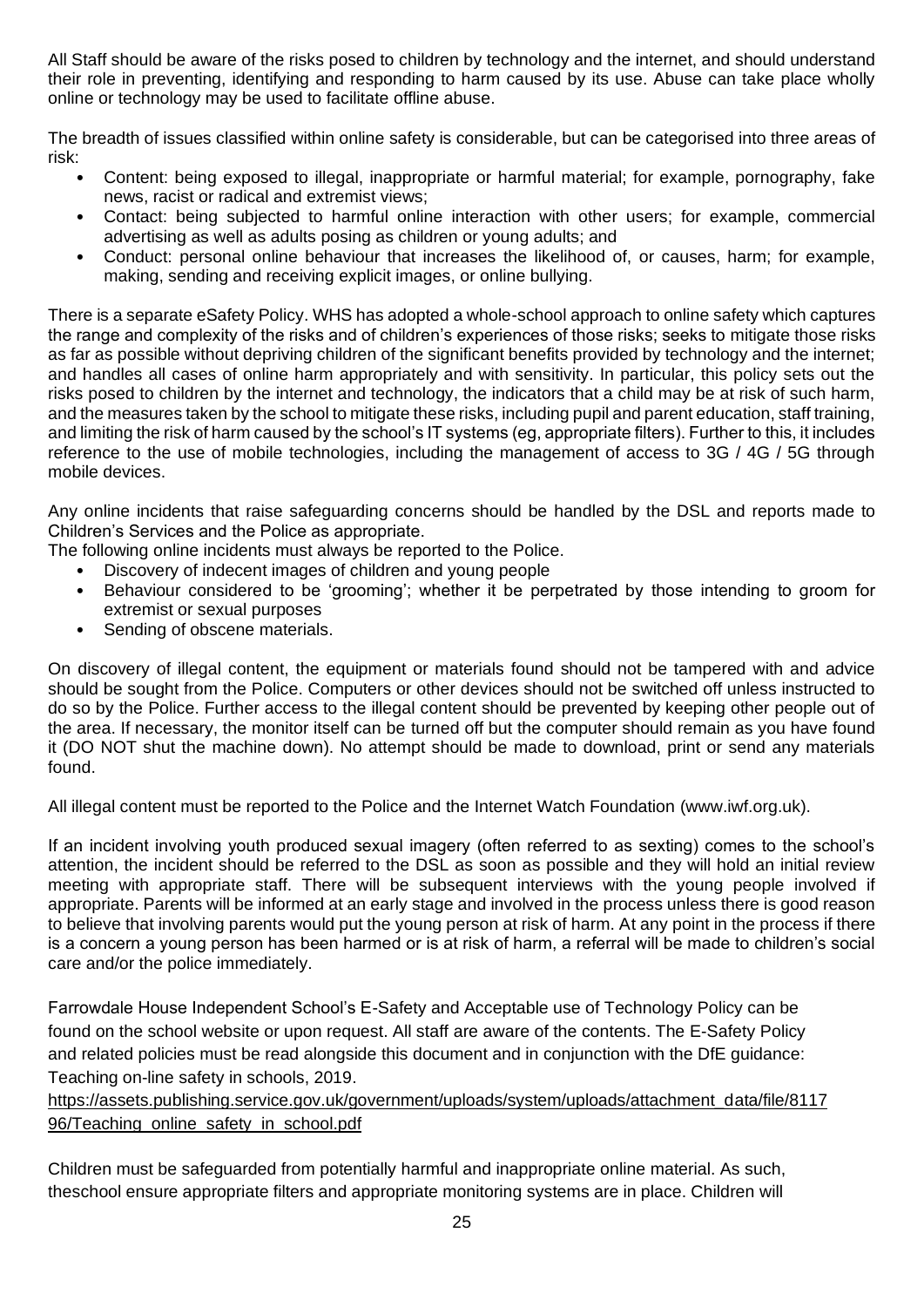All Staff should be aware of the risks posed to children by technology and the internet, and should understand their role in preventing, identifying and responding to harm caused by its use. Abuse can take place wholly online or technology may be used to facilitate offline abuse.

The breadth of issues classified within online safety is considerable, but can be categorised into three areas of risk:

- Content: being exposed to illegal, inappropriate or harmful material; for example, pornography, fake news, racist or radical and extremist views;
- Contact: being subjected to harmful online interaction with other users; for example, commercial advertising as well as adults posing as children or young adults; and
- Conduct: personal online behaviour that increases the likelihood of, or causes, harm; for example, making, sending and receiving explicit images, or online bullying.

There is a separate eSafety Policy. WHS has adopted a whole-school approach to online safety which captures the range and complexity of the risks and of children's experiences of those risks; seeks to mitigate those risks as far as possible without depriving children of the significant benefits provided by technology and the internet; and handles all cases of online harm appropriately and with sensitivity. In particular, this policy sets out the risks posed to children by the internet and technology, the indicators that a child may be at risk of such harm, and the measures taken by the school to mitigate these risks, including pupil and parent education, staff training, and limiting the risk of harm caused by the school's IT systems (eg, appropriate filters). Further to this, it includes reference to the use of mobile technologies, including the management of access to 3G / 4G / 5G through mobile devices.

Any online incidents that raise safeguarding concerns should be handled by the DSL and reports made to Children's Services and the Police as appropriate.
The following online incidents must always be reported to the Police.

- Discovery of indecent images of children and young people
- Behaviour considered to be 'grooming'; whether it be perpetrated by those intending to groom for extremist or sexual purposes
- Sending of obscene materials.

On discovery of illegal content, the equipment or materials found should not be tampered with and advice should be sought from the Police. Computers or other devices should not be switched off unless instructed to do so by the Police. Further access to the illegal content should be prevented by keeping other people out of the area. If necessary, the monitor itself can be turned off but the computer should remain as you have found it (DO NOT shut the machine down). No attempt should be made to download, print or send any materials found.

All illegal content must be reported to the Police and the Internet Watch Foundation (www.iwf.org.uk).

If an incident involving youth produced sexual imagery (often referred to as sexting) comes to the school's attention, the incident should be referred to the DSL as soon as possible and they will hold an initial review meeting with appropriate staff. There will be subsequent interviews with the young people involved if appropriate. Parents will be informed at an early stage and involved in the process unless there is good reason to believe that involving parents would put the young person at risk of harm. At any point in the process if there is a concern a young person has been harmed or is at risk of harm, a referral will be made to children's social care and/or the police immediately.

Farrowdale House Independent School's E-Safety and Acceptable use of Technology Policy can be found on the school website or upon request. All staff are aware of the contents. The E-Safety Policy and related policies must be read alongside this document and in conjunction with the DfE guidance: Teaching on-line safety in schools, 2019.
https://assets.publishing.service.gov.uk/government/uploads/system/uploads/attachment_data/file/811796/Teaching_online_safety_in_school.pdf

Children must be safeguarded from potentially harmful and inappropriate online material. As such, theschool ensure appropriate filters and appropriate monitoring systems are in place. Children will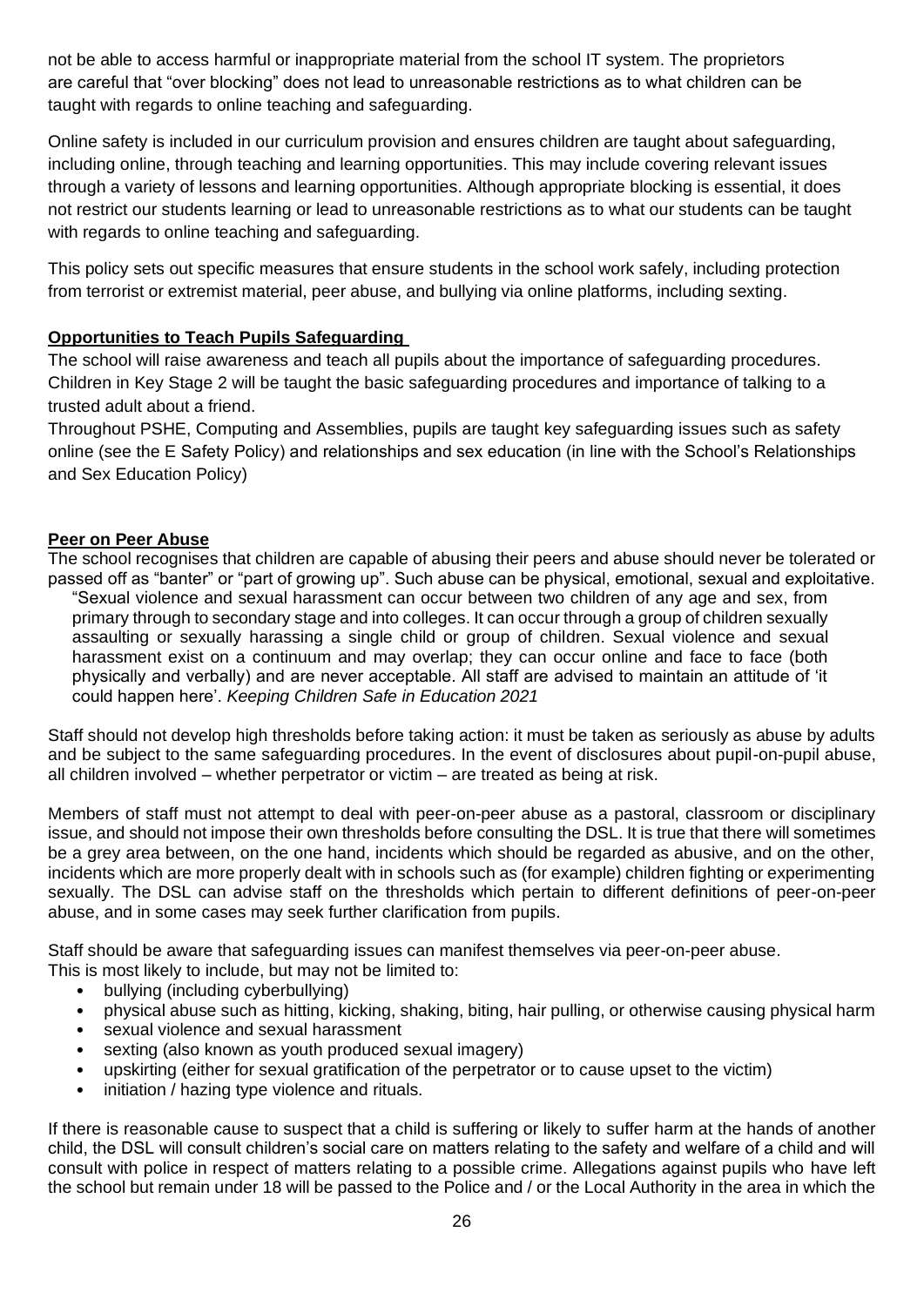not be able to access harmful or inappropriate material from the school IT system. The proprietors are careful that "over blocking" does not lead to unreasonable restrictions as to what children can be taught with regards to online teaching and safeguarding.

Online safety is included in our curriculum provision and ensures children are taught about safeguarding, including online, through teaching and learning opportunities. This may include covering relevant issues through a variety of lessons and learning opportunities. Although appropriate blocking is essential, it does not restrict our students learning or lead to unreasonable restrictions as to what our students can be taught with regards to online teaching and safeguarding.

This policy sets out specific measures that ensure students in the school work safely, including protection from terrorist or extremist material, peer abuse, and bullying via online platforms, including sexting.

**Opportunities to Teach Pupils Safeguarding**

The school will raise awareness and teach all pupils about the importance of safeguarding procedures. Children in Key Stage 2 will be taught the basic safeguarding procedures and importance of talking to a trusted adult about a friend.

Throughout PSHE, Computing and Assemblies, pupils are taught key safeguarding issues such as safety online (see the E Safety Policy) and relationships and sex education (in line with the School's Relationships and Sex Education Policy)

**Peer on Peer Abuse**

The school recognises that children are capable of abusing their peers and abuse should never be tolerated or passed off as "banter" or "part of growing up". Such abuse can be physical, emotional, sexual and exploitative.

> "Sexual violence and sexual harassment can occur between two children of any age and sex, from primary through to secondary stage and into colleges. It can occur through a group of children sexually assaulting or sexually harassing a single child or group of children. Sexual violence and sexual harassment exist on a continuum and may overlap; they can occur online and face to face (both physically and verbally) and are never acceptable. All staff are advised to maintain an attitude of 'it could happen here'. *Keeping Children Safe in Education 2021*

Staff should not develop high thresholds before taking action: it must be taken as seriously as abuse by adults and be subject to the same safeguarding procedures. In the event of disclosures about pupil-on-pupil abuse, all children involved – whether perpetrator or victim – are treated as being at risk.

Members of staff must not attempt to deal with peer-on-peer abuse as a pastoral, classroom or disciplinary issue, and should not impose their own thresholds before consulting the DSL. It is true that there will sometimes be a grey area between, on the one hand, incidents which should be regarded as abusive, and on the other, incidents which are more properly dealt with in schools such as (for example) children fighting or experimenting sexually. The DSL can advise staff on the thresholds which pertain to different definitions of peer-on-peer abuse, and in some cases may seek further clarification from pupils.

Staff should be aware that safeguarding issues can manifest themselves via peer-on-peer abuse.
This is most likely to include, but may not be limited to:

- bullying (including cyberbullying)
- physical abuse such as hitting, kicking, shaking, biting, hair pulling, or otherwise causing physical harm
- sexual violence and sexual harassment
- sexting (also known as youth produced sexual imagery)
- upskirting (either for sexual gratification of the perpetrator or to cause upset to the victim)
- initiation / hazing type violence and rituals.

If there is reasonable cause to suspect that a child is suffering or likely to suffer harm at the hands of another child, the DSL will consult children's social care on matters relating to the safety and welfare of a child and will consult with police in respect of matters relating to a possible crime. Allegations against pupils who have left the school but remain under 18 will be passed to the Police and / or the Local Authority in the area in which the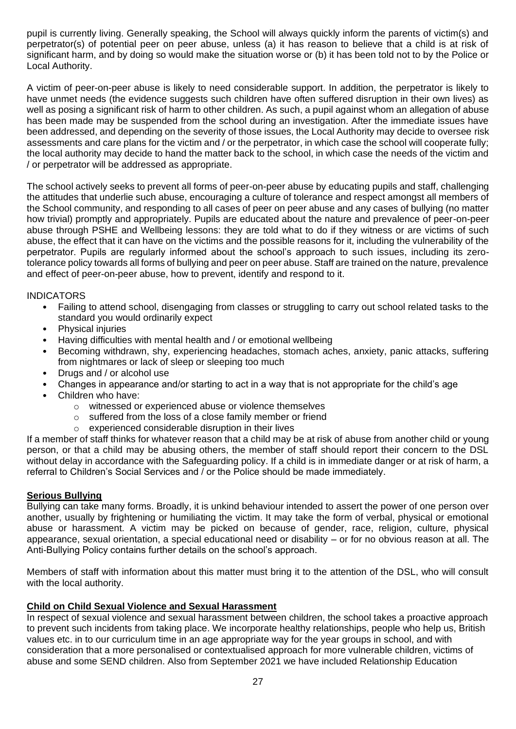pupil is currently living. Generally speaking, the School will always quickly inform the parents of victim(s) and perpetrator(s) of potential peer on peer abuse, unless (a) it has reason to believe that a child is at risk of significant harm, and by doing so would make the situation worse or (b) it has been told not to by the Police or Local Authority.

A victim of peer-on-peer abuse is likely to need considerable support. In addition, the perpetrator is likely to have unmet needs (the evidence suggests such children have often suffered disruption in their own lives) as well as posing a significant risk of harm to other children. As such, a pupil against whom an allegation of abuse has been made may be suspended from the school during an investigation. After the immediate issues have been addressed, and depending on the severity of those issues, the Local Authority may decide to oversee risk assessments and care plans for the victim and / or the perpetrator, in which case the school will cooperate fully; the local authority may decide to hand the matter back to the school, in which case the needs of the victim and / or perpetrator will be addressed as appropriate.

The school actively seeks to prevent all forms of peer-on-peer abuse by educating pupils and staff, challenging the attitudes that underlie such abuse, encouraging a culture of tolerance and respect amongst all members of the School community, and responding to all cases of peer on peer abuse and any cases of bullying (no matter how trivial) promptly and appropriately. Pupils are educated about the nature and prevalence of peer-on-peer abuse through PSHE and Wellbeing lessons: they are told what to do if they witness or are victims of such abuse, the effect that it can have on the victims and the possible reasons for it, including the vulnerability of the perpetrator. Pupils are regularly informed about the school's approach to such issues, including its zero-tolerance policy towards all forms of bullying and peer on peer abuse. Staff are trained on the nature, prevalence and effect of peer-on-peer abuse, how to prevent, identify and respond to it.

INDICATORS

- Failing to attend school, disengaging from classes or struggling to carry out school related tasks to the standard you would ordinarily expect
- Physical injuries
- Having difficulties with mental health and / or emotional wellbeing
- Becoming withdrawn, shy, experiencing headaches, stomach aches, anxiety, panic attacks, suffering from nightmares or lack of sleep or sleeping too much
- Drugs and / or alcohol use
- Changes in appearance and/or starting to act in a way that is not appropriate for the child's age
- Children who have:
  - witnessed or experienced abuse or violence themselves
  - suffered from the loss of a close family member or friend
  - experienced considerable disruption in their lives

If a member of staff thinks for whatever reason that a child may be at risk of abuse from another child or young person, or that a child may be abusing others, the member of staff should report their concern to the DSL without delay in accordance with the Safeguarding policy. If a child is in immediate danger or at risk of harm, a referral to Children's Social Services and / or the Police should be made immediately.

**Serious Bullying**

Bullying can take many forms. Broadly, it is unkind behaviour intended to assert the power of one person over another, usually by frightening or humiliating the victim. It may take the form of verbal, physical or emotional abuse or harassment. A victim may be picked on because of gender, race, religion, culture, physical appearance, sexual orientation, a special educational need or disability – or for no obvious reason at all. The Anti-Bullying Policy contains further details on the school's approach.

Members of staff with information about this matter must bring it to the attention of the DSL, who will consult with the local authority.

**Child on Child Sexual Violence and Sexual Harassment**

In respect of sexual violence and sexual harassment between children, the school takes a proactive approach to prevent such incidents from taking place. We incorporate healthy relationships, people who help us, British values etc. in to our curriculum time in an age appropriate way for the year groups in school, and with consideration that a more personalised or contextualised approach for more vulnerable children, victims of abuse and some SEND children. Also from September 2021 we have included Relationship Education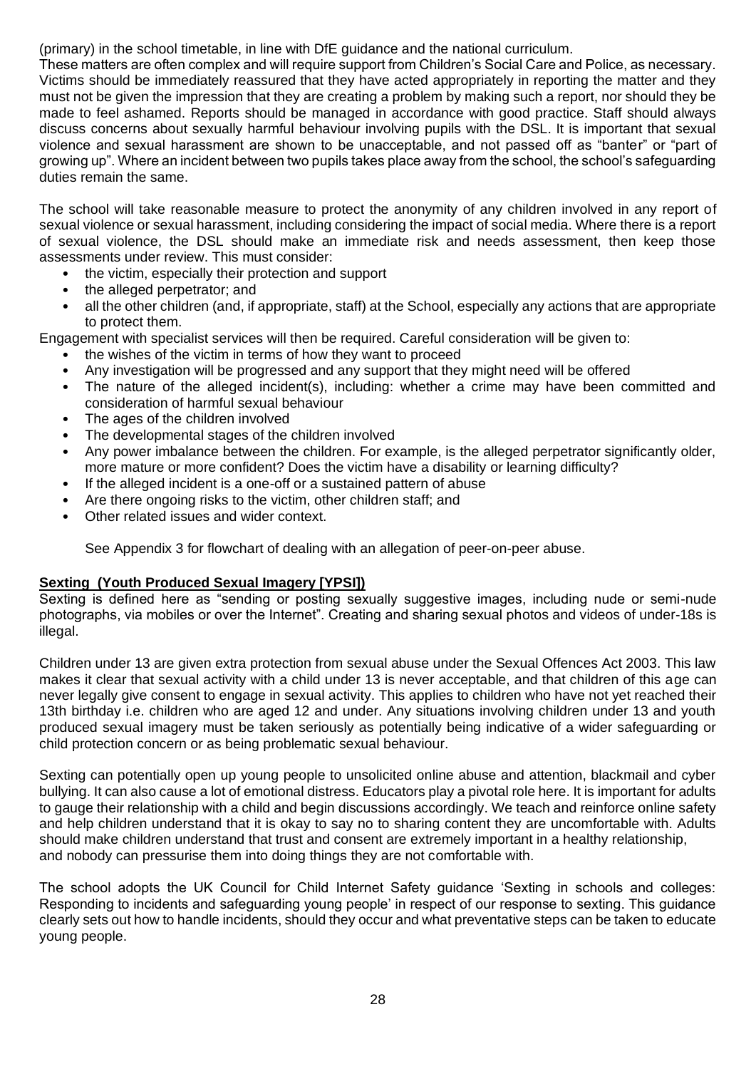(primary) in the school timetable, in line with DfE guidance and the national curriculum.

These matters are often complex and will require support from Children's Social Care and Police, as necessary. Victims should be immediately reassured that they have acted appropriately in reporting the matter and they must not be given the impression that they are creating a problem by making such a report, nor should they be made to feel ashamed. Reports should be managed in accordance with good practice. Staff should always discuss concerns about sexually harmful behaviour involving pupils with the DSL. It is important that sexual violence and sexual harassment are shown to be unacceptable, and not passed off as "banter" or "part of growing up". Where an incident between two pupils takes place away from the school, the school's safeguarding duties remain the same.

The school will take reasonable measure to protect the anonymity of any children involved in any report of sexual violence or sexual harassment, including considering the impact of social media. Where there is a report of sexual violence, the DSL should make an immediate risk and needs assessment, then keep those assessments under review. This must consider:

- the victim, especially their protection and support
- the alleged perpetrator; and
- all the other children (and, if appropriate, staff) at the School, especially any actions that are appropriate to protect them.

Engagement with specialist services will then be required. Careful consideration will be given to:

- the wishes of the victim in terms of how they want to proceed
- Any investigation will be progressed and any support that they might need will be offered
- The nature of the alleged incident(s), including: whether a crime may have been committed and consideration of harmful sexual behaviour
- The ages of the children involved
- The developmental stages of the children involved
- Any power imbalance between the children. For example, is the alleged perpetrator significantly older, more mature or more confident? Does the victim have a disability or learning difficulty?
- If the alleged incident is a one-off or a sustained pattern of abuse
- Are there ongoing risks to the victim, other children staff; and
- Other related issues and wider context.

See Appendix 3 for flowchart of dealing with an allegation of peer-on-peer abuse.

**Sexting (Youth Produced Sexual Imagery [YPSI])**

Sexting is defined here as "sending or posting sexually suggestive images, including nude or semi-nude photographs, via mobiles or over the Internet". Creating and sharing sexual photos and videos of under-18s is illegal.

Children under 13 are given extra protection from sexual abuse under the Sexual Offences Act 2003. This law makes it clear that sexual activity with a child under 13 is never acceptable, and that children of this age can never legally give consent to engage in sexual activity. This applies to children who have not yet reached their 13th birthday i.e. children who are aged 12 and under. Any situations involving children under 13 and youth produced sexual imagery must be taken seriously as potentially being indicative of a wider safeguarding or child protection concern or as being problematic sexual behaviour.

Sexting can potentially open up young people to unsolicited online abuse and attention, blackmail and cyber bullying. It can also cause a lot of emotional distress. Educators play a pivotal role here. It is important for adults to gauge their relationship with a child and begin discussions accordingly. We teach and reinforce online safety and help children understand that it is okay to say no to sharing content they are uncomfortable with. Adults should make children understand that trust and consent are extremely important in a healthy relationship, and nobody can pressurise them into doing things they are not comfortable with.

The school adopts the UK Council for Child Internet Safety guidance 'Sexting in schools and colleges: Responding to incidents and safeguarding young people' in respect of our response to sexting. This guidance clearly sets out how to handle incidents, should they occur and what preventative steps can be taken to educate young people.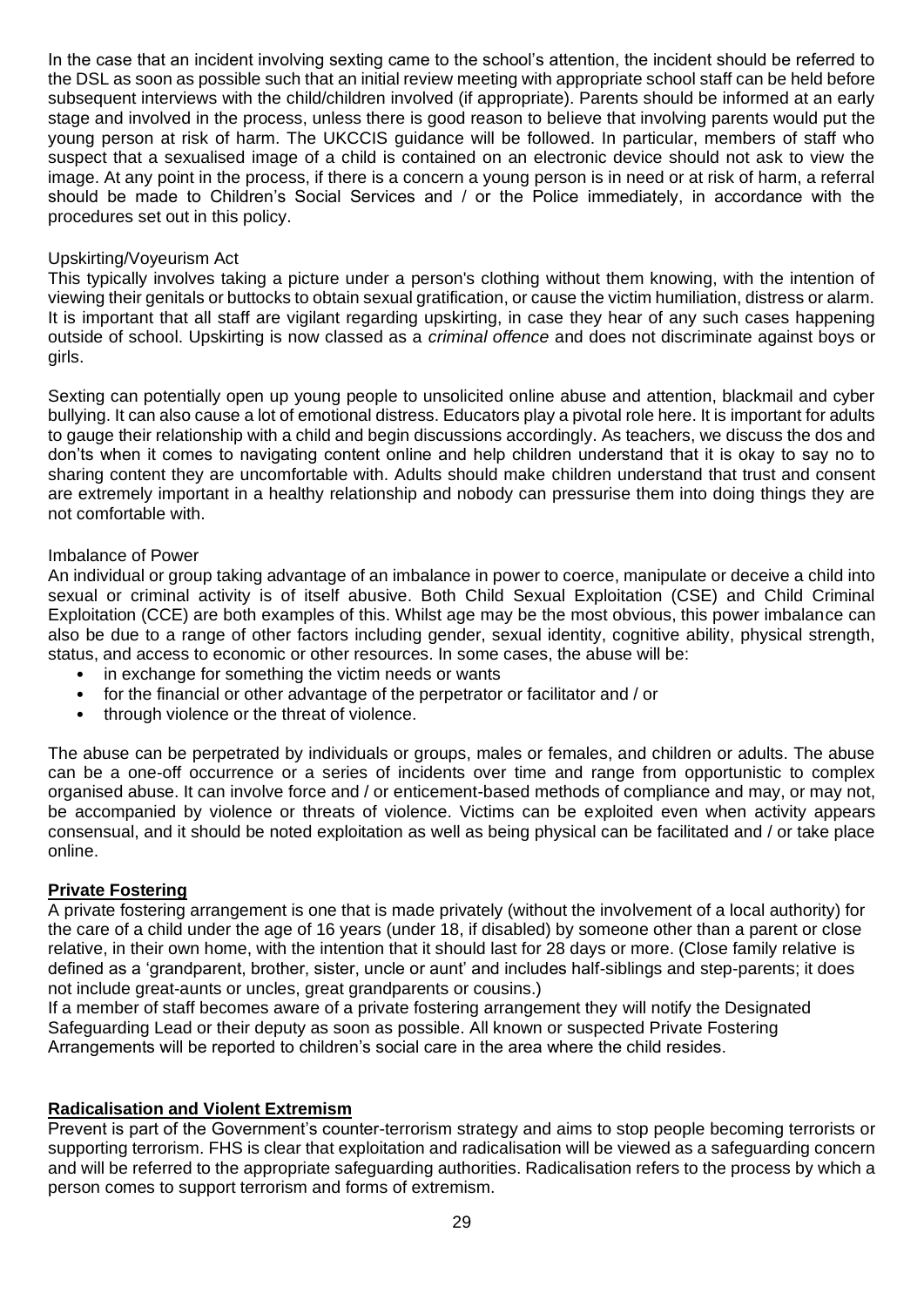In the case that an incident involving sexting came to the school's attention, the incident should be referred to the DSL as soon as possible such that an initial review meeting with appropriate school staff can be held before subsequent interviews with the child/children involved (if appropriate). Parents should be informed at an early stage and involved in the process, unless there is good reason to believe that involving parents would put the young person at risk of harm. The UKCCIS guidance will be followed. In particular, members of staff who suspect that a sexualised image of a child is contained on an electronic device should not ask to view the image. At any point in the process, if there is a concern a young person is in need or at risk of harm, a referral should be made to Children's Social Services and / or the Police immediately, in accordance with the procedures set out in this policy.

Upskirting/Voyeurism Act

This typically involves taking a picture under a person's clothing without them knowing, with the intention of viewing their genitals or buttocks to obtain sexual gratification, or cause the victim humiliation, distress or alarm. It is important that all staff are vigilant regarding upskirting, in case they hear of any such cases happening outside of school. Upskirting is now classed as a *criminal offence* and does not discriminate against boys or girls.

Sexting can potentially open up young people to unsolicited online abuse and attention, blackmail and cyber bullying. It can also cause a lot of emotional distress. Educators play a pivotal role here. It is important for adults to gauge their relationship with a child and begin discussions accordingly. As teachers, we discuss the dos and don'ts when it comes to navigating content online and help children understand that it is okay to say no to sharing content they are uncomfortable with. Adults should make children understand that trust and consent are extremely important in a healthy relationship and nobody can pressurise them into doing things they are not comfortable with.

Imbalance of Power

An individual or group taking advantage of an imbalance in power to coerce, manipulate or deceive a child into sexual or criminal activity is of itself abusive. Both Child Sexual Exploitation (CSE) and Child Criminal Exploitation (CCE) are both examples of this. Whilst age may be the most obvious, this power imbalance can also be due to a range of other factors including gender, sexual identity, cognitive ability, physical strength, status, and access to economic or other resources. In some cases, the abuse will be:

- in exchange for something the victim needs or wants
- for the financial or other advantage of the perpetrator or facilitator and / or
- through violence or the threat of violence.

The abuse can be perpetrated by individuals or groups, males or females, and children or adults. The abuse can be a one-off occurrence or a series of incidents over time and range from opportunistic to complex organised abuse. It can involve force and / or enticement-based methods of compliance and may, or may not, be accompanied by violence or threats of violence. Victims can be exploited even when activity appears consensual, and it should be noted exploitation as well as being physical can be facilitated and / or take place online.

**Private Fostering**

A private fostering arrangement is one that is made privately (without the involvement of a local authority) for the care of a child under the age of 16 years (under 18, if disabled) by someone other than a parent or close relative, in their own home, with the intention that it should last for 28 days or more. (Close family relative is defined as a 'grandparent, brother, sister, uncle or aunt' and includes half-siblings and step-parents; it does not include great-aunts or uncles, great grandparents or cousins.)

If a member of staff becomes aware of a private fostering arrangement they will notify the Designated Safeguarding Lead or their deputy as soon as possible. All known or suspected Private Fostering Arrangements will be reported to children's social care in the area where the child resides.

**Radicalisation and Violent Extremism**

Prevent is part of the Government's counter-terrorism strategy and aims to stop people becoming terrorists or supporting terrorism. FHS is clear that exploitation and radicalisation will be viewed as a safeguarding concern and will be referred to the appropriate safeguarding authorities. Radicalisation refers to the process by which a person comes to support terrorism and forms of extremism.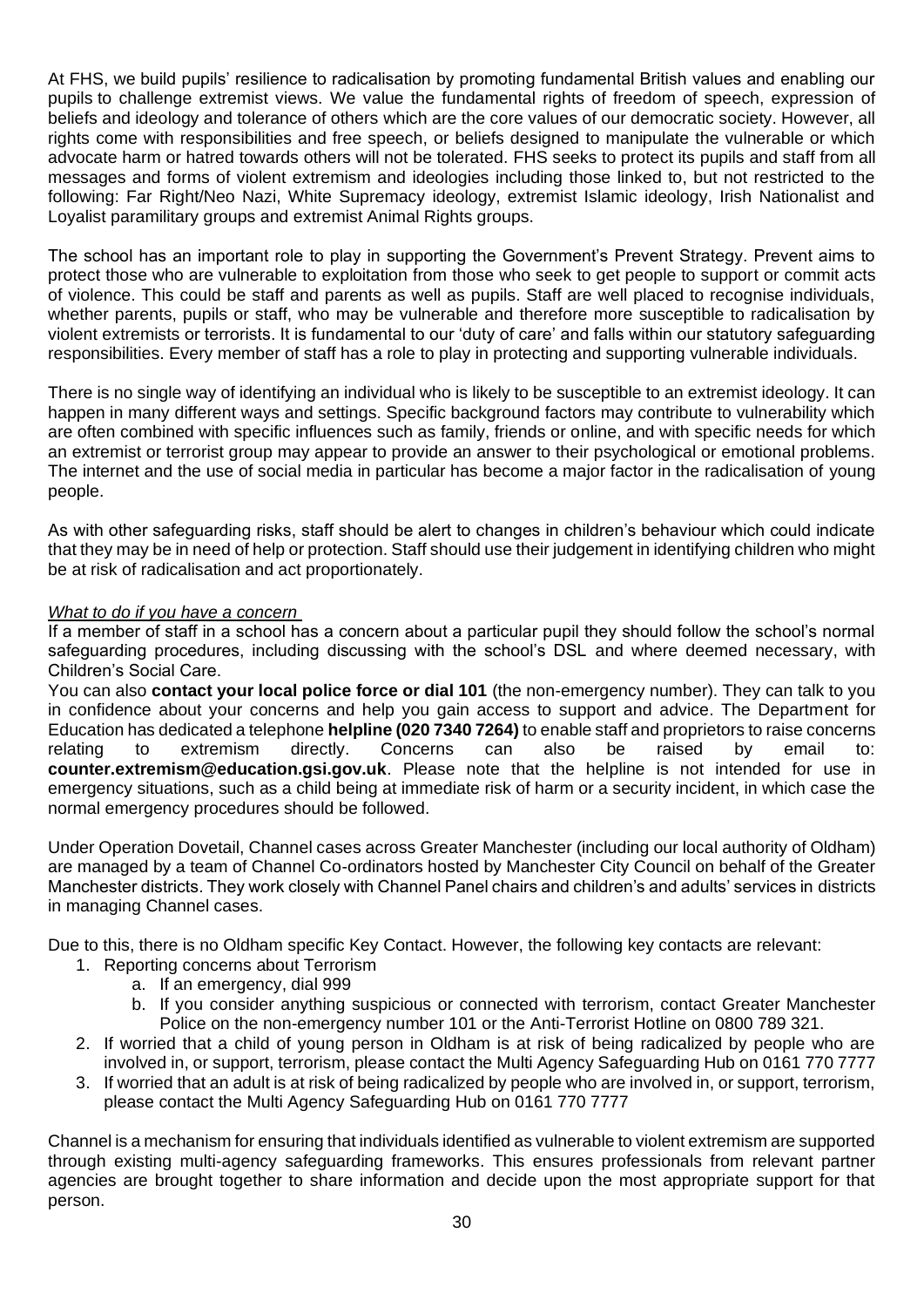At FHS, we build pupils' resilience to radicalisation by promoting fundamental British values and enabling our pupils to challenge extremist views. We value the fundamental rights of freedom of speech, expression of beliefs and ideology and tolerance of others which are the core values of our democratic society. However, all rights come with responsibilities and free speech, or beliefs designed to manipulate the vulnerable or which advocate harm or hatred towards others will not be tolerated. FHS seeks to protect its pupils and staff from all messages and forms of violent extremism and ideologies including those linked to, but not restricted to the following: Far Right/Neo Nazi, White Supremacy ideology, extremist Islamic ideology, Irish Nationalist and Loyalist paramilitary groups and extremist Animal Rights groups.

The school has an important role to play in supporting the Government's Prevent Strategy. Prevent aims to protect those who are vulnerable to exploitation from those who seek to get people to support or commit acts of violence. This could be staff and parents as well as pupils. Staff are well placed to recognise individuals, whether parents, pupils or staff, who may be vulnerable and therefore more susceptible to radicalisation by violent extremists or terrorists. It is fundamental to our 'duty of care' and falls within our statutory safeguarding responsibilities. Every member of staff has a role to play in protecting and supporting vulnerable individuals.

There is no single way of identifying an individual who is likely to be susceptible to an extremist ideology. It can happen in many different ways and settings. Specific background factors may contribute to vulnerability which are often combined with specific influences such as family, friends or online, and with specific needs for which an extremist or terrorist group may appear to provide an answer to their psychological or emotional problems. The internet and the use of social media in particular has become a major factor in the radicalisation of young people.

As with other safeguarding risks, staff should be alert to changes in children's behaviour which could indicate that they may be in need of help or protection. Staff should use their judgement in identifying children who might be at risk of radicalisation and act proportionately.

*What to do if you have a concern*

If a member of staff in a school has a concern about a particular pupil they should follow the school's normal safeguarding procedures, including discussing with the school's DSL and where deemed necessary, with Children's Social Care.

You can also **contact your local police force or dial 101** (the non-emergency number). They can talk to you in confidence about your concerns and help you gain access to support and advice. The Department for Education has dedicated a telephone **helpline (020 7340 7264)** to enable staff and proprietors to raise concerns relating to extremism directly. Concerns can also be raised by email to: **counter.extremism@education.gsi.gov.uk**. Please note that the helpline is not intended for use in emergency situations, such as a child being at immediate risk of harm or a security incident, in which case the normal emergency procedures should be followed.

Under Operation Dovetail, Channel cases across Greater Manchester (including our local authority of Oldham) are managed by a team of Channel Co-ordinators hosted by Manchester City Council on behalf of the Greater Manchester districts. They work closely with Channel Panel chairs and children's and adults' services in districts in managing Channel cases.

Due to this, there is no Oldham specific Key Contact. However, the following key contacts are relevant:

1. Reporting concerns about Terrorism
   a. If an emergency, dial 999
   b. If you consider anything suspicious or connected with terrorism, contact Greater Manchester Police on the non-emergency number 101 or the Anti-Terrorist Hotline on 0800 789 321.
2. If worried that a child of young person in Oldham is at risk of being radicalized by people who are involved in, or support, terrorism, please contact the Multi Agency Safeguarding Hub on 0161 770 7777
3. If worried that an adult is at risk of being radicalized by people who are involved in, or support, terrorism, please contact the Multi Agency Safeguarding Hub on 0161 770 7777

Channel is a mechanism for ensuring that individuals identified as vulnerable to violent extremism are supported through existing multi-agency safeguarding frameworks. This ensures professionals from relevant partner agencies are brought together to share information and decide upon the most appropriate support for that person.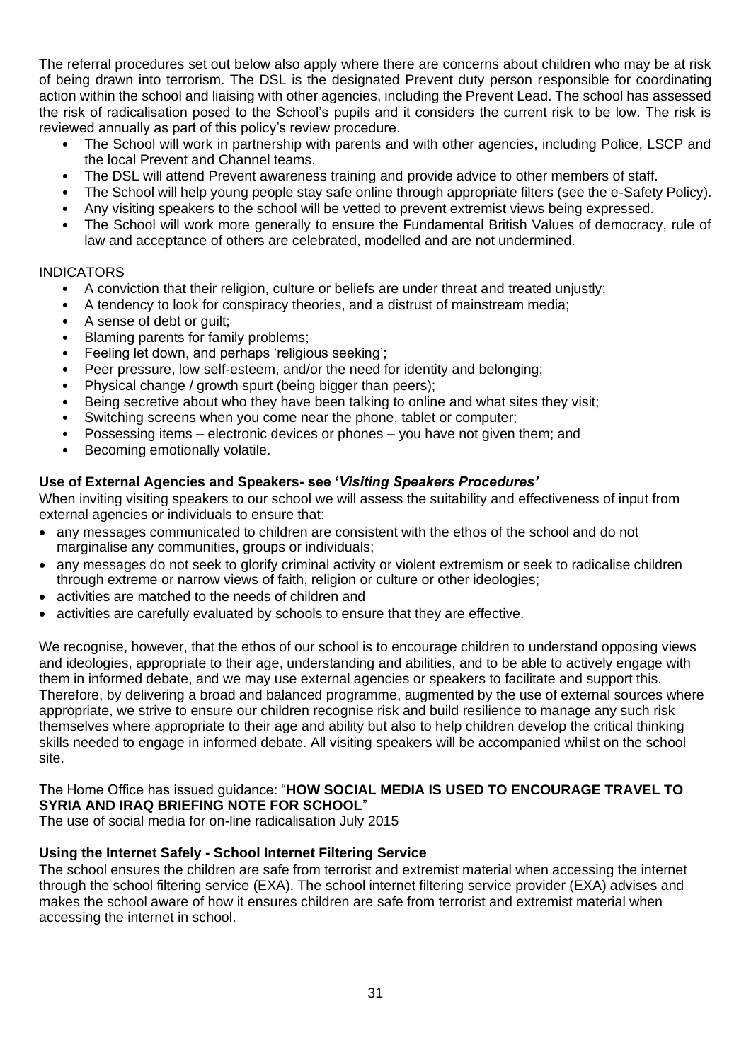The referral procedures set out below also apply where there are concerns about children who may be at risk of being drawn into terrorism. The DSL is the designated Prevent duty person responsible for coordinating action within the school and liaising with other agencies, including the Prevent Lead. The school has assessed the risk of radicalisation posed to the School's pupils and it considers the current risk to be low. The risk is reviewed annually as part of this policy's review procedure.

- The School will work in partnership with parents and with other agencies, including Police, LSCP and the local Prevent and Channel teams.
- The DSL will attend Prevent awareness training and provide advice to other members of staff.
- The School will help young people stay safe online through appropriate filters (see the e-Safety Policy).
- Any visiting speakers to the school will be vetted to prevent extremist views being expressed.
- The School will work more generally to ensure the Fundamental British Values of democracy, rule of law and acceptance of others are celebrated, modelled and are not undermined.

INDICATORS

- A conviction that their religion, culture or beliefs are under threat and treated unjustly;
- A tendency to look for conspiracy theories, and a distrust of mainstream media;
- A sense of debt or guilt;
- Blaming parents for family problems;
- Feeling let down, and perhaps 'religious seeking';
- Peer pressure, low self-esteem, and/or the need for identity and belonging;
- Physical change / growth spurt (being bigger than peers);
- Being secretive about who they have been talking to online and what sites they visit;
- Switching screens when you come near the phone, tablet or computer;
- Possessing items – electronic devices or phones – you have not given them; and
- Becoming emotionally volatile.

**Use of External Agencies and Speakers- see '*Visiting Speakers Procedures'***

When inviting visiting speakers to our school we will assess the suitability and effectiveness of input from external agencies or individuals to ensure that:

- any messages communicated to children are consistent with the ethos of the school and do not marginalise any communities, groups or individuals;
- any messages do not seek to glorify criminal activity or violent extremism or seek to radicalise children through extreme or narrow views of faith, religion or culture or other ideologies;
- activities are matched to the needs of children and
- activities are carefully evaluated by schools to ensure that they are effective.

We recognise, however, that the ethos of our school is to encourage children to understand opposing views and ideologies, appropriate to their age, understanding and abilities, and to be able to actively engage with them in informed debate, and we may use external agencies or speakers to facilitate and support this. Therefore, by delivering a broad and balanced programme, augmented by the use of external sources where appropriate, we strive to ensure our children recognise risk and build resilience to manage any such risk themselves where appropriate to their age and ability but also to help children develop the critical thinking skills needed to engage in informed debate. All visiting speakers will be accompanied whilst on the school site.

The Home Office has issued guidance: "**HOW SOCIAL MEDIA IS USED TO ENCOURAGE TRAVEL TO SYRIA AND IRAQ BRIEFING NOTE FOR SCHOOL**"

The use of social media for on-line radicalisation July 2015

**Using the Internet Safely - School Internet Filtering Service**

The school ensures the children are safe from terrorist and extremist material when accessing the internet through the school filtering service (EXA). The school internet filtering service provider (EXA) advises and makes the school aware of how it ensures children are safe from terrorist and extremist material when accessing the internet in school.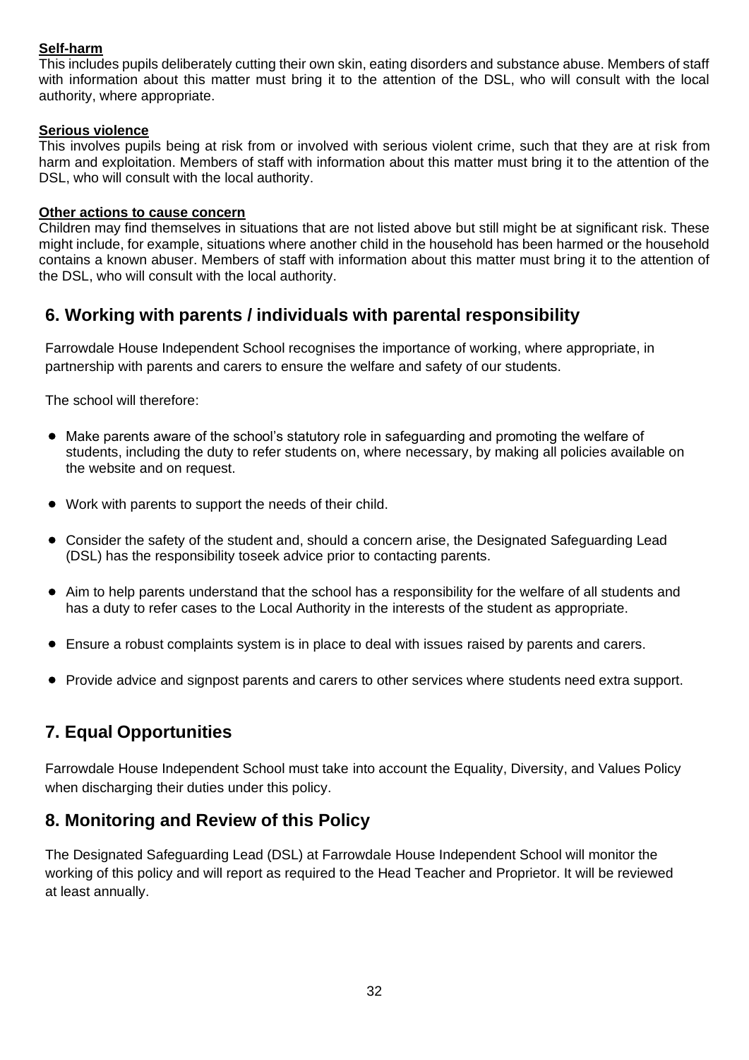**Self-harm**

This includes pupils deliberately cutting their own skin, eating disorders and substance abuse. Members of staff with information about this matter must bring it to the attention of the DSL, who will consult with the local authority, where appropriate.

**Serious violence**

This involves pupils being at risk from or involved with serious violent crime, such that they are at risk from harm and exploitation. Members of staff with information about this matter must bring it to the attention of the DSL, who will consult with the local authority.

**Other actions to cause concern**

Children may find themselves in situations that are not listed above but still might be at significant risk. These might include, for example, situations where another child in the household has been harmed or the household contains a known abuser. Members of staff with information about this matter must bring it to the attention of the DSL, who will consult with the local authority.

## 6. Working with parents / individuals with parental responsibility

Farrowdale House Independent School recognises the importance of working, where appropriate, in partnership with parents and carers to ensure the welfare and safety of our students.

The school will therefore:

- Make parents aware of the school's statutory role in safeguarding and promoting the welfare of students, including the duty to refer students on, where necessary, by making all policies available on the website and on request.
- Work with parents to support the needs of their child.
- Consider the safety of the student and, should a concern arise, the Designated Safeguarding Lead (DSL) has the responsibility toseek advice prior to contacting parents.
- Aim to help parents understand that the school has a responsibility for the welfare of all students and has a duty to refer cases to the Local Authority in the interests of the student as appropriate.
- Ensure a robust complaints system is in place to deal with issues raised by parents and carers.
- Provide advice and signpost parents and carers to other services where students need extra support.

## 7. Equal Opportunities

Farrowdale House Independent School must take into account the Equality, Diversity, and Values Policy when discharging their duties under this policy.

## 8. Monitoring and Review of this Policy

The Designated Safeguarding Lead (DSL) at Farrowdale House Independent School will monitor the working of this policy and will report as required to the Head Teacher and Proprietor. It will be reviewed at least annually.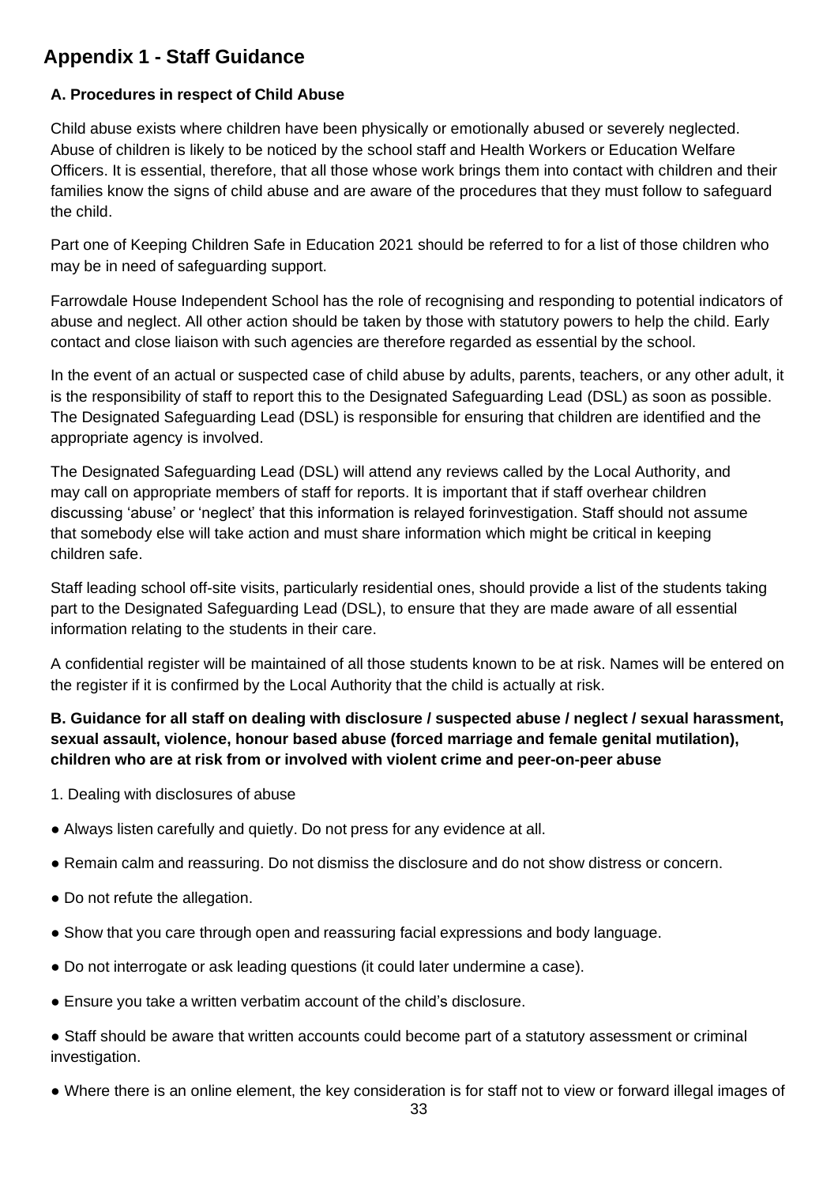## Appendix 1 - Staff Guidance

### A. Procedures in respect of Child Abuse

Child abuse exists where children have been physically or emotionally abused or severely neglected. Abuse of children is likely to be noticed by the school staff and Health Workers or Education Welfare Officers. It is essential, therefore, that all those whose work brings them into contact with children and their families know the signs of child abuse and are aware of the procedures that they must follow to safeguard the child.

Part one of Keeping Children Safe in Education 2021 should be referred to for a list of those children who may be in need of safeguarding support.

Farrowdale House Independent School has the role of recognising and responding to potential indicators of abuse and neglect. All other action should be taken by those with statutory powers to help the child. Early contact and close liaison with such agencies are therefore regarded as essential by the school.

In the event of an actual or suspected case of child abuse by adults, parents, teachers, or any other adult, it is the responsibility of staff to report this to the Designated Safeguarding Lead (DSL) as soon as possible. The Designated Safeguarding Lead (DSL) is responsible for ensuring that children are identified and the appropriate agency is involved.

The Designated Safeguarding Lead (DSL) will attend any reviews called by the Local Authority, and may call on appropriate members of staff for reports. It is important that if staff overhear children discussing 'abuse' or 'neglect' that this information is relayed forinvestigation. Staff should not assume that somebody else will take action and must share information which might be critical in keeping children safe.

Staff leading school off-site visits, particularly residential ones, should provide a list of the students taking part to the Designated Safeguarding Lead (DSL), to ensure that they are made aware of all essential information relating to the students in their care.

A confidential register will be maintained of all those students known to be at risk. Names will be entered on the register if it is confirmed by the Local Authority that the child is actually at risk.

### B. Guidance for all staff on dealing with disclosure / suspected abuse / neglect / sexual harassment, sexual assault, violence, honour based abuse (forced marriage and female genital mutilation), children who are at risk from or involved with violent crime and peer-on-peer abuse

1. Dealing with disclosures of abuse

- Always listen carefully and quietly. Do not press for any evidence at all.
- Remain calm and reassuring. Do not dismiss the disclosure and do not show distress or concern.
- Do not refute the allegation.
- Show that you care through open and reassuring facial expressions and body language.
- Do not interrogate or ask leading questions (it could later undermine a case).
- Ensure you take a written verbatim account of the child's disclosure.
- Staff should be aware that written accounts could become part of a statutory assessment or criminal investigation.
- Where there is an online element, the key consideration is for staff not to view or forward illegal images of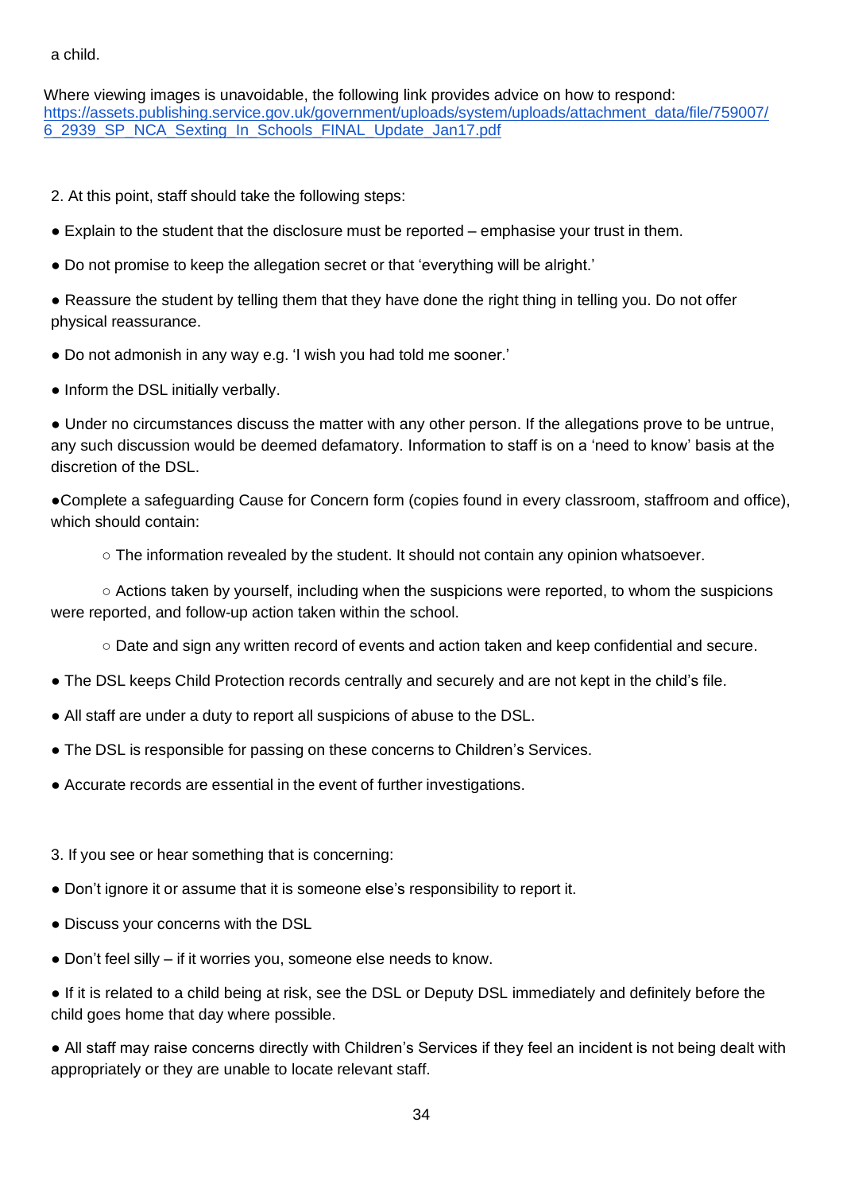a child.

Where viewing images is unavoidable, the following link provides advice on how to respond: [https://assets.publishing.service.gov.uk/government/uploads/system/uploads/attachment_data/file/759007/6_2939_SP_NCA_Sexting_In_Schools_FINAL_Update_Jan17.pdf](https://assets.publishing.service.gov.uk/government/uploads/system/uploads/attachment_data/file/759007/6_2939_SP_NCA_Sexting_In_Schools_FINAL_Update_Jan17.pdf)

2. At this point, staff should take the following steps:

- Explain to the student that the disclosure must be reported – emphasise your trust in them.
- Do not promise to keep the allegation secret or that 'everything will be alright.'
- Reassure the student by telling them that they have done the right thing in telling you. Do not offer physical reassurance.
- Do not admonish in any way e.g. 'I wish you had told me sooner.'
- Inform the DSL initially verbally.
- Under no circumstances discuss the matter with any other person. If the allegations prove to be untrue, any such discussion would be deemed defamatory. Information to staff is on a 'need to know' basis at the discretion of the DSL.
- Complete a safeguarding Cause for Concern form (copies found in every classroom, staffroom and office), which should contain:
  - The information revealed by the student. It should not contain any opinion whatsoever.
  - Actions taken by yourself, including when the suspicions were reported, to whom the suspicions were reported, and follow-up action taken within the school.
  - Date and sign any written record of events and action taken and keep confidential and secure.
- The DSL keeps Child Protection records centrally and securely and are not kept in the child's file.
- All staff are under a duty to report all suspicions of abuse to the DSL.
- The DSL is responsible for passing on these concerns to Children's Services.
- Accurate records are essential in the event of further investigations.

3. If you see or hear something that is concerning:

- Don't ignore it or assume that it is someone else's responsibility to report it.
- Discuss your concerns with the DSL
- Don't feel silly – if it worries you, someone else needs to know.
- If it is related to a child being at risk, see the DSL or Deputy DSL immediately and definitely before the child goes home that day where possible.
- All staff may raise concerns directly with Children's Services if they feel an incident is not being dealt with appropriately or they are unable to locate relevant staff.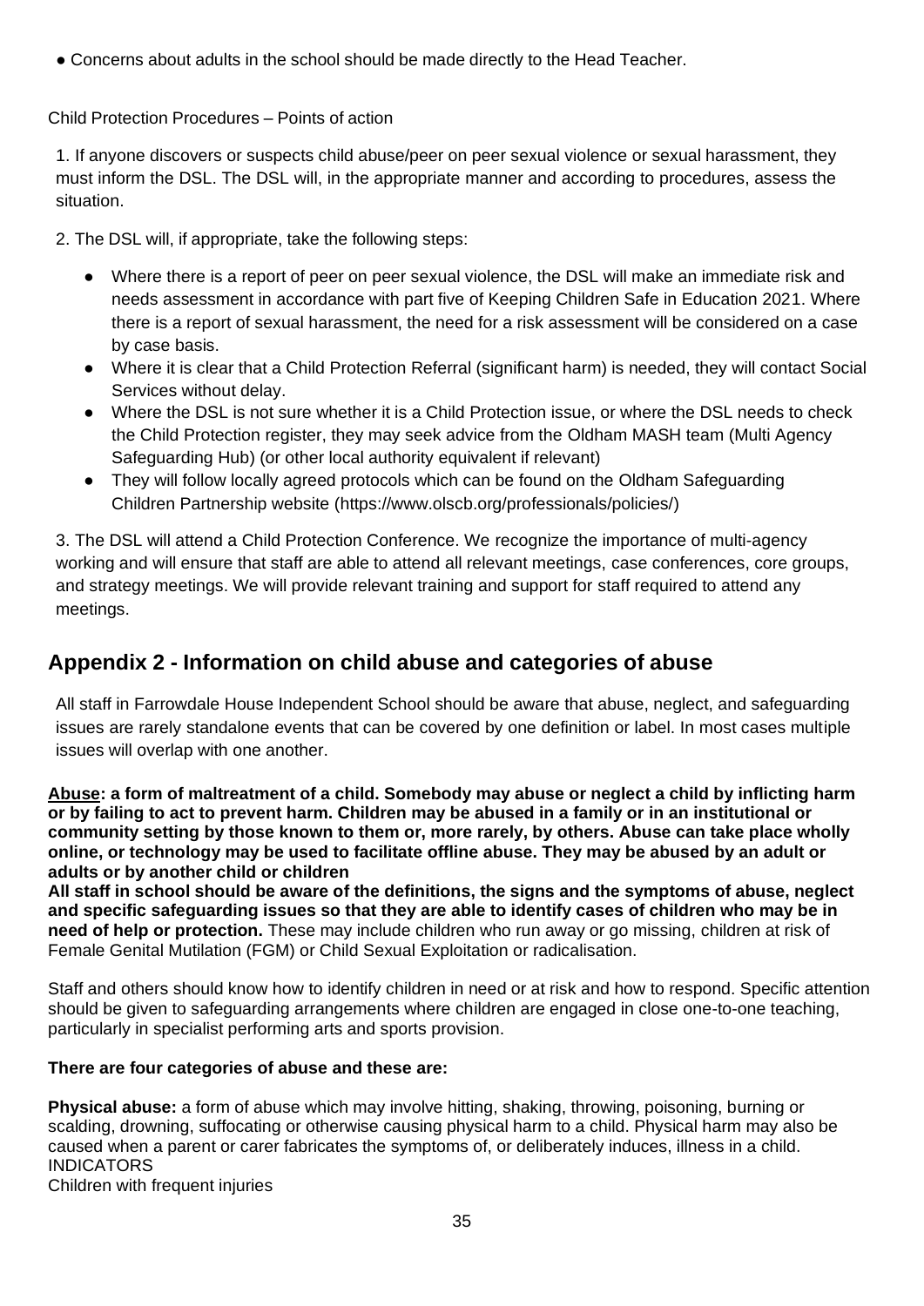- Concerns about adults in the school should be made directly to the Head Teacher.

Child Protection Procedures – Points of action

1. If anyone discovers or suspects child abuse/peer on peer sexual violence or sexual harassment, they must inform the DSL. The DSL will, in the appropriate manner and according to procedures, assess the situation.

2. The DSL will, if appropriate, take the following steps:

   - Where there is a report of peer on peer sexual violence, the DSL will make an immediate risk and needs assessment in accordance with part five of Keeping Children Safe in Education 2021. Where there is a report of sexual harassment, the need for a risk assessment will be considered on a case by case basis.
   - Where it is clear that a Child Protection Referral (significant harm) is needed, they will contact Social Services without delay.
   - Where the DSL is not sure whether it is a Child Protection issue, or where the DSL needs to check the Child Protection register, they may seek advice from the Oldham MASH team (Multi Agency Safeguarding Hub) (or other local authority equivalent if relevant)
   - They will follow locally agreed protocols which can be found on the Oldham Safeguarding Children Partnership website (https://www.olscb.org/professionals/policies/)

3. The DSL will attend a Child Protection Conference. We recognize the importance of multi-agency working and will ensure that staff are able to attend all relevant meetings, case conferences, core groups, and strategy meetings. We will provide relevant training and support for staff required to attend any meetings.

## Appendix 2 - Information on child abuse and categories of abuse

All staff in Farrowdale House Independent School should be aware that abuse, neglect, and safeguarding issues are rarely standalone events that can be covered by one definition or label. In most cases multiple issues will overlap with one another.

**Abuse: a form of maltreatment of a child. Somebody may abuse or neglect a child by inflicting harm or by failing to act to prevent harm. Children may be abused in a family or in an institutional or community setting by those known to them or, more rarely, by others. Abuse can take place wholly online, or technology may be used to facilitate offline abuse. They may be abused by an adult or adults or by another child or children**

**All staff in school should be aware of the definitions, the signs and the symptoms of abuse, neglect and specific safeguarding issues so that they are able to identify cases of children who may be in need of help or protection.** These may include children who run away or go missing, children at risk of Female Genital Mutilation (FGM) or Child Sexual Exploitation or radicalisation.

Staff and others should know how to identify children in need or at risk and how to respond. Specific attention should be given to safeguarding arrangements where children are engaged in close one-to-one teaching, particularly in specialist performing arts and sports provision.

**There are four categories of abuse and these are:**

**Physical abuse:** a form of abuse which may involve hitting, shaking, throwing, poisoning, burning or scalding, drowning, suffocating or otherwise causing physical harm to a child. Physical harm may also be caused when a parent or carer fabricates the symptoms of, or deliberately induces, illness in a child.
INDICATORS
Children with frequent injuries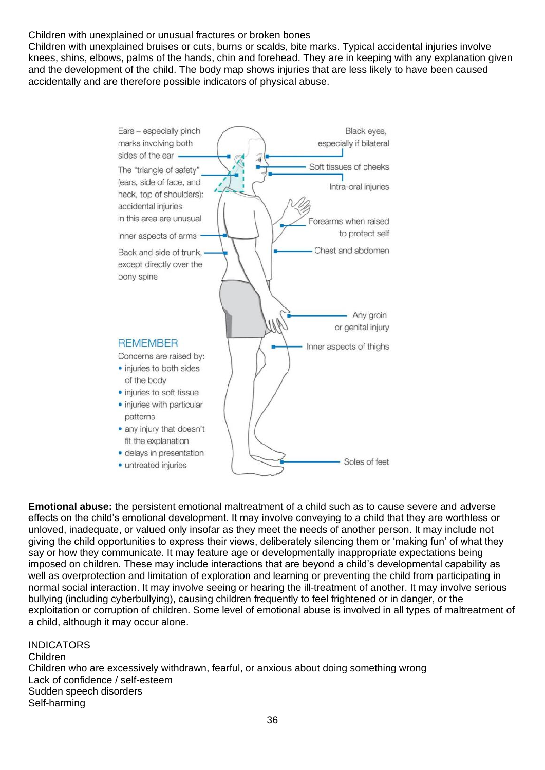Children with unexplained or unusual fractures or broken bones
Children with unexplained bruises or cuts, burns or scalds, bite marks. Typical accidental injuries involve knees, shins, elbows, palms of the hands, chin and forehead. They are in keeping with any explanation given and the development of the child. The body map shows injuries that are less likely to have been caused accidentally and are therefore possible indicators of physical abuse.

Ears – especially pinch marks involving both sides of the ear

The "triangle of safety" (ears, side of face, and neck, top of shoulders): accidental injuries in this area are unusual

Inner aspects of arms

Back and side of trunk, except directly over the bony spine

Black eyes, especially if bilateral

Soft tissues of cheeks

Intra-oral injuries

Forearms when raised to protect self

Chest and abdomen

Any groin or genital injury

Inner aspects of thighs

Soles of feet

REMEMBER

Concerns are raised by:

- injuries to both sides of the body
- injuries to soft tissue
- injuries with particular patterns
- any injury that doesn't fit the explanation
- delays in presentation
- untreated injuries

**Emotional abuse:** the persistent emotional maltreatment of a child such as to cause severe and adverse effects on the child's emotional development. It may involve conveying to a child that they are worthless or unloved, inadequate, or valued only insofar as they meet the needs of another person. It may include not giving the child opportunities to express their views, deliberately silencing them or 'making fun' of what they say or how they communicate. It may feature age or developmentally inappropriate expectations being imposed on children. These may include interactions that are beyond a child's developmental capability as well as overprotection and limitation of exploration and learning or preventing the child from participating in normal social interaction. It may involve seeing or hearing the ill-treatment of another. It may involve serious bullying (including cyberbullying), causing children frequently to feel frightened or in danger, or the exploitation or corruption of children. Some level of emotional abuse is involved in all types of maltreatment of a child, although it may occur alone.

INDICATORS
Children
Children who are excessively withdrawn, fearful, or anxious about doing something wrong
Lack of confidence / self-esteem
Sudden speech disorders
Self-harming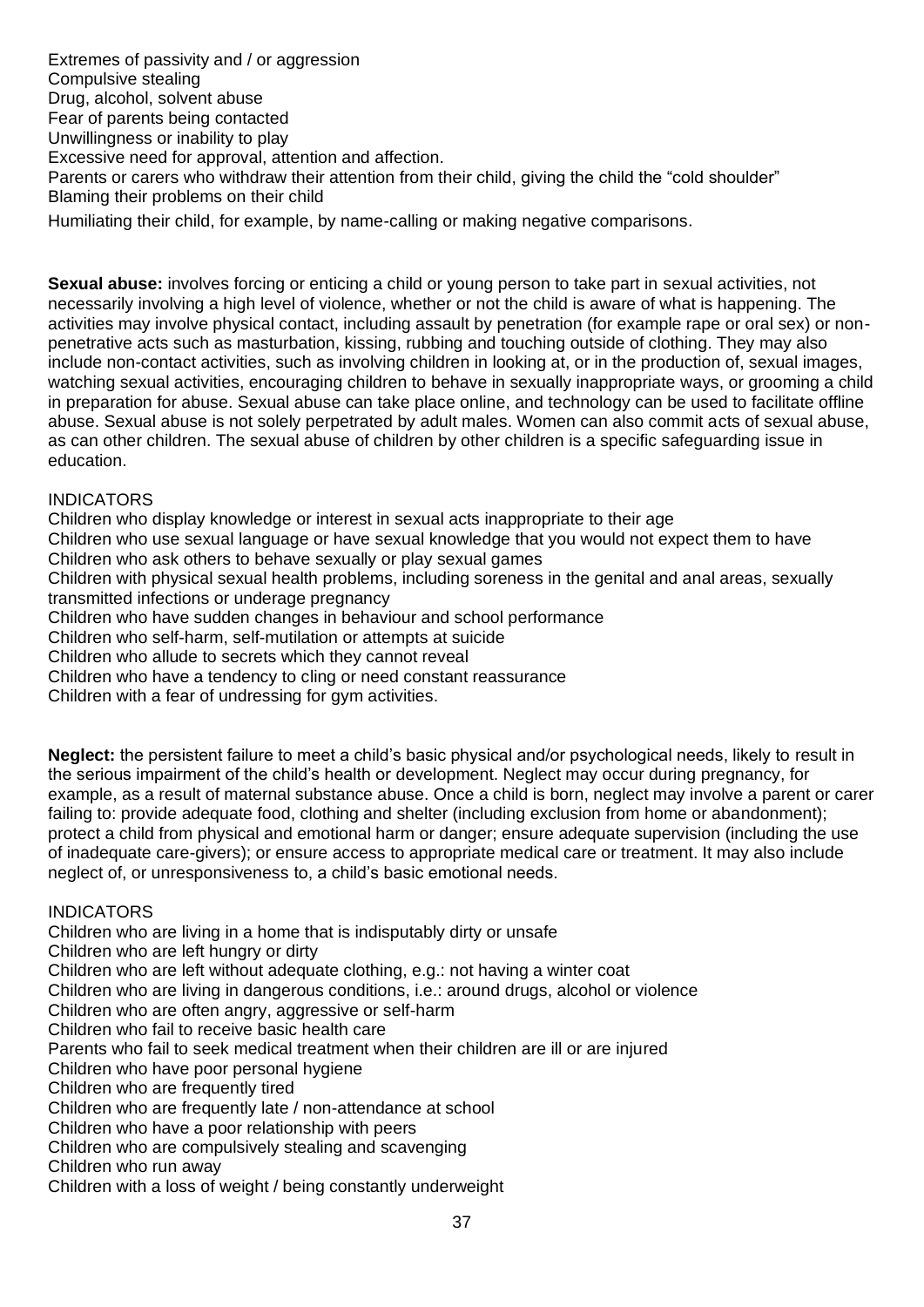Extremes of passivity and / or aggression
Compulsive stealing
Drug, alcohol, solvent abuse
Fear of parents being contacted
Unwillingness or inability to play
Excessive need for approval, attention and affection.
Parents or carers who withdraw their attention from their child, giving the child the "cold shoulder"
Blaming their problems on their child
Humiliating their child, for example, by name-calling or making negative comparisons.

**Sexual abuse:** involves forcing or enticing a child or young person to take part in sexual activities, not necessarily involving a high level of violence, whether or not the child is aware of what is happening. The activities may involve physical contact, including assault by penetration (for example rape or oral sex) or non-penetrative acts such as masturbation, kissing, rubbing and touching outside of clothing. They may also include non-contact activities, such as involving children in looking at, or in the production of, sexual images, watching sexual activities, encouraging children to behave in sexually inappropriate ways, or grooming a child in preparation for abuse. Sexual abuse can take place online, and technology can be used to facilitate offline abuse. Sexual abuse is not solely perpetrated by adult males. Women can also commit acts of sexual abuse, as can other children. The sexual abuse of children by other children is a specific safeguarding issue in education.

INDICATORS
Children who display knowledge or interest in sexual acts inappropriate to their age
Children who use sexual language or have sexual knowledge that you would not expect them to have
Children who ask others to behave sexually or play sexual games
Children with physical sexual health problems, including soreness in the genital and anal areas, sexually transmitted infections or underage pregnancy
Children who have sudden changes in behaviour and school performance
Children who self-harm, self-mutilation or attempts at suicide
Children who allude to secrets which they cannot reveal
Children who have a tendency to cling or need constant reassurance
Children with a fear of undressing for gym activities.

**Neglect:** the persistent failure to meet a child's basic physical and/or psychological needs, likely to result in the serious impairment of the child's health or development. Neglect may occur during pregnancy, for example, as a result of maternal substance abuse. Once a child is born, neglect may involve a parent or carer failing to: provide adequate food, clothing and shelter (including exclusion from home or abandonment); protect a child from physical and emotional harm or danger; ensure adequate supervision (including the use of inadequate care-givers); or ensure access to appropriate medical care or treatment. It may also include neglect of, or unresponsiveness to, a child's basic emotional needs.

INDICATORS
Children who are living in a home that is indisputably dirty or unsafe
Children who are left hungry or dirty
Children who are left without adequate clothing, e.g.: not having a winter coat
Children who are living in dangerous conditions, i.e.: around drugs, alcohol or violence
Children who are often angry, aggressive or self-harm
Children who fail to receive basic health care
Parents who fail to seek medical treatment when their children are ill or are injured
Children who have poor personal hygiene
Children who are frequently tired
Children who are frequently late / non-attendance at school
Children who have a poor relationship with peers
Children who are compulsively stealing and scavenging
Children who run away
Children with a loss of weight / being constantly underweight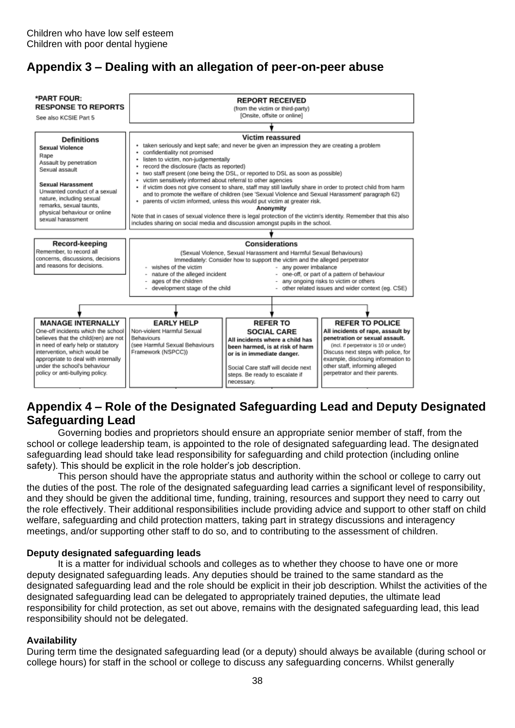Children who have low self esteem
Children with poor dental hygiene

## Appendix 3 – Dealing with an allegation of peer-on-peer abuse

**\*PART FOUR: RESPONSE TO REPORTS**
See also KCSIE Part 5

**REPORT RECEIVED**
(from the victim or third-party)
[Onsite, offsite or online]

**Definitions**

**Sexual Violence**
Rape
Assault by penetration
Sexual assault

**Sexual Harassment**
Unwanted conduct of a sexual nature, including sexual remarks, sexual taunts, physical behaviour or online sexual harassment

**Victim reassured**

- taken seriously and kept safe; and never be given an impression they are creating a problem
- confidentiality not promised
- listen to victim, non-judgementally
- record the disclosure (facts as reported)
- two staff present (one being the DSL, or reported to DSL as soon as possible)
- victim sensitively informed about referral to other agencies
- if victim does not give consent to share, staff may still lawfully share in order to protect child from harm and to promote the welfare of children (see 'Sexual Violence and Sexual Harassment' paragraph 62)
- parents of victim informed, unless this would put victim at greater risk.

**Anonymity**
Note that in cases of sexual violence there is legal protection of the victim's identity. Remember that this also includes sharing on social media and discussion amongst pupils in the school.

**Record-keeping**
Remember, to record all concerns, discussions, decisions and reasons for decisions.

**Considerations**
(Sexual Violence, Sexual Harassment and Harmful Sexual Behaviours)
Immediately: Consider how to support the victim and the alleged perpetrator

- wishes of the victim
- nature of the alleged incident
- ages of the children
- development stage of the child
- any power imbalance
- one-off, or part of a pattern of behaviour
- any ongoing risks to victim or others
- other related issues and wider context (eg. CSE)

| MANAGE INTERNALLY | EARLY HELP | REFER TO SOCIAL CARE | REFER TO POLICE |
|---|---|---|---|
| One-off incidents which the school believes that the child(ren) are not in need of early help or statutory intervention, which would be appropriate to deal with internally under the school's behaviour policy or anti-bullying policy. | Non-violent Harmful Sexual Behaviours (see Harmful Sexual Behaviours Framework (NSPCC)) | **All incidents where a child has been harmed, is at risk of harm or is in immediate danger.** Social Care staff will decide next steps. Be ready to escalate if necessary. | **All incidents of rape, assault by penetration or sexual assault.** (incl. if perpetrator is 10 or under) Discuss next steps with police, for example, disclosing information to other staff, informing alleged perpetrator and their parents. |

## Appendix 4 – Role of the Designated Safeguarding Lead and Deputy Designated Safeguarding Lead

Governing bodies and proprietors should ensure an appropriate senior member of staff, from the school or college leadership team, is appointed to the role of designated safeguarding lead. The designated safeguarding lead should take lead responsibility for safeguarding and child protection (including online safety). This should be explicit in the role holder's job description.

This person should have the appropriate status and authority within the school or college to carry out the duties of the post. The role of the designated safeguarding lead carries a significant level of responsibility, and they should be given the additional time, funding, training, resources and support they need to carry out the role effectively. Their additional responsibilities include providing advice and support to other staff on child welfare, safeguarding and child protection matters, taking part in strategy discussions and interagency meetings, and/or supporting other staff to do so, and to contributing to the assessment of children.

### Deputy designated safeguarding leads

It is a matter for individual schools and colleges as to whether they choose to have one or more deputy designated safeguarding leads. Any deputies should be trained to the same standard as the designated safeguarding lead and the role should be explicit in their job description. Whilst the activities of the designated safeguarding lead can be delegated to appropriately trained deputies, the ultimate lead responsibility for child protection, as set out above, remains with the designated safeguarding lead, this lead responsibility should not be delegated.

### Availability

During term time the designated safeguarding lead (or a deputy) should always be available (during school or college hours) for staff in the school or college to discuss any safeguarding concerns. Whilst generally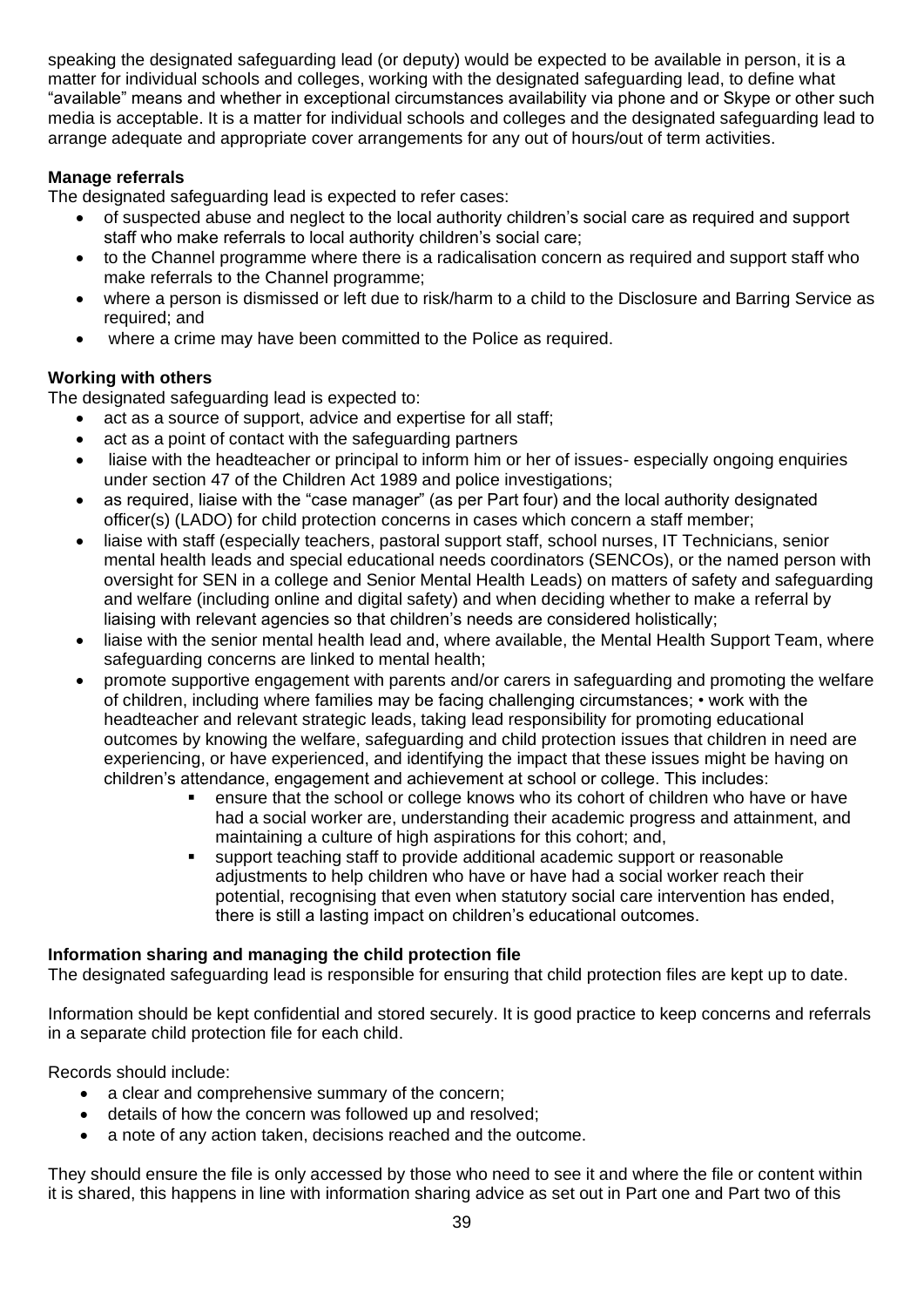speaking the designated safeguarding lead (or deputy) would be expected to be available in person, it is a matter for individual schools and colleges, working with the designated safeguarding lead, to define what "available" means and whether in exceptional circumstances availability via phone and or Skype or other such media is acceptable. It is a matter for individual schools and colleges and the designated safeguarding lead to arrange adequate and appropriate cover arrangements for any out of hours/out of term activities.

**Manage referrals**

The designated safeguarding lead is expected to refer cases:

- of suspected abuse and neglect to the local authority children's social care as required and support staff who make referrals to local authority children's social care;
- to the Channel programme where there is a radicalisation concern as required and support staff who make referrals to the Channel programme;
- where a person is dismissed or left due to risk/harm to a child to the Disclosure and Barring Service as required; and
- where a crime may have been committed to the Police as required.

**Working with others**

The designated safeguarding lead is expected to:

- act as a source of support, advice and expertise for all staff;
- act as a point of contact with the safeguarding partners
- liaise with the headteacher or principal to inform him or her of issues- especially ongoing enquiries under section 47 of the Children Act 1989 and police investigations;
- as required, liaise with the "case manager" (as per Part four) and the local authority designated officer(s) (LADO) for child protection concerns in cases which concern a staff member;
- liaise with staff (especially teachers, pastoral support staff, school nurses, IT Technicians, senior mental health leads and special educational needs coordinators (SENCOs), or the named person with oversight for SEN in a college and Senior Mental Health Leads) on matters of safety and safeguarding and welfare (including online and digital safety) and when deciding whether to make a referral by liaising with relevant agencies so that children's needs are considered holistically;
- liaise with the senior mental health lead and, where available, the Mental Health Support Team, where safeguarding concerns are linked to mental health;
- promote supportive engagement with parents and/or carers in safeguarding and promoting the welfare of children, including where families may be facing challenging circumstances; • work with the headteacher and relevant strategic leads, taking lead responsibility for promoting educational outcomes by knowing the welfare, safeguarding and child protection issues that children in need are experiencing, or have experienced, and identifying the impact that these issues might be having on children's attendance, engagement and achievement at school or college. This includes:
  - ensure that the school or college knows who its cohort of children who have or have had a social worker are, understanding their academic progress and attainment, and maintaining a culture of high aspirations for this cohort; and,
  - support teaching staff to provide additional academic support or reasonable adjustments to help children who have or have had a social worker reach their potential, recognising that even when statutory social care intervention has ended, there is still a lasting impact on children's educational outcomes.

**Information sharing and managing the child protection file**

The designated safeguarding lead is responsible for ensuring that child protection files are kept up to date.

Information should be kept confidential and stored securely. It is good practice to keep concerns and referrals in a separate child protection file for each child.

Records should include:

- a clear and comprehensive summary of the concern;
- details of how the concern was followed up and resolved;
- a note of any action taken, decisions reached and the outcome.

They should ensure the file is only accessed by those who need to see it and where the file or content within it is shared, this happens in line with information sharing advice as set out in Part one and Part two of this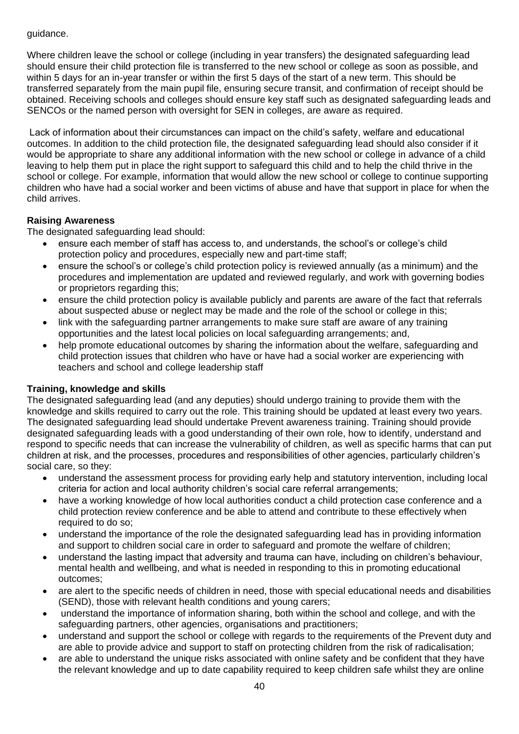guidance.

Where children leave the school or college (including in year transfers) the designated safeguarding lead should ensure their child protection file is transferred to the new school or college as soon as possible, and within 5 days for an in-year transfer or within the first 5 days of the start of a new term. This should be transferred separately from the main pupil file, ensuring secure transit, and confirmation of receipt should be obtained. Receiving schools and colleges should ensure key staff such as designated safeguarding leads and SENCOs or the named person with oversight for SEN in colleges, are aware as required.

Lack of information about their circumstances can impact on the child's safety, welfare and educational outcomes. In addition to the child protection file, the designated safeguarding lead should also consider if it would be appropriate to share any additional information with the new school or college in advance of a child leaving to help them put in place the right support to safeguard this child and to help the child thrive in the school or college. For example, information that would allow the new school or college to continue supporting children who have had a social worker and been victims of abuse and have that support in place for when the child arrives.

**Raising Awareness**

The designated safeguarding lead should:

- ensure each member of staff has access to, and understands, the school's or college's child protection policy and procedures, especially new and part-time staff;
- ensure the school's or college's child protection policy is reviewed annually (as a minimum) and the procedures and implementation are updated and reviewed regularly, and work with governing bodies or proprietors regarding this;
- ensure the child protection policy is available publicly and parents are aware of the fact that referrals about suspected abuse or neglect may be made and the role of the school or college in this;
- link with the safeguarding partner arrangements to make sure staff are aware of any training opportunities and the latest local policies on local safeguarding arrangements; and,
- help promote educational outcomes by sharing the information about the welfare, safeguarding and child protection issues that children who have or have had a social worker are experiencing with teachers and school and college leadership staff

**Training, knowledge and skills**

The designated safeguarding lead (and any deputies) should undergo training to provide them with the knowledge and skills required to carry out the role. This training should be updated at least every two years. The designated safeguarding lead should undertake Prevent awareness training. Training should provide designated safeguarding leads with a good understanding of their own role, how to identify, understand and respond to specific needs that can increase the vulnerability of children, as well as specific harms that can put children at risk, and the processes, procedures and responsibilities of other agencies, particularly children's social care, so they:

- understand the assessment process for providing early help and statutory intervention, including local criteria for action and local authority children's social care referral arrangements;
- have a working knowledge of how local authorities conduct a child protection case conference and a child protection review conference and be able to attend and contribute to these effectively when required to do so;
- understand the importance of the role the designated safeguarding lead has in providing information and support to children social care in order to safeguard and promote the welfare of children;
- understand the lasting impact that adversity and trauma can have, including on children's behaviour, mental health and wellbeing, and what is needed in responding to this in promoting educational outcomes;
- are alert to the specific needs of children in need, those with special educational needs and disabilities (SEND), those with relevant health conditions and young carers;
- understand the importance of information sharing, both within the school and college, and with the safeguarding partners, other agencies, organisations and practitioners;
- understand and support the school or college with regards to the requirements of the Prevent duty and are able to provide advice and support to staff on protecting children from the risk of radicalisation;
- are able to understand the unique risks associated with online safety and be confident that they have the relevant knowledge and up to date capability required to keep children safe whilst they are online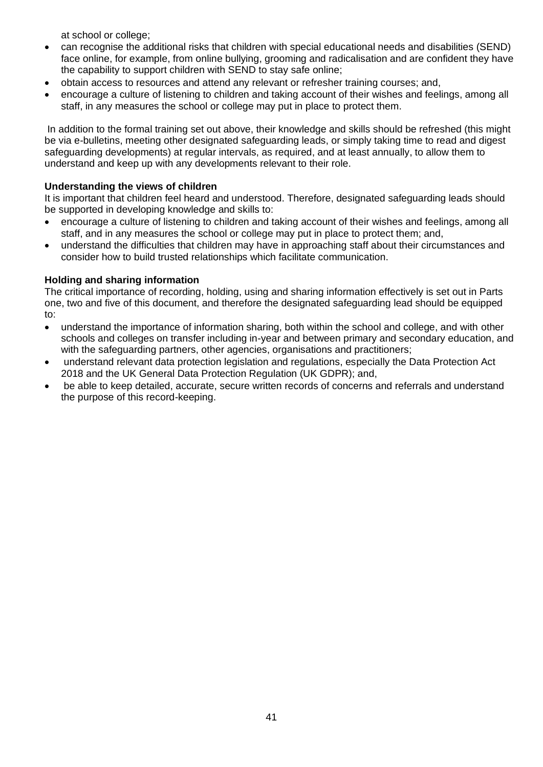at school or college;

- can recognise the additional risks that children with special educational needs and disabilities (SEND) face online, for example, from online bullying, grooming and radicalisation and are confident they have the capability to support children with SEND to stay safe online;
- obtain access to resources and attend any relevant or refresher training courses; and,
- encourage a culture of listening to children and taking account of their wishes and feelings, among all staff, in any measures the school or college may put in place to protect them.

In addition to the formal training set out above, their knowledge and skills should be refreshed (this might be via e-bulletins, meeting other designated safeguarding leads, or simply taking time to read and digest safeguarding developments) at regular intervals, as required, and at least annually, to allow them to understand and keep up with any developments relevant to their role.

**Understanding the views of children**

It is important that children feel heard and understood. Therefore, designated safeguarding leads should be supported in developing knowledge and skills to:

- encourage a culture of listening to children and taking account of their wishes and feelings, among all staff, and in any measures the school or college may put in place to protect them; and,
- understand the difficulties that children may have in approaching staff about their circumstances and consider how to build trusted relationships which facilitate communication.

**Holding and sharing information**

The critical importance of recording, holding, using and sharing information effectively is set out in Parts one, two and five of this document, and therefore the designated safeguarding lead should be equipped to:

- understand the importance of information sharing, both within the school and college, and with other schools and colleges on transfer including in-year and between primary and secondary education, and with the safeguarding partners, other agencies, organisations and practitioners;
- understand relevant data protection legislation and regulations, especially the Data Protection Act 2018 and the UK General Data Protection Regulation (UK GDPR); and,
- be able to keep detailed, accurate, secure written records of concerns and referrals and understand the purpose of this record-keeping.